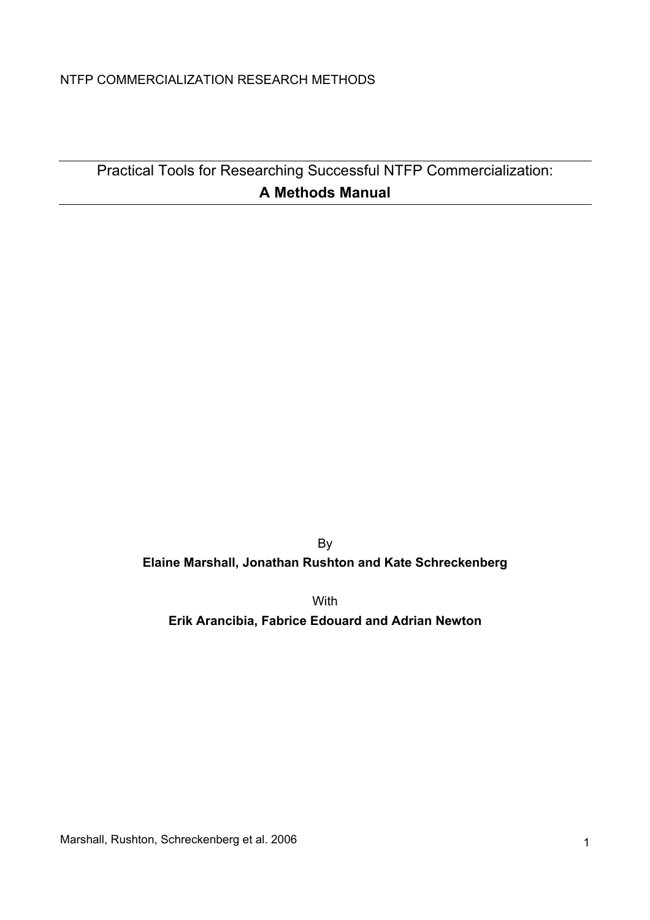NTFP COMMERCIALIZATION RESEARCH METHODS

# Practical Tools for Researching Successful NTFP Commercialization: **A Methods Manual**

By

**Elaine Marshall, Jonathan Rushton and Kate Schreckenberg**

With

**Erik Arancibia, Fabrice Edouard and Adrian Newton**

Marshall, Rushton, Schreckenberg et al. 2006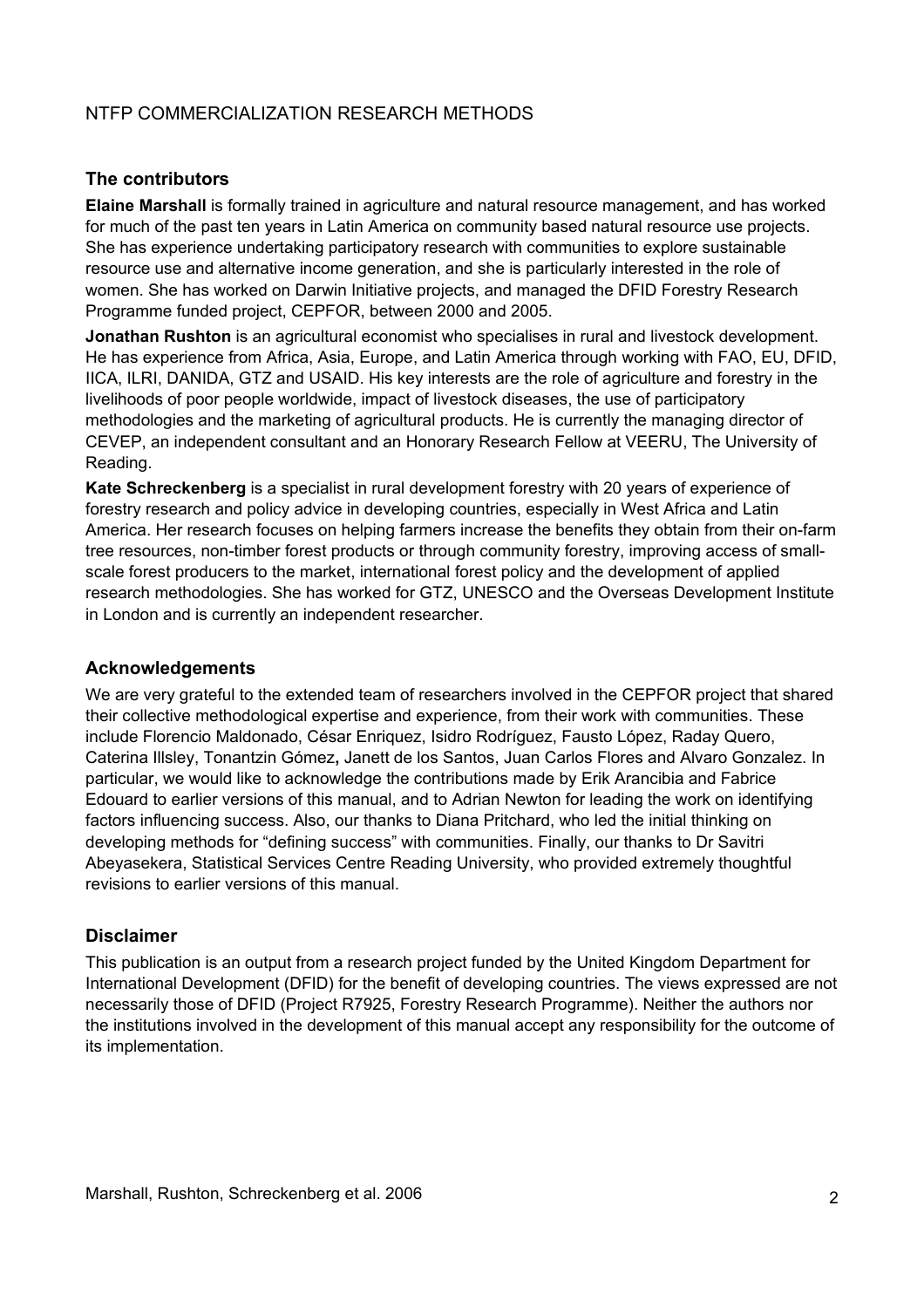NTFP COMMERCIALIZATION RESEARCH METHODS

## The contributors

**Elaine Marshall** is formally trained in agriculture and natural resource management, and has worked for much of the past ten years in Latin America on community based natural resource use projects. She has experience undertaking participatory research with communities to explore sustainable resource use and alternative income generation, and she is particularly interested in the role of women. She has worked on Darwin Initiative projects, and managed the DFID Forestry Research Programme funded project, CEPFOR, between 2000 and 2005.

**Jonathan Rushton** is an agricultural economist who specialises in rural and livestock development. He has experience from Africa, Asia, Europe, and Latin America through working with FAO, EU, DFID, IICA, ILRI, DANIDA, GTZ and USAID. His key interests are the role of agriculture and forestry in the livelihoods of poor people worldwide, impact of livestock diseases, the use of participatory methodologies and the marketing of agricultural products. He is currently the managing director of CEVEP, an independent consultant and an Honorary Research Fellow at VEERU, The University of Reading.

**Kate Schreckenberg** is a specialist in rural development forestry with 20 years of experience of forestry research and policy advice in developing countries, especially in West Africa and Latin America. Her research focuses on helping farmers increase the benefits they obtain from their on-farm tree resources, non-timber forest products or through community forestry, improving access of small-scale forest producers to the market, international forest policy and the development of applied research methodologies. She has worked for GTZ, UNESCO and the Overseas Development Institute in London and is currently an independent researcher.

## Acknowledgements

We are very grateful to the extended team of researchers involved in the CEPFOR project that shared their collective methodological expertise and experience, from their work with communities. These include Florencio Maldonado, César Enriquez, Isidro Rodríguez, Fausto López, Raday Quero, Caterina Illsley, Tonantzin Gómez**,** Janett de los Santos, Juan Carlos Flores and Alvaro Gonzalez. In particular, we would like to acknowledge the contributions made by Erik Arancibia and Fabrice Edouard to earlier versions of this manual, and to Adrian Newton for leading the work on identifying factors influencing success. Also, our thanks to Diana Pritchard, who led the initial thinking on developing methods for "defining success" with communities. Finally, our thanks to Dr Savitri Abeyasekera, Statistical Services Centre Reading University, who provided extremely thoughtful revisions to earlier versions of this manual.

## Disclaimer

This publication is an output from a research project funded by the United Kingdom Department for International Development (DFID) for the benefit of developing countries. The views expressed are not necessarily those of DFID (Project R7925, Forestry Research Programme). Neither the authors nor the institutions involved in the development of this manual accept any responsibility for the outcome of its implementation.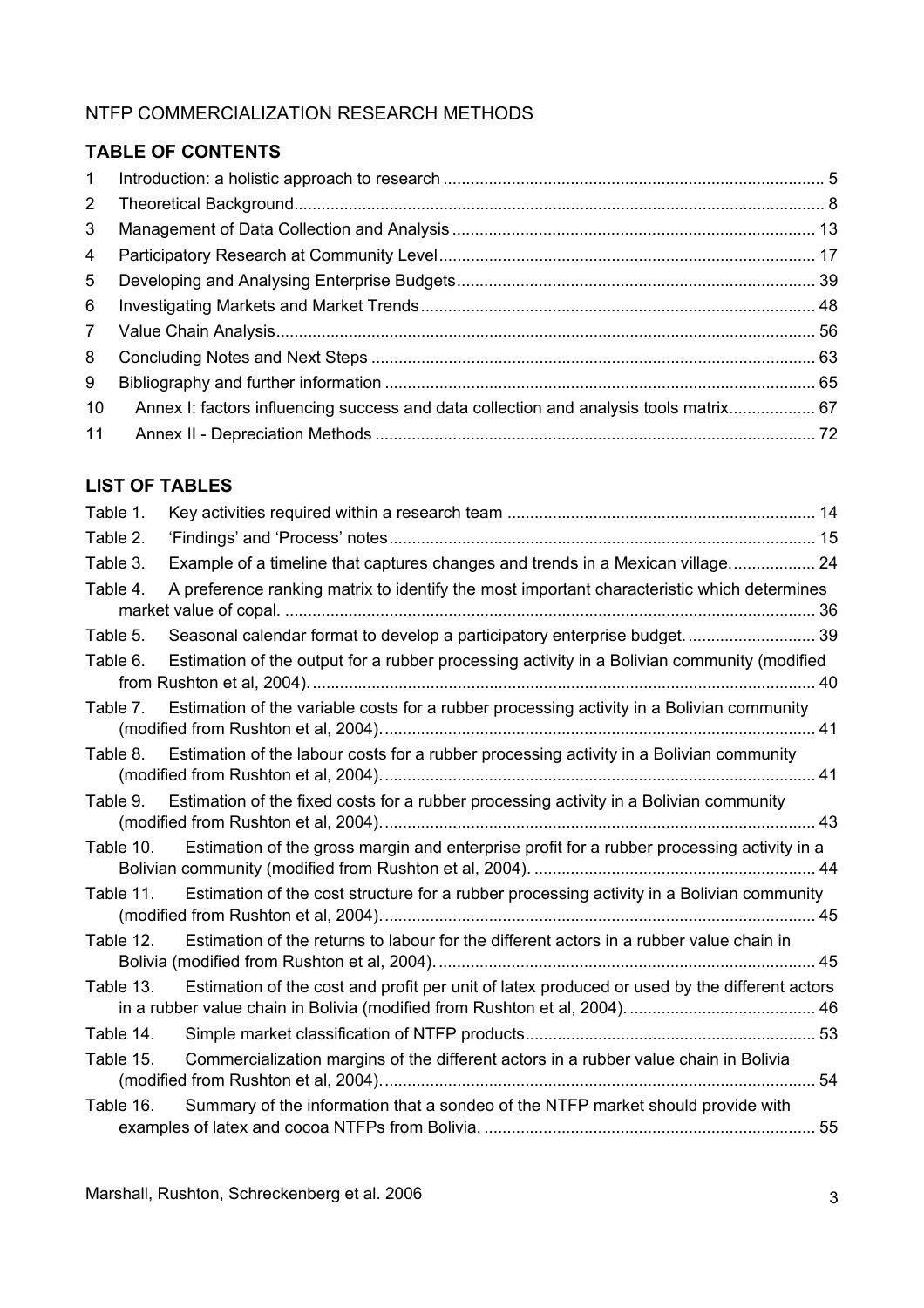NTFP COMMERCIALIZATION RESEARCH METHODS

## TABLE OF CONTENTS

| | | |
|---|---|---|
| 1 | Introduction: a holistic approach to research | 5 |
| 2 | Theoretical Background | 8 |
| 3 | Management of Data Collection and Analysis | 13 |
| 4 | Participatory Research at Community Level | 17 |
| 5 | Developing and Analysing Enterprise Budgets | 39 |
| 6 | Investigating Markets and Market Trends | 48 |
| 7 | Value Chain Analysis | 56 |
| 8 | Concluding Notes and Next Steps | 63 |
| 9 | Bibliography and further information | 65 |
| 10 | Annex I: factors influencing success and data collection and analysis tools matrix | 67 |
| 11 | Annex II - Depreciation Methods | 72 |

## LIST OF TABLES

| | | |
|---|---|---|
| Table 1. | Key activities required within a research team | 14 |
| Table 2. | 'Findings' and 'Process' notes | 15 |
| Table 3. | Example of a timeline that captures changes and trends in a Mexican village. | 24 |
| Table 4. | A preference ranking matrix to identify the most important characteristic which determines market value of copal. | 36 |
| Table 5. | Seasonal calendar format to develop a participatory enterprise budget. | 39 |
| Table 6. | Estimation of the output for a rubber processing activity in a Bolivian community (modified from Rushton et al, 2004). | 40 |
| Table 7. | Estimation of the variable costs for a rubber processing activity in a Bolivian community (modified from Rushton et al, 2004). | 41 |
| Table 8. | Estimation of the labour costs for a rubber processing activity in a Bolivian community (modified from Rushton et al, 2004). | 41 |
| Table 9. | Estimation of the fixed costs for a rubber processing activity in a Bolivian community (modified from Rushton et al, 2004). | 43 |
| Table 10. | Estimation of the gross margin and enterprise profit for a rubber processing activity in a Bolivian community (modified from Rushton et al, 2004). | 44 |
| Table 11. | Estimation of the cost structure for a rubber processing activity in a Bolivian community (modified from Rushton et al, 2004). | 45 |
| Table 12. | Estimation of the returns to labour for the different actors in a rubber value chain in Bolivia (modified from Rushton et al, 2004). | 45 |
| Table 13. | Estimation of the cost and profit per unit of latex produced or used by the different actors in a rubber value chain in Bolivia (modified from Rushton et al, 2004). | 46 |
| Table 14. | Simple market classification of NTFP products | 53 |
| Table 15. | Commercialization margins of the different actors in a rubber value chain in Bolivia (modified from Rushton et al, 2004). | 54 |
| Table 16. | Summary of the information that a sondeo of the NTFP market should provide with examples of latex and cocoa NTFPs from Bolivia. | 55 |

Marshall, Rushton, Schreckenberg et al. 2006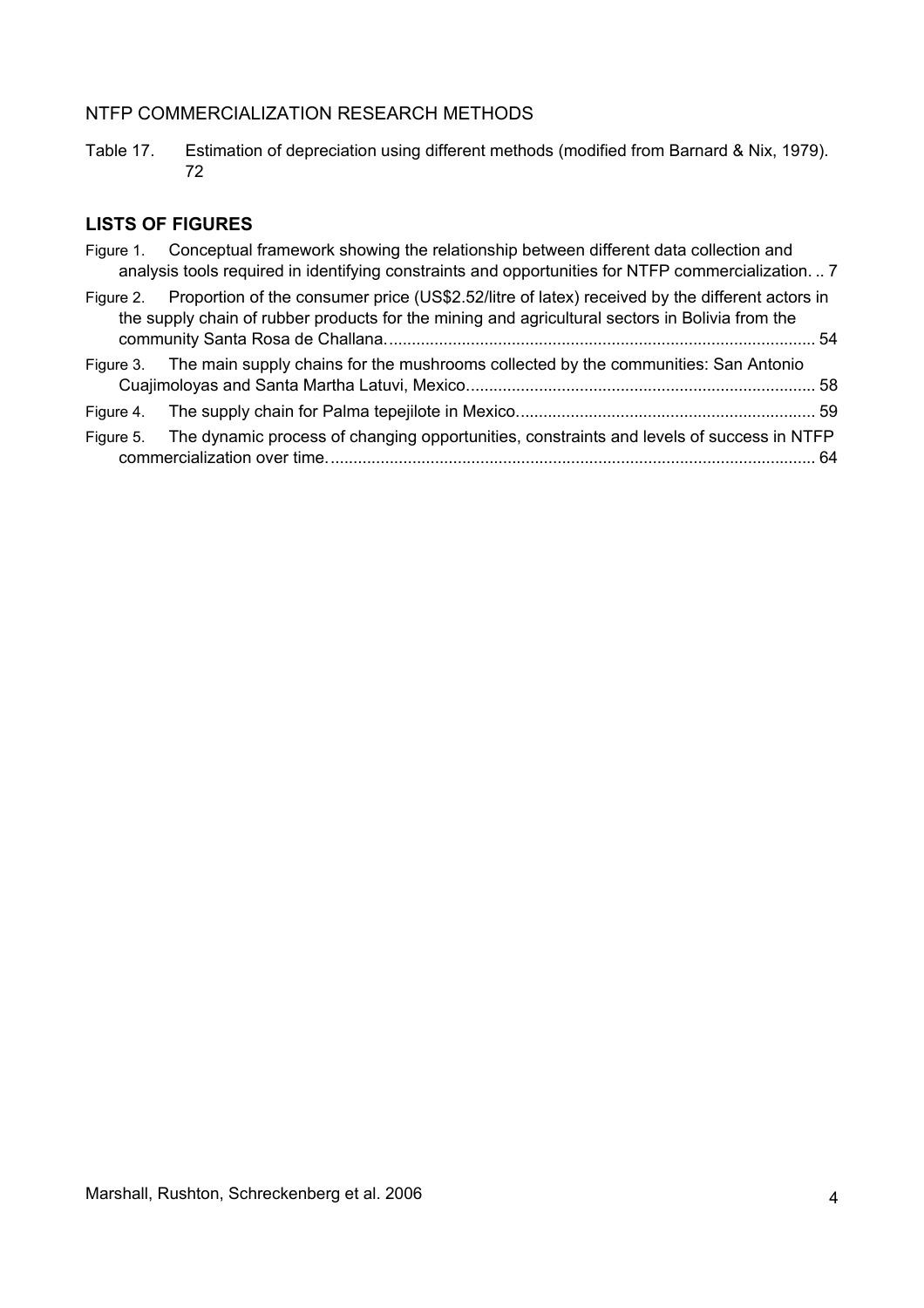Table 17. Estimation of depreciation using different methods (modified from Barnard & Nix, 1979). 72

## LISTS OF FIGURES

Figure 1. Conceptual framework showing the relationship between different data collection and analysis tools required in identifying constraints and opportunities for NTFP commercialization. .. 7

Figure 2. Proportion of the consumer price (US$2.52/litre of latex) received by the different actors in the supply chain of rubber products for the mining and agricultural sectors in Bolivia from the community Santa Rosa de Challana. ............................................................................................. 54

Figure 3. The main supply chains for the mushrooms collected by the communities: San Antonio Cuajimoloyas and Santa Martha Latuvi, Mexico. ........................................................................... 58

Figure 4. The supply chain for Palma tepejilote in Mexico. ................................................................ 59

Figure 5. The dynamic process of changing opportunities, constraints and levels of success in NTFP commercialization over time. ......................................................................................................... 64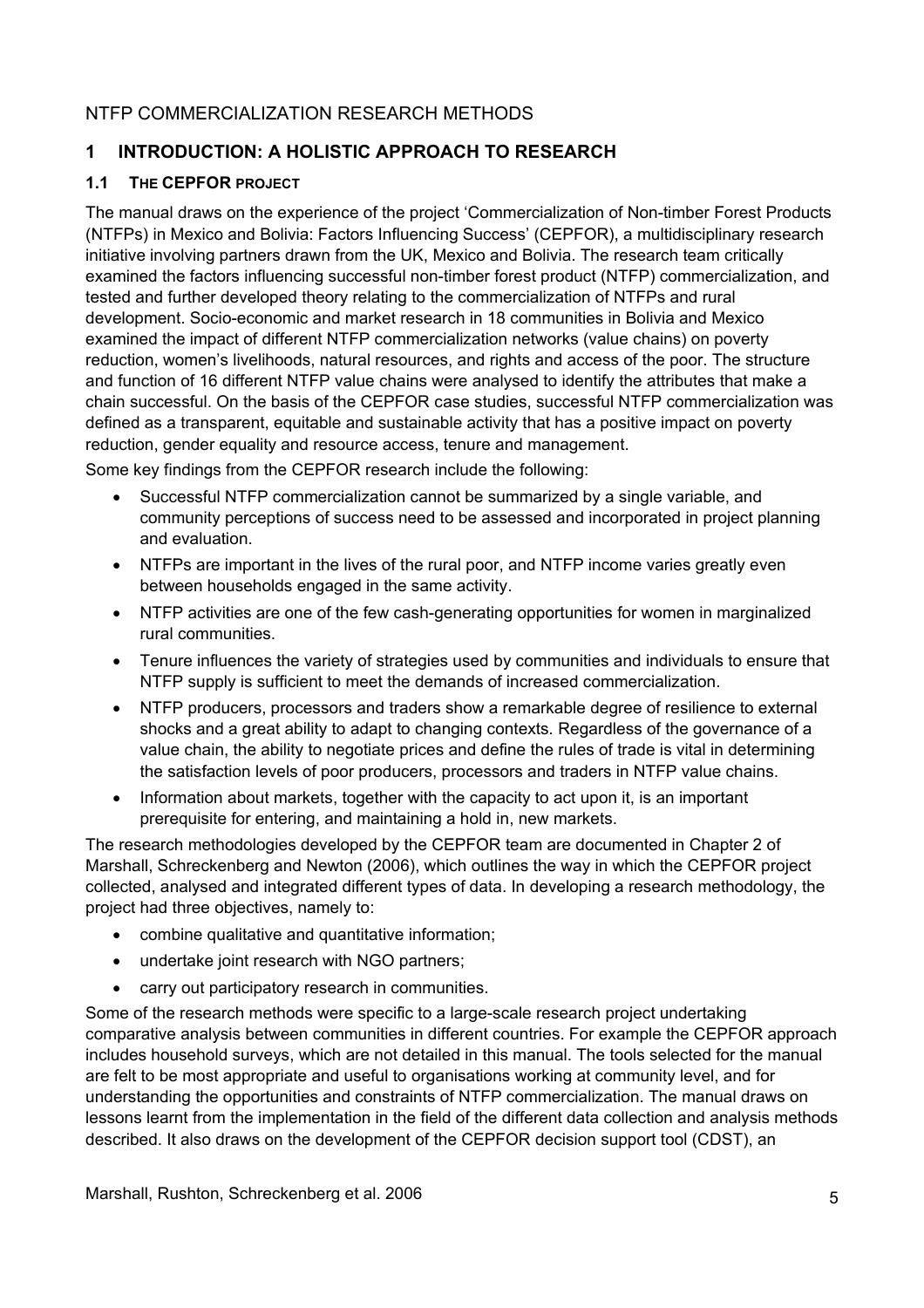NTFP COMMERCIALIZATION RESEARCH METHODS

# 1 INTRODUCTION: A HOLISTIC APPROACH TO RESEARCH

## 1.1 THE CEPFOR PROJECT

The manual draws on the experience of the project 'Commercialization of Non-timber Forest Products (NTFPs) in Mexico and Bolivia: Factors Influencing Success' (CEPFOR), a multidisciplinary research initiative involving partners drawn from the UK, Mexico and Bolivia. The research team critically examined the factors influencing successful non-timber forest product (NTFP) commercialization, and tested and further developed theory relating to the commercialization of NTFPs and rural development. Socio-economic and market research in 18 communities in Bolivia and Mexico examined the impact of different NTFP commercialization networks (value chains) on poverty reduction, women's livelihoods, natural resources, and rights and access of the poor. The structure and function of 16 different NTFP value chains were analysed to identify the attributes that make a chain successful. On the basis of the CEPFOR case studies, successful NTFP commercialization was defined as a transparent, equitable and sustainable activity that has a positive impact on poverty reduction, gender equality and resource access, tenure and management.

Some key findings from the CEPFOR research include the following:

- Successful NTFP commercialization cannot be summarized by a single variable, and community perceptions of success need to be assessed and incorporated in project planning and evaluation.
- NTFPs are important in the lives of the rural poor, and NTFP income varies greatly even between households engaged in the same activity.
- NTFP activities are one of the few cash-generating opportunities for women in marginalized rural communities.
- Tenure influences the variety of strategies used by communities and individuals to ensure that NTFP supply is sufficient to meet the demands of increased commercialization.
- NTFP producers, processors and traders show a remarkable degree of resilience to external shocks and a great ability to adapt to changing contexts. Regardless of the governance of a value chain, the ability to negotiate prices and define the rules of trade is vital in determining the satisfaction levels of poor producers, processors and traders in NTFP value chains.
- Information about markets, together with the capacity to act upon it, is an important prerequisite for entering, and maintaining a hold in, new markets.

The research methodologies developed by the CEPFOR team are documented in Chapter 2 of Marshall, Schreckenberg and Newton (2006), which outlines the way in which the CEPFOR project collected, analysed and integrated different types of data. In developing a research methodology, the project had three objectives, namely to:

- combine qualitative and quantitative information;
- undertake joint research with NGO partners;
- carry out participatory research in communities.

Some of the research methods were specific to a large-scale research project undertaking comparative analysis between communities in different countries. For example the CEPFOR approach includes household surveys, which are not detailed in this manual. The tools selected for the manual are felt to be most appropriate and useful to organisations working at community level, and for understanding the opportunities and constraints of NTFP commercialization. The manual draws on lessons learnt from the implementation in the field of the different data collection and analysis methods described. It also draws on the development of the CEPFOR decision support tool (CDST), an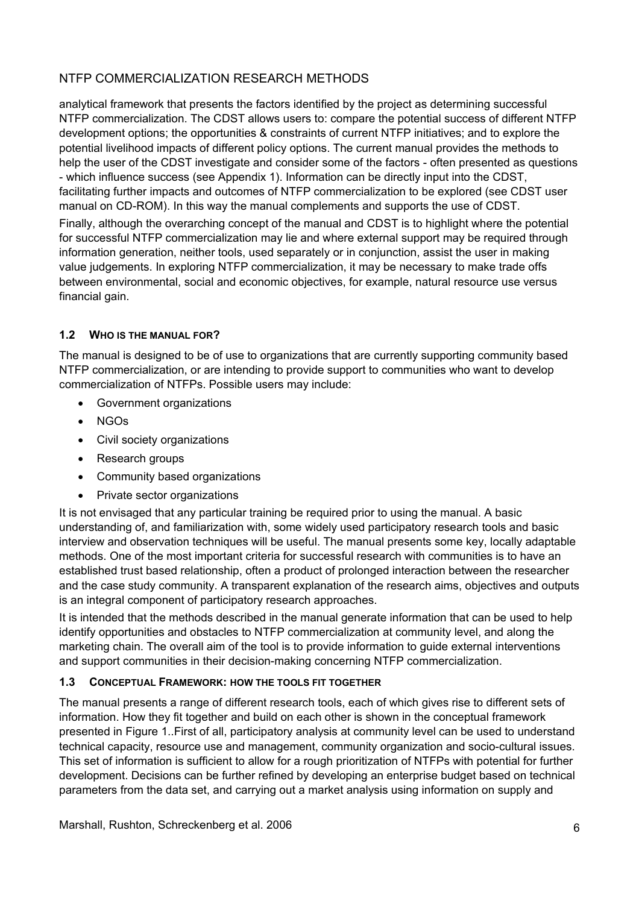analytical framework that presents the factors identified by the project as determining successful NTFP commercialization. The CDST allows users to: compare the potential success of different NTFP development options; the opportunities & constraints of current NTFP initiatives; and to explore the potential livelihood impacts of different policy options. The current manual provides the methods to help the user of the CDST investigate and consider some of the factors - often presented as questions - which influence success (see Appendix 1). Information can be directly input into the CDST, facilitating further impacts and outcomes of NTFP commercialization to be explored (see CDST user manual on CD-ROM). In this way the manual complements and supports the use of CDST.

Finally, although the overarching concept of the manual and CDST is to highlight where the potential for successful NTFP commercialization may lie and where external support may be required through information generation, neither tools, used separately or in conjunction, assist the user in making value judgements. In exploring NTFP commercialization, it may be necessary to make trade offs between environmental, social and economic objectives, for example, natural resource use versus financial gain.

### 1.2 Who is the manual for?

The manual is designed to be of use to organizations that are currently supporting community based NTFP commercialization, or are intending to provide support to communities who want to develop commercialization of NTFPs. Possible users may include:

- Government organizations
- NGOs
- Civil society organizations
- Research groups
- Community based organizations
- Private sector organizations

It is not envisaged that any particular training be required prior to using the manual. A basic understanding of, and familiarization with, some widely used participatory research tools and basic interview and observation techniques will be useful. The manual presents some key, locally adaptable methods. One of the most important criteria for successful research with communities is to have an established trust based relationship, often a product of prolonged interaction between the researcher and the case study community. A transparent explanation of the research aims, objectives and outputs is an integral component of participatory research approaches.

It is intended that the methods described in the manual generate information that can be used to help identify opportunities and obstacles to NTFP commercialization at community level, and along the marketing chain. The overall aim of the tool is to provide information to guide external interventions and support communities in their decision-making concerning NTFP commercialization.

### 1.3 Conceptual Framework: how the tools fit together

The manual presents a range of different research tools, each of which gives rise to different sets of information. How they fit together and build on each other is shown in the conceptual framework presented in Figure 1..First of all, participatory analysis at community level can be used to understand technical capacity, resource use and management, community organization and socio-cultural issues. This set of information is sufficient to allow for a rough prioritization of NTFPs with potential for further development. Decisions can be further refined by developing an enterprise budget based on technical parameters from the data set, and carrying out a market analysis using information on supply and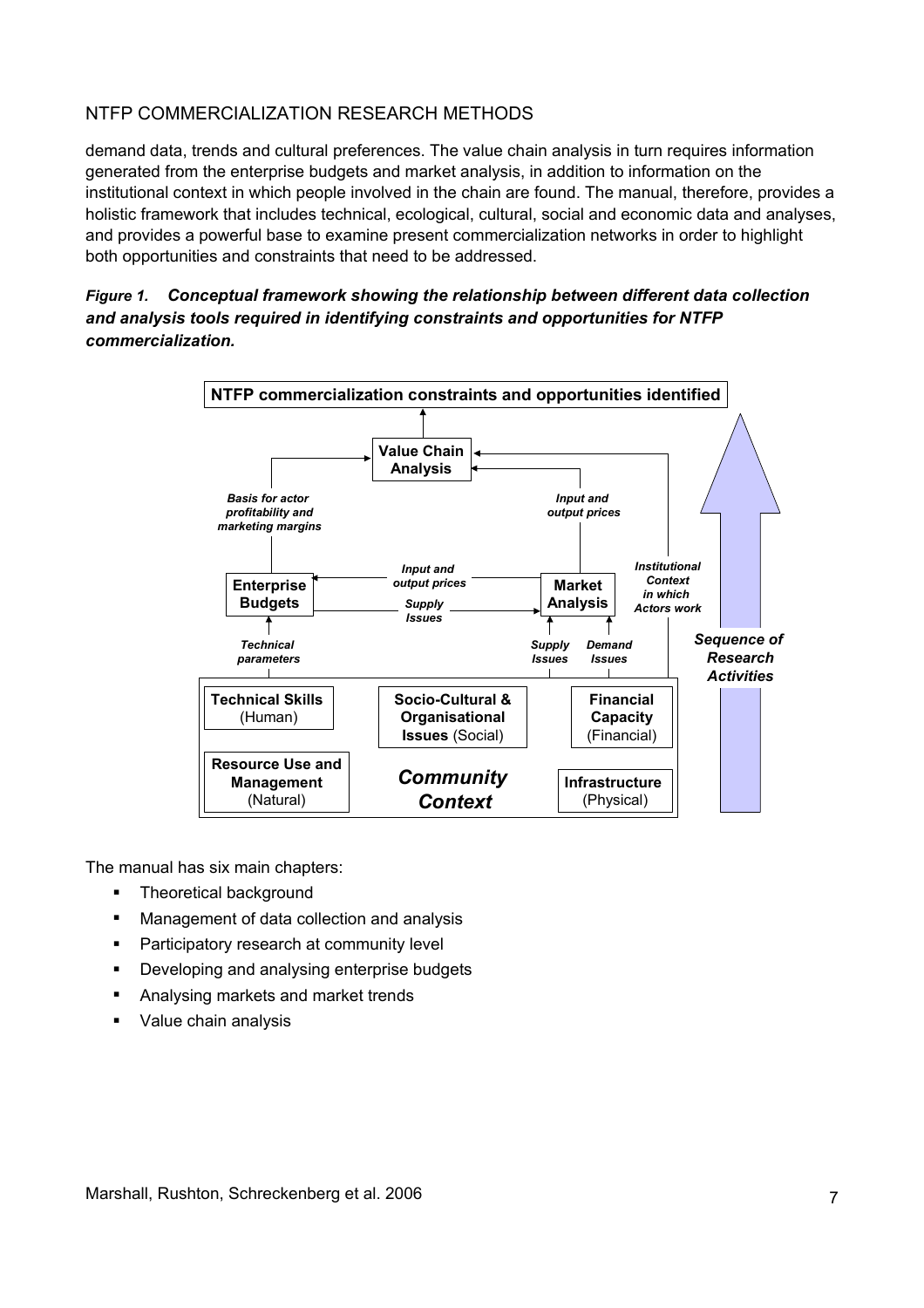demand data, trends and cultural preferences. The value chain analysis in turn requires information generated from the enterprise budgets and market analysis, in addition to information on the institutional context in which people involved in the chain are found. The manual, therefore, provides a holistic framework that includes technical, ecological, cultural, social and economic data and analyses, and provides a powerful base to examine present commercialization networks in order to highlight both opportunities and constraints that need to be addressed.

***Figure 1. Conceptual framework showing the relationship between different data collection and analysis tools required in identifying constraints and opportunities for NTFP commercialization.***

**NTFP commercialization constraints and opportunities identified**

**Value Chain Analysis**

*Basis for actor profitability and marketing margins*

*Input and output prices*

*Institutional Context in which Actors work*

**Enterprise Budgets**

*Input and output prices*

*Supply Issues*

**Market Analysis**

*Technical parameters*

*Supply Issues*

*Demand Issues*

***Sequence of Research Activities***

**Technical Skills** (Human)

**Socio-Cultural & Organisational Issues** (Social)

**Financial Capacity** (Financial)

**Resource Use and Management** (Natural)

***Community Context***

**Infrastructure** (Physical)

The manual has six main chapters:

- Theoretical background
- Management of data collection and analysis
- Participatory research at community level
- Developing and analysing enterprise budgets
- Analysing markets and market trends
- Value chain analysis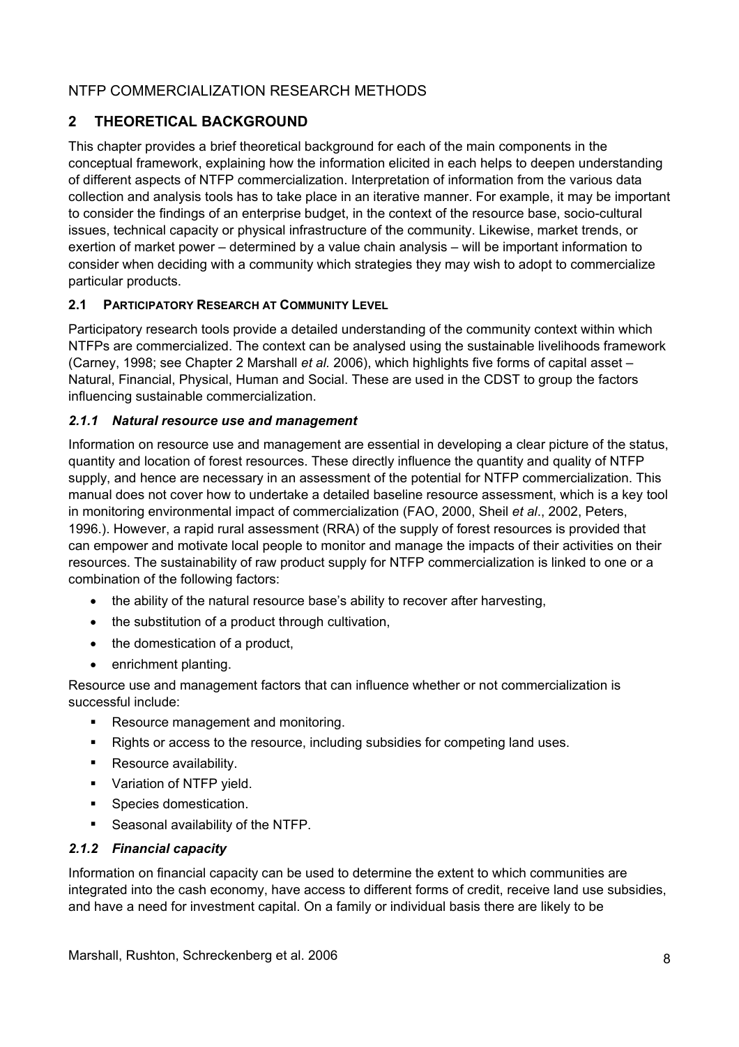## 2 THEORETICAL BACKGROUND

This chapter provides a brief theoretical background for each of the main components in the conceptual framework, explaining how the information elicited in each helps to deepen understanding of different aspects of NTFP commercialization. Interpretation of information from the various data collection and analysis tools has to take place in an iterative manner. For example, it may be important to consider the findings of an enterprise budget, in the context of the resource base, socio-cultural issues, technical capacity or physical infrastructure of the community. Likewise, market trends, or exertion of market power – determined by a value chain analysis – will be important information to consider when deciding with a community which strategies they may wish to adopt to commercialize particular products.

### 2.1 PARTICIPATORY RESEARCH AT COMMUNITY LEVEL

Participatory research tools provide a detailed understanding of the community context within which NTFPs are commercialized. The context can be analysed using the sustainable livelihoods framework (Carney, 1998; see Chapter 2 Marshall *et al.* 2006), which highlights five forms of capital asset – Natural, Financial, Physical, Human and Social. These are used in the CDST to group the factors influencing sustainable commercialization.

#### *2.1.1 Natural resource use and management*

Information on resource use and management are essential in developing a clear picture of the status, quantity and location of forest resources. These directly influence the quantity and quality of NTFP supply, and hence are necessary in an assessment of the potential for NTFP commercialization. This manual does not cover how to undertake a detailed baseline resource assessment, which is a key tool in monitoring environmental impact of commercialization (FAO, 2000, Sheil *et al*., 2002, Peters, 1996.). However, a rapid rural assessment (RRA) of the supply of forest resources is provided that can empower and motivate local people to monitor and manage the impacts of their activities on their resources. The sustainability of raw product supply for NTFP commercialization is linked to one or a combination of the following factors:

- the ability of the natural resource base's ability to recover after harvesting,
- the substitution of a product through cultivation,
- the domestication of a product,
- enrichment planting.

Resource use and management factors that can influence whether or not commercialization is successful include:

- Resource management and monitoring.
- Rights or access to the resource, including subsidies for competing land uses.
- Resource availability.
- Variation of NTFP yield.
- Species domestication.
- Seasonal availability of the NTFP.

#### *2.1.2 Financial capacity*

Information on financial capacity can be used to determine the extent to which communities are integrated into the cash economy, have access to different forms of credit, receive land use subsidies, and have a need for investment capital. On a family or individual basis there are likely to be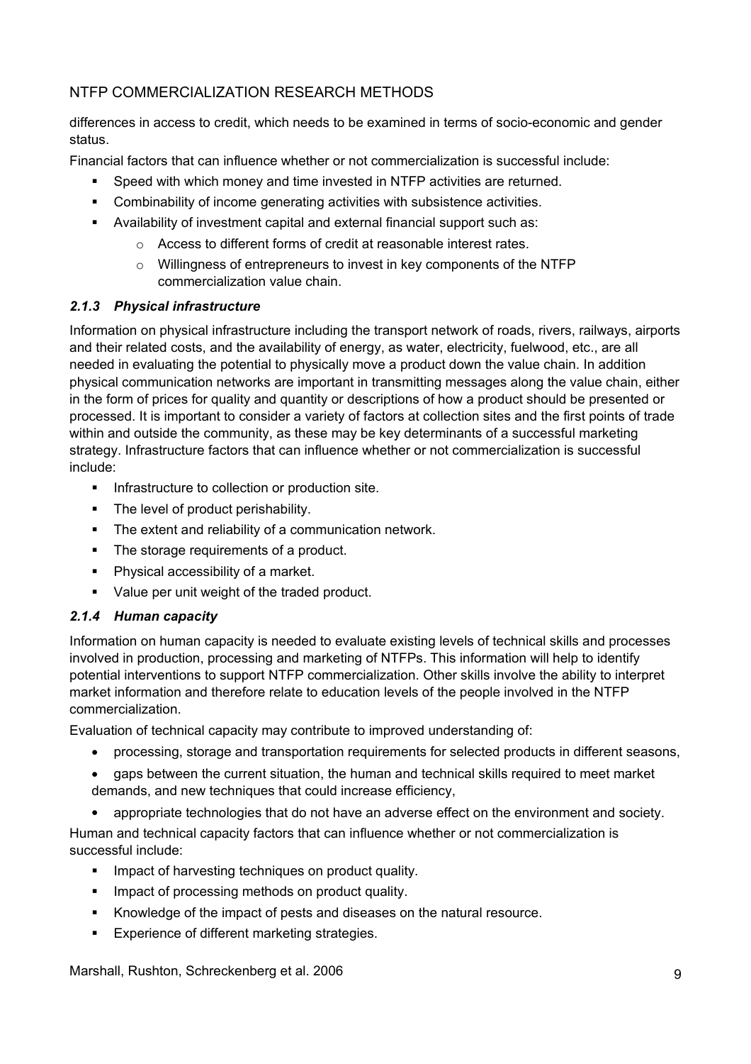differences in access to credit, which needs to be examined in terms of socio-economic and gender status.

Financial factors that can influence whether or not commercialization is successful include:

- Speed with which money and time invested in NTFP activities are returned.
- Combinability of income generating activities with subsistence activities.
- Availability of investment capital and external financial support such as:
  - Access to different forms of credit at reasonable interest rates.
  - Willingness of entrepreneurs to invest in key components of the NTFP commercialization value chain.

### *2.1.3 Physical infrastructure*

Information on physical infrastructure including the transport network of roads, rivers, railways, airports and their related costs, and the availability of energy, as water, electricity, fuelwood, etc., are all needed in evaluating the potential to physically move a product down the value chain. In addition physical communication networks are important in transmitting messages along the value chain, either in the form of prices for quality and quantity or descriptions of how a product should be presented or processed. It is important to consider a variety of factors at collection sites and the first points of trade within and outside the community, as these may be key determinants of a successful marketing strategy. Infrastructure factors that can influence whether or not commercialization is successful include:

- Infrastructure to collection or production site.
- The level of product perishability.
- The extent and reliability of a communication network.
- The storage requirements of a product.
- Physical accessibility of a market.
- Value per unit weight of the traded product.

### *2.1.4 Human capacity*

Information on human capacity is needed to evaluate existing levels of technical skills and processes involved in production, processing and marketing of NTFPs. This information will help to identify potential interventions to support NTFP commercialization. Other skills involve the ability to interpret market information and therefore relate to education levels of the people involved in the NTFP commercialization.

Evaluation of technical capacity may contribute to improved understanding of:

- processing, storage and transportation requirements for selected products in different seasons,
- gaps between the current situation, the human and technical skills required to meet market demands, and new techniques that could increase efficiency,
- appropriate technologies that do not have an adverse effect on the environment and society.

Human and technical capacity factors that can influence whether or not commercialization is successful include:

- Impact of harvesting techniques on product quality.
- Impact of processing methods on product quality.
- Knowledge of the impact of pests and diseases on the natural resource.
- Experience of different marketing strategies.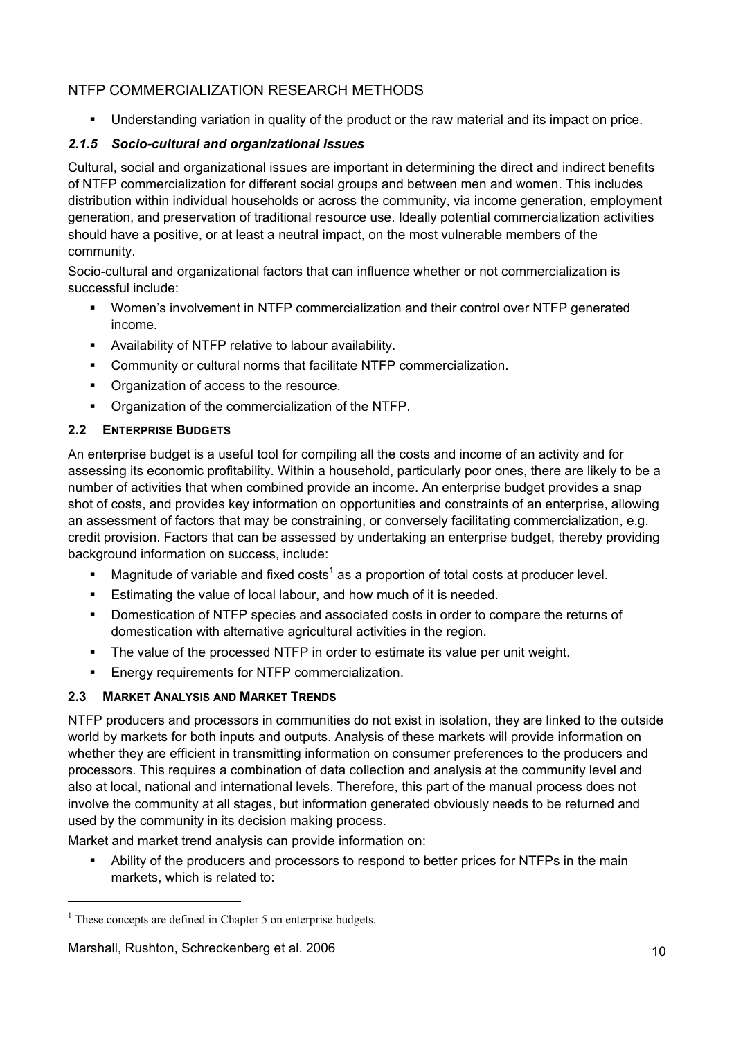- Understanding variation in quality of the product or the raw material and its impact on price.

### *2.1.5 Socio-cultural and organizational issues*

Cultural, social and organizational issues are important in determining the direct and indirect benefits of NTFP commercialization for different social groups and between men and women. This includes distribution within individual households or across the community, via income generation, employment generation, and preservation of traditional resource use. Ideally potential commercialization activities should have a positive, or at least a neutral impact, on the most vulnerable members of the community.

Socio-cultural and organizational factors that can influence whether or not commercialization is successful include:

- Women's involvement in NTFP commercialization and their control over NTFP generated income.
- Availability of NTFP relative to labour availability.
- Community or cultural norms that facilitate NTFP commercialization.
- Organization of access to the resource.
- Organization of the commercialization of the NTFP.

## 2.2 ENTERPRISE BUDGETS

An enterprise budget is a useful tool for compiling all the costs and income of an activity and for assessing its economic profitability. Within a household, particularly poor ones, there are likely to be a number of activities that when combined provide an income. An enterprise budget provides a snap shot of costs, and provides key information on opportunities and constraints of an enterprise, allowing an assessment of factors that may be constraining, or conversely facilitating commercialization, e.g. credit provision. Factors that can be assessed by undertaking an enterprise budget, thereby providing background information on success, include:

- Magnitude of variable and fixed costs[1] as a proportion of total costs at producer level.
- Estimating the value of local labour, and how much of it is needed.
- Domestication of NTFP species and associated costs in order to compare the returns of domestication with alternative agricultural activities in the region.
- The value of the processed NTFP in order to estimate its value per unit weight.
- Energy requirements for NTFP commercialization.

## 2.3 MARKET ANALYSIS AND MARKET TRENDS

NTFP producers and processors in communities do not exist in isolation, they are linked to the outside world by markets for both inputs and outputs. Analysis of these markets will provide information on whether they are efficient in transmitting information on consumer preferences to the producers and processors. This requires a combination of data collection and analysis at the community level and also at local, national and international levels. Therefore, this part of the manual process does not involve the community at all stages, but information generated obviously needs to be returned and used by the community in its decision making process.

Market and market trend analysis can provide information on:

- Ability of the producers and processors to respond to better prices for NTFPs in the main markets, which is related to:

---

[1] These concepts are defined in Chapter 5 on enterprise budgets.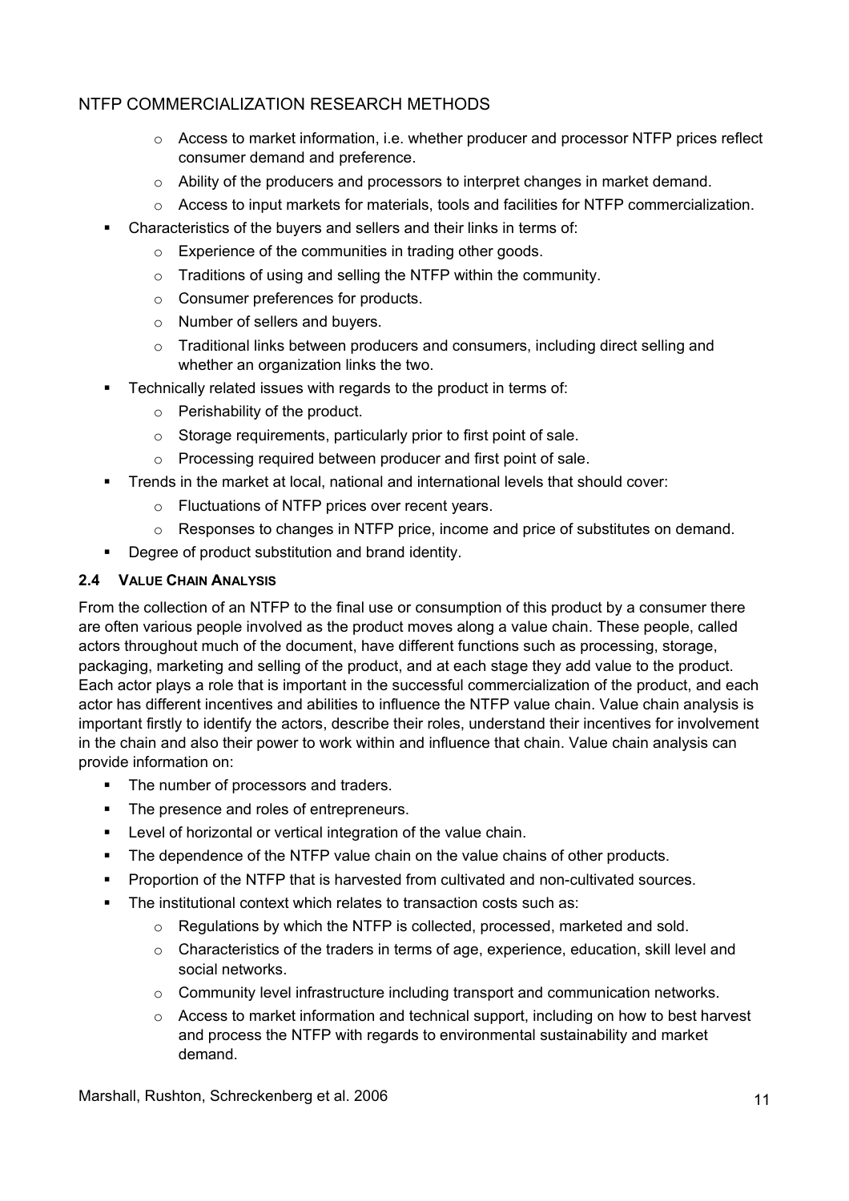- Access to market information, i.e. whether producer and processor NTFP prices reflect consumer demand and preference.
  - Ability of the producers and processors to interpret changes in market demand.
  - Access to input markets for materials, tools and facilities for NTFP commercialization.
- Characteristics of the buyers and sellers and their links in terms of:
  - Experience of the communities in trading other goods.
  - Traditions of using and selling the NTFP within the community.
  - Consumer preferences for products.
  - Number of sellers and buyers.
  - Traditional links between producers and consumers, including direct selling and whether an organization links the two.
- Technically related issues with regards to the product in terms of:
  - Perishability of the product.
  - Storage requirements, particularly prior to first point of sale.
  - Processing required between producer and first point of sale.
- Trends in the market at local, national and international levels that should cover:
  - Fluctuations of NTFP prices over recent years.
  - Responses to changes in NTFP price, income and price of substitutes on demand.
- Degree of product substitution and brand identity.

### 2.4 Value Chain Analysis

From the collection of an NTFP to the final use or consumption of this product by a consumer there are often various people involved as the product moves along a value chain. These people, called actors throughout much of the document, have different functions such as processing, storage, packaging, marketing and selling of the product, and at each stage they add value to the product. Each actor plays a role that is important in the successful commercialization of the product, and each actor has different incentives and abilities to influence the NTFP value chain. Value chain analysis is important firstly to identify the actors, describe their roles, understand their incentives for involvement in the chain and also their power to work within and influence that chain. Value chain analysis can provide information on:

- The number of processors and traders.
- The presence and roles of entrepreneurs.
- Level of horizontal or vertical integration of the value chain.
- The dependence of the NTFP value chain on the value chains of other products.
- Proportion of the NTFP that is harvested from cultivated and non-cultivated sources.
- The institutional context which relates to transaction costs such as:
  - Regulations by which the NTFP is collected, processed, marketed and sold.
  - Characteristics of the traders in terms of age, experience, education, skill level and social networks.
  - Community level infrastructure including transport and communication networks.
  - Access to market information and technical support, including on how to best harvest and process the NTFP with regards to environmental sustainability and market demand.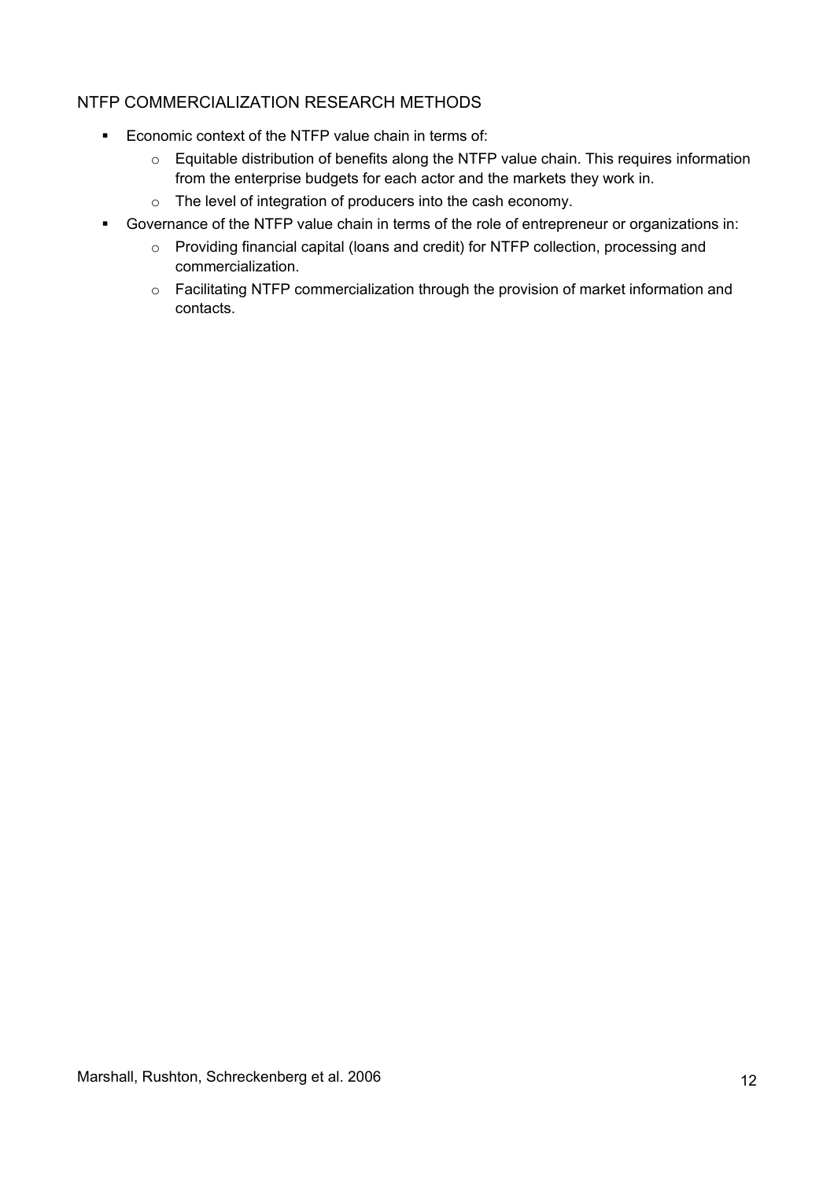## NTFP COMMERCIALIZATION RESEARCH METHODS

- Economic context of the NTFP value chain in terms of:
  - Equitable distribution of benefits along the NTFP value chain. This requires information from the enterprise budgets for each actor and the markets they work in.
  - The level of integration of producers into the cash economy.
- Governance of the NTFP value chain in terms of the role of entrepreneur or organizations in:
  - Providing financial capital (loans and credit) for NTFP collection, processing and commercialization.
  - Facilitating NTFP commercialization through the provision of market information and contacts.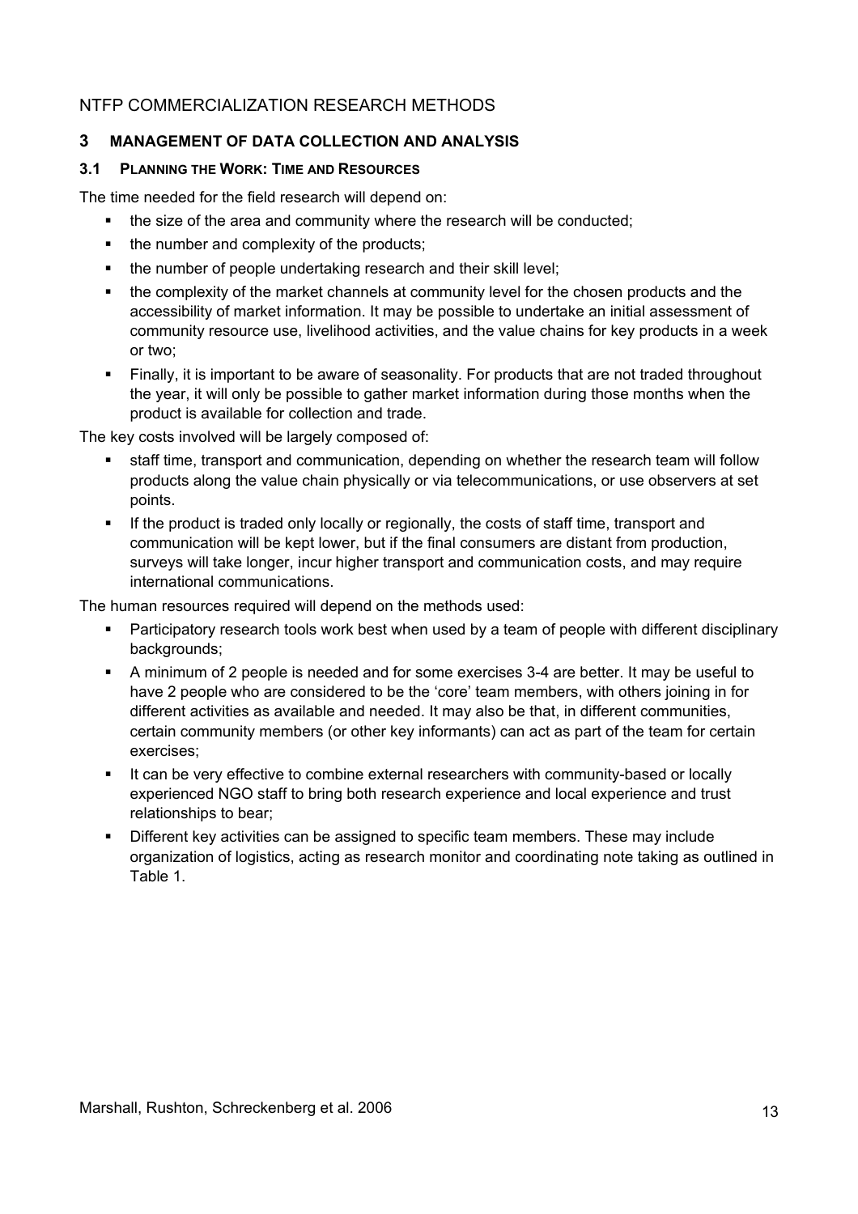## 3 MANAGEMENT OF DATA COLLECTION AND ANALYSIS

### 3.1 PLANNING THE WORK: TIME AND RESOURCES

The time needed for the field research will depend on:

- the size of the area and community where the research will be conducted;
- the number and complexity of the products;
- the number of people undertaking research and their skill level;
- the complexity of the market channels at community level for the chosen products and the accessibility of market information. It may be possible to undertake an initial assessment of community resource use, livelihood activities, and the value chains for key products in a week or two;
- Finally, it is important to be aware of seasonality. For products that are not traded throughout the year, it will only be possible to gather market information during those months when the product is available for collection and trade.

The key costs involved will be largely composed of:

- staff time, transport and communication, depending on whether the research team will follow products along the value chain physically or via telecommunications, or use observers at set points.
- If the product is traded only locally or regionally, the costs of staff time, transport and communication will be kept lower, but if the final consumers are distant from production, surveys will take longer, incur higher transport and communication costs, and may require international communications.

The human resources required will depend on the methods used:

- Participatory research tools work best when used by a team of people with different disciplinary backgrounds;
- A minimum of 2 people is needed and for some exercises 3-4 are better. It may be useful to have 2 people who are considered to be the 'core' team members, with others joining in for different activities as available and needed. It may also be that, in different communities, certain community members (or other key informants) can act as part of the team for certain exercises;
- It can be very effective to combine external researchers with community-based or locally experienced NGO staff to bring both research experience and local experience and trust relationships to bear;
- Different key activities can be assigned to specific team members. These may include organization of logistics, acting as research monitor and coordinating note taking as outlined in Table 1.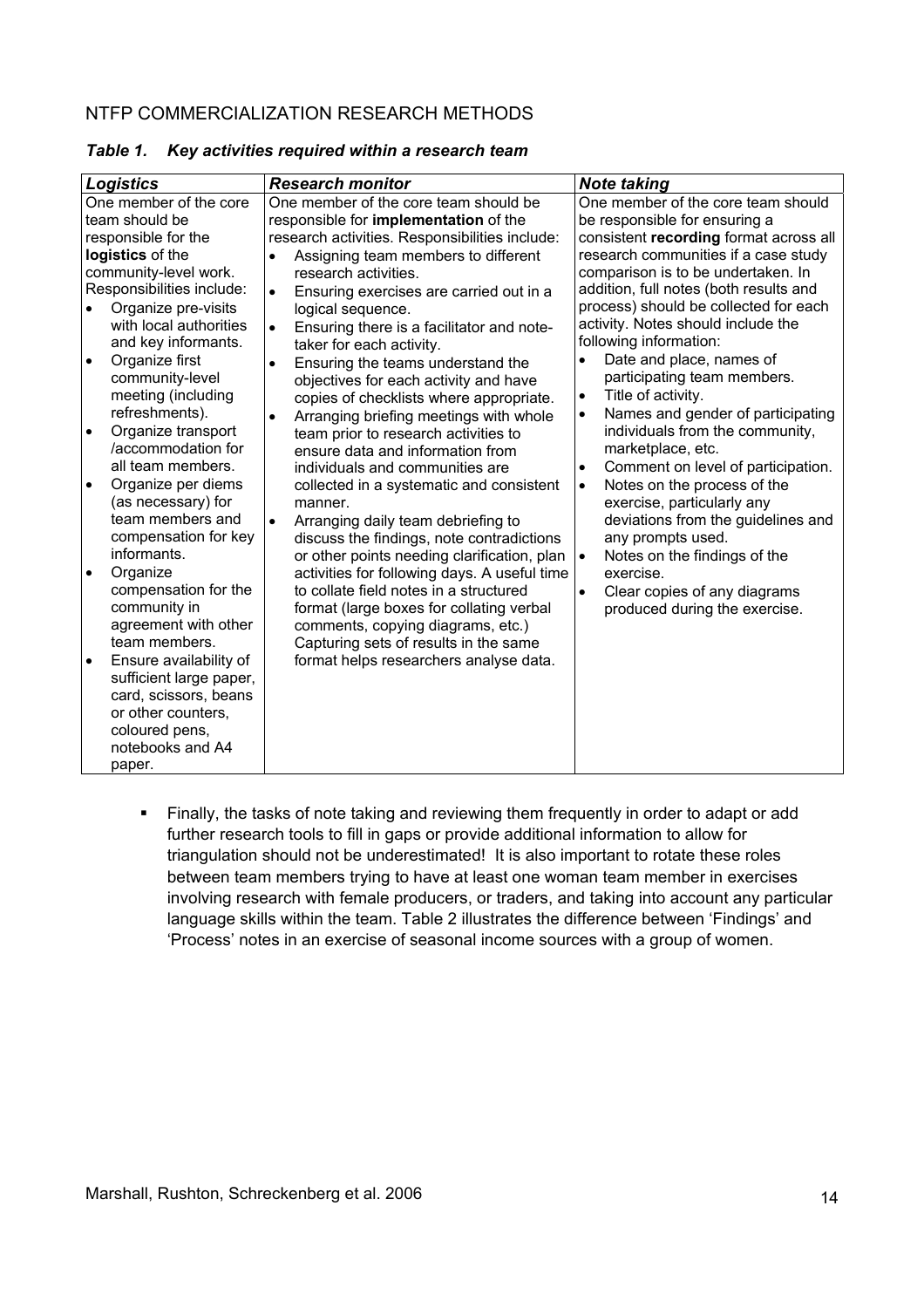## NTFP COMMERCIALIZATION RESEARCH METHODS

***Table 1. Key activities required within a research team***

| *Logistics* | *Research monitor* | *Note taking* |
|---|---|---|
| One member of the core team should be responsible for the **logistics** of the community-level work. Responsibilities include: <br>• Organize pre-visits with local authorities and key informants. <br>• Organize first community-level meeting (including refreshments). <br>• Organize transport /accommodation for all team members. <br>• Organize per diems (as necessary) for team members and compensation for key informants. <br>• Organize compensation for the community in agreement with other team members. <br>• Ensure availability of sufficient large paper, card, scissors, beans or other counters, coloured pens, notebooks and A4 paper. | One member of the core team should be responsible for **implementation** of the research activities. Responsibilities include: <br>• Assigning team members to different research activities. <br>• Ensuring exercises are carried out in a logical sequence. <br>• Ensuring there is a facilitator and note-taker for each activity. <br>• Ensuring the teams understand the objectives for each activity and have copies of checklists where appropriate. <br>• Arranging briefing meetings with whole team prior to research activities to ensure data and information from individuals and communities are collected in a systematic and consistent manner. <br>• Arranging daily team debriefing to discuss the findings, note contradictions or other points needing clarification, plan activities for following days. A useful time to collate field notes in a structured format (large boxes for collating verbal comments, copying diagrams, etc.) Capturing sets of results in the same format helps researchers analyse data. | One member of the core team should be responsible for ensuring a consistent **recording** format across all research communities if a case study comparison is to be undertaken. In addition, full notes (both results and process) should be collected for each activity. Notes should include the following information: <br>• Date and place, names of participating team members. <br>• Title of activity. <br>• Names and gender of participating individuals from the community, marketplace, etc. <br>• Comment on level of participation. <br>• Notes on the process of the exercise, particularly any deviations from the guidelines and any prompts used. <br>• Notes on the findings of the exercise. <br>• Clear copies of any diagrams produced during the exercise. |

- Finally, the tasks of note taking and reviewing them frequently in order to adapt or add further research tools to fill in gaps or provide additional information to allow for triangulation should not be underestimated! It is also important to rotate these roles between team members trying to have at least one woman team member in exercises involving research with female producers, or traders, and taking into account any particular language skills within the team. Table 2 illustrates the difference between 'Findings' and 'Process' notes in an exercise of seasonal income sources with a group of women.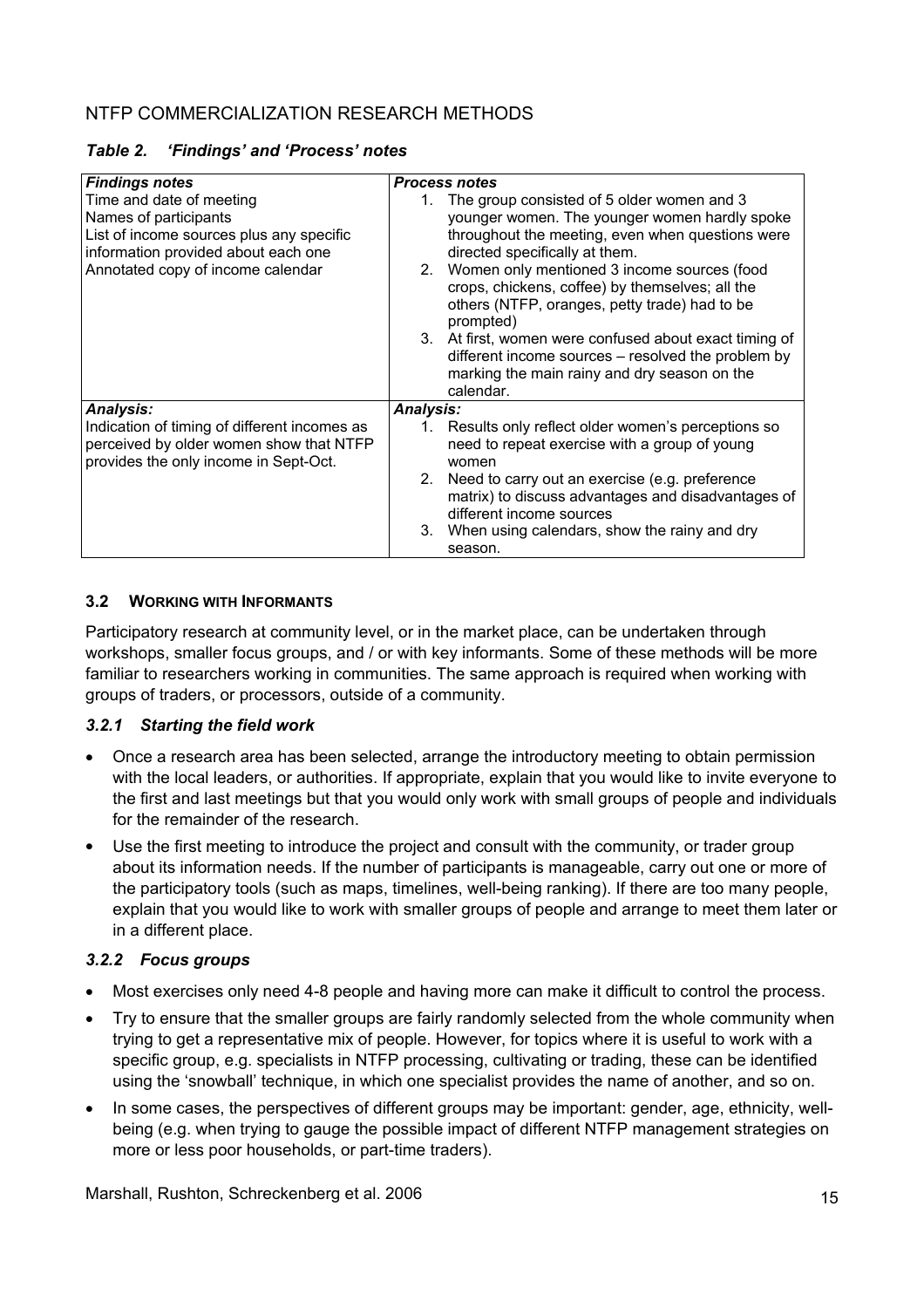*Table 2. 'Findings' and 'Process' notes*

| *Findings notes* | *Process notes* |
|---|---|
| Time and date of meeting<br>Names of participants<br>List of income sources plus any specific information provided about each one<br>Annotated copy of income calendar | 1. The group consisted of 5 older women and 3 younger women. The younger women hardly spoke throughout the meeting, even when questions were directed specifically at them.<br>2. Women only mentioned 3 income sources (food crops, chickens, coffee) by themselves; all the others (NTFP, oranges, petty trade) had to be prompted)<br>3. At first, women were confused about exact timing of different income sources – resolved the problem by marking the main rainy and dry season on the calendar. |
| ***Analysis:***<br>Indication of timing of different incomes as perceived by older women show that NTFP provides the only income in Sept-Oct. | ***Analysis:***<br>1. Results only reflect older women's perceptions so need to repeat exercise with a group of young women<br>2. Need to carry out an exercise (e.g. preference matrix) to discuss advantages and disadvantages of different income sources<br>3. When using calendars, show the rainy and dry season. |

### 3.2 WORKING WITH INFORMANTS

Participatory research at community level, or in the market place, can be undertaken through workshops, smaller focus groups, and / or with key informants. Some of these methods will be more familiar to researchers working in communities. The same approach is required when working with groups of traders, or processors, outside of a community.

#### *3.2.1 Starting the field work*

- Once a research area has been selected, arrange the introductory meeting to obtain permission with the local leaders, or authorities. If appropriate, explain that you would like to invite everyone to the first and last meetings but that you would only work with small groups of people and individuals for the remainder of the research.
- Use the first meeting to introduce the project and consult with the community, or trader group about its information needs. If the number of participants is manageable, carry out one or more of the participatory tools (such as maps, timelines, well-being ranking). If there are too many people, explain that you would like to work with smaller groups of people and arrange to meet them later or in a different place.

#### *3.2.2 Focus groups*

- Most exercises only need 4-8 people and having more can make it difficult to control the process.
- Try to ensure that the smaller groups are fairly randomly selected from the whole community when trying to get a representative mix of people. However, for topics where it is useful to work with a specific group, e.g. specialists in NTFP processing, cultivating or trading, these can be identified using the 'snowball' technique, in which one specialist provides the name of another, and so on.
- In some cases, the perspectives of different groups may be important: gender, age, ethnicity, well-being (e.g. when trying to gauge the possible impact of different NTFP management strategies on more or less poor households, or part-time traders).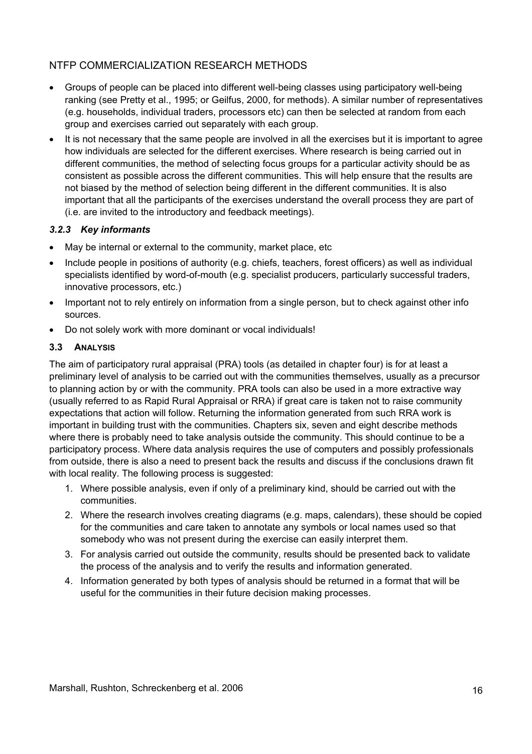- Groups of people can be placed into different well-being classes using participatory well-being ranking (see Pretty et al., 1995; or Geilfus, 2000, for methods). A similar number of representatives (e.g. households, individual traders, processors etc) can then be selected at random from each group and exercises carried out separately with each group.
- It is not necessary that the same people are involved in all the exercises but it is important to agree how individuals are selected for the different exercises. Where research is being carried out in different communities, the method of selecting focus groups for a particular activity should be as consistent as possible across the different communities. This will help ensure that the results are not biased by the method of selection being different in the different communities. It is also important that all the participants of the exercises understand the overall process they are part of (i.e. are invited to the introductory and feedback meetings).

### *3.2.3 Key informants*

- May be internal or external to the community, market place, etc
- Include people in positions of authority (e.g. chiefs, teachers, forest officers) as well as individual specialists identified by word-of-mouth (e.g. specialist producers, particularly successful traders, innovative processors, etc.)
- Important not to rely entirely on information from a single person, but to check against other info sources.
- Do not solely work with more dominant or vocal individuals!

## 3.3 Analysis

The aim of participatory rural appraisal (PRA) tools (as detailed in chapter four) is for at least a preliminary level of analysis to be carried out with the communities themselves, usually as a precursor to planning action by or with the community. PRA tools can also be used in a more extractive way (usually referred to as Rapid Rural Appraisal or RRA) if great care is taken not to raise community expectations that action will follow. Returning the information generated from such RRA work is important in building trust with the communities. Chapters six, seven and eight describe methods where there is probably need to take analysis outside the community. This should continue to be a participatory process. Where data analysis requires the use of computers and possibly professionals from outside, there is also a need to present back the results and discuss if the conclusions drawn fit with local reality. The following process is suggested:

1. Where possible analysis, even if only of a preliminary kind, should be carried out with the communities.
2. Where the research involves creating diagrams (e.g. maps, calendars), these should be copied for the communities and care taken to annotate any symbols or local names used so that somebody who was not present during the exercise can easily interpret them.
3. For analysis carried out outside the community, results should be presented back to validate the process of the analysis and to verify the results and information generated.
4. Information generated by both types of analysis should be returned in a format that will be useful for the communities in their future decision making processes.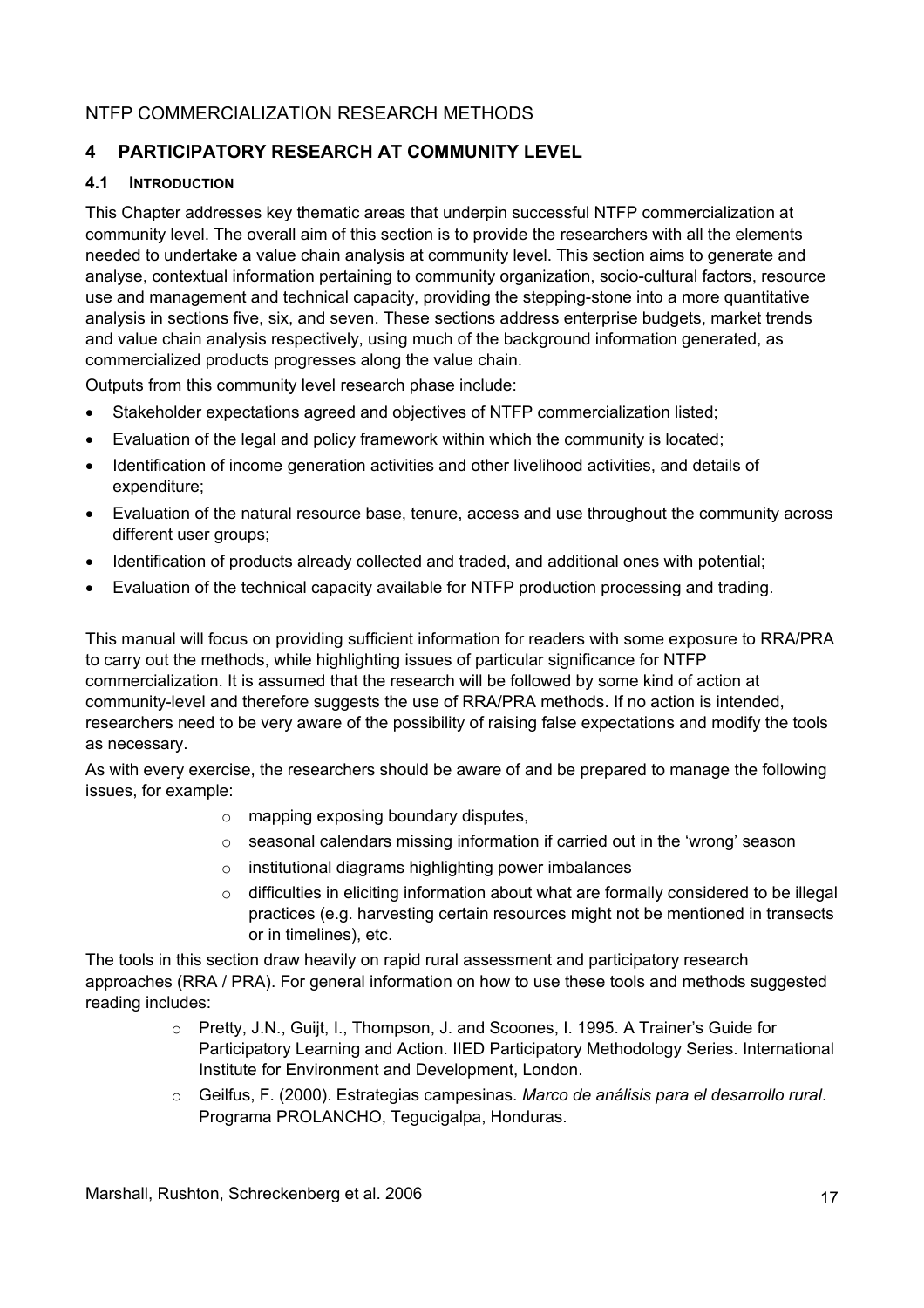## 4 PARTICIPATORY RESEARCH AT COMMUNITY LEVEL

### 4.1 INTRODUCTION

This Chapter addresses key thematic areas that underpin successful NTFP commercialization at community level. The overall aim of this section is to provide the researchers with all the elements needed to undertake a value chain analysis at community level. This section aims to generate and analyse, contextual information pertaining to community organization, socio-cultural factors, resource use and management and technical capacity, providing the stepping-stone into a more quantitative analysis in sections five, six, and seven. These sections address enterprise budgets, market trends and value chain analysis respectively, using much of the background information generated, as commercialized products progresses along the value chain.

Outputs from this community level research phase include:

- Stakeholder expectations agreed and objectives of NTFP commercialization listed;
- Evaluation of the legal and policy framework within which the community is located;
- Identification of income generation activities and other livelihood activities, and details of expenditure;
- Evaluation of the natural resource base, tenure, access and use throughout the community across different user groups;
- Identification of products already collected and traded, and additional ones with potential;
- Evaluation of the technical capacity available for NTFP production processing and trading.

This manual will focus on providing sufficient information for readers with some exposure to RRA/PRA to carry out the methods, while highlighting issues of particular significance for NTFP commercialization. It is assumed that the research will be followed by some kind of action at community-level and therefore suggests the use of RRA/PRA methods. If no action is intended, researchers need to be very aware of the possibility of raising false expectations and modify the tools as necessary.

As with every exercise, the researchers should be aware of and be prepared to manage the following issues, for example:

- mapping exposing boundary disputes,
- seasonal calendars missing information if carried out in the 'wrong' season
- institutional diagrams highlighting power imbalances
- difficulties in eliciting information about what are formally considered to be illegal practices (e.g. harvesting certain resources might not be mentioned in transects or in timelines), etc.

The tools in this section draw heavily on rapid rural assessment and participatory research approaches (RRA / PRA). For general information on how to use these tools and methods suggested reading includes:

- Pretty, J.N., Guijt, I., Thompson, J. and Scoones, I. 1995. A Trainer's Guide for Participatory Learning and Action. IIED Participatory Methodology Series. International Institute for Environment and Development, London.
- Geilfus, F. (2000). Estrategias campesinas. *Marco de análisis para el desarrollo rural*. Programa PROLANCHO, Tegucigalpa, Honduras.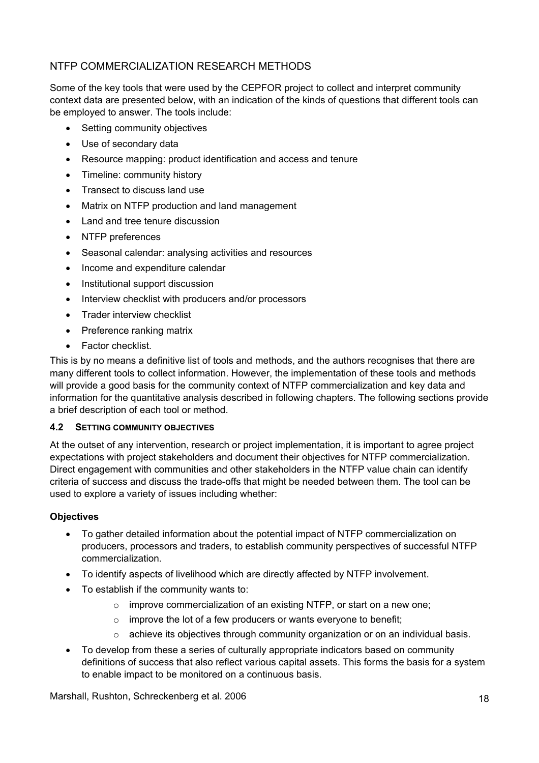## NTFP COMMERCIALIZATION RESEARCH METHODS

Some of the key tools that were used by the CEPFOR project to collect and interpret community context data are presented below, with an indication of the kinds of questions that different tools can be employed to answer. The tools include:

- Setting community objectives
- Use of secondary data
- Resource mapping: product identification and access and tenure
- Timeline: community history
- Transect to discuss land use
- Matrix on NTFP production and land management
- Land and tree tenure discussion
- NTFP preferences
- Seasonal calendar: analysing activities and resources
- Income and expenditure calendar
- Institutional support discussion
- Interview checklist with producers and/or processors
- Trader interview checklist
- Preference ranking matrix
- Factor checklist.

This is by no means a definitive list of tools and methods, and the authors recognises that there are many different tools to collect information. However, the implementation of these tools and methods will provide a good basis for the community context of NTFP commercialization and key data and information for the quantitative analysis described in following chapters. The following sections provide a brief description of each tool or method.

### 4.2 SETTING COMMUNITY OBJECTIVES

At the outset of any intervention, research or project implementation, it is important to agree project expectations with project stakeholders and document their objectives for NTFP commercialization. Direct engagement with communities and other stakeholders in the NTFP value chain can identify criteria of success and discuss the trade-offs that might be needed between them. The tool can be used to explore a variety of issues including whether:

**Objectives**

- To gather detailed information about the potential impact of NTFP commercialization on producers, processors and traders, to establish community perspectives of successful NTFP commercialization.
- To identify aspects of livelihood which are directly affected by NTFP involvement.
- To establish if the community wants to:
    - improve commercialization of an existing NTFP, or start on a new one;
    - improve the lot of a few producers or wants everyone to benefit;
    - achieve its objectives through community organization or on an individual basis.
- To develop from these a series of culturally appropriate indicators based on community definitions of success that also reflect various capital assets. This forms the basis for a system to enable impact to be monitored on a continuous basis.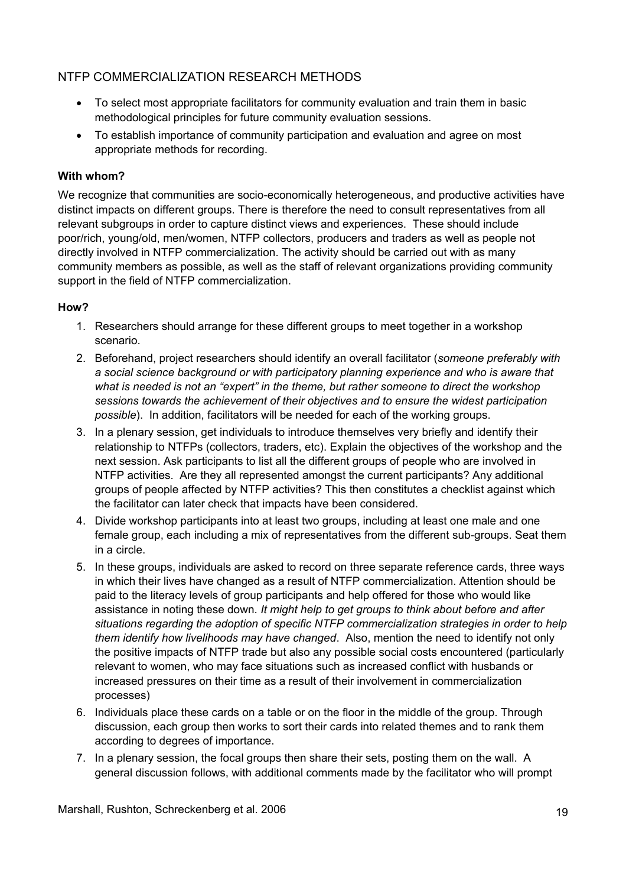## NTFP COMMERCIALIZATION RESEARCH METHODS

- To select most appropriate facilitators for community evaluation and train them in basic methodological principles for future community evaluation sessions.
- To establish importance of community participation and evaluation and agree on most appropriate methods for recording.

**With whom?**

We recognize that communities are socio-economically heterogeneous, and productive activities have distinct impacts on different groups. There is therefore the need to consult representatives from all relevant subgroups in order to capture distinct views and experiences. These should include poor/rich, young/old, men/women, NTFP collectors, producers and traders as well as people not directly involved in NTFP commercialization. The activity should be carried out with as many community members as possible, as well as the staff of relevant organizations providing community support in the field of NTFP commercialization.

**How?**

1. Researchers should arrange for these different groups to meet together in a workshop scenario.
2. Beforehand, project researchers should identify an overall facilitator (*someone preferably with a social science background or with participatory planning experience and who is aware that what is needed is not an "expert" in the theme, but rather someone to direct the workshop sessions towards the achievement of their objectives and to ensure the widest participation possible*). In addition, facilitators will be needed for each of the working groups.
3. In a plenary session, get individuals to introduce themselves very briefly and identify their relationship to NTFPs (collectors, traders, etc). Explain the objectives of the workshop and the next session. Ask participants to list all the different groups of people who are involved in NTFP activities. Are they all represented amongst the current participants? Any additional groups of people affected by NTFP activities? This then constitutes a checklist against which the facilitator can later check that impacts have been considered.
4. Divide workshop participants into at least two groups, including at least one male and one female group, each including a mix of representatives from the different sub-groups. Seat them in a circle.
5. In these groups, individuals are asked to record on three separate reference cards, three ways in which their lives have changed as a result of NTFP commercialization. Attention should be paid to the literacy levels of group participants and help offered for those who would like assistance in noting these down. *It might help to get groups to think about before and after situations regarding the adoption of specific NTFP commercialization strategies in order to help them identify how livelihoods may have changed*. Also, mention the need to identify not only the positive impacts of NTFP trade but also any possible social costs encountered (particularly relevant to women, who may face situations such as increased conflict with husbands or increased pressures on their time as a result of their involvement in commercialization processes)
6. Individuals place these cards on a table or on the floor in the middle of the group. Through discussion, each group then works to sort their cards into related themes and to rank them according to degrees of importance.
7. In a plenary session, the focal groups then share their sets, posting them on the wall. A general discussion follows, with additional comments made by the facilitator who will prompt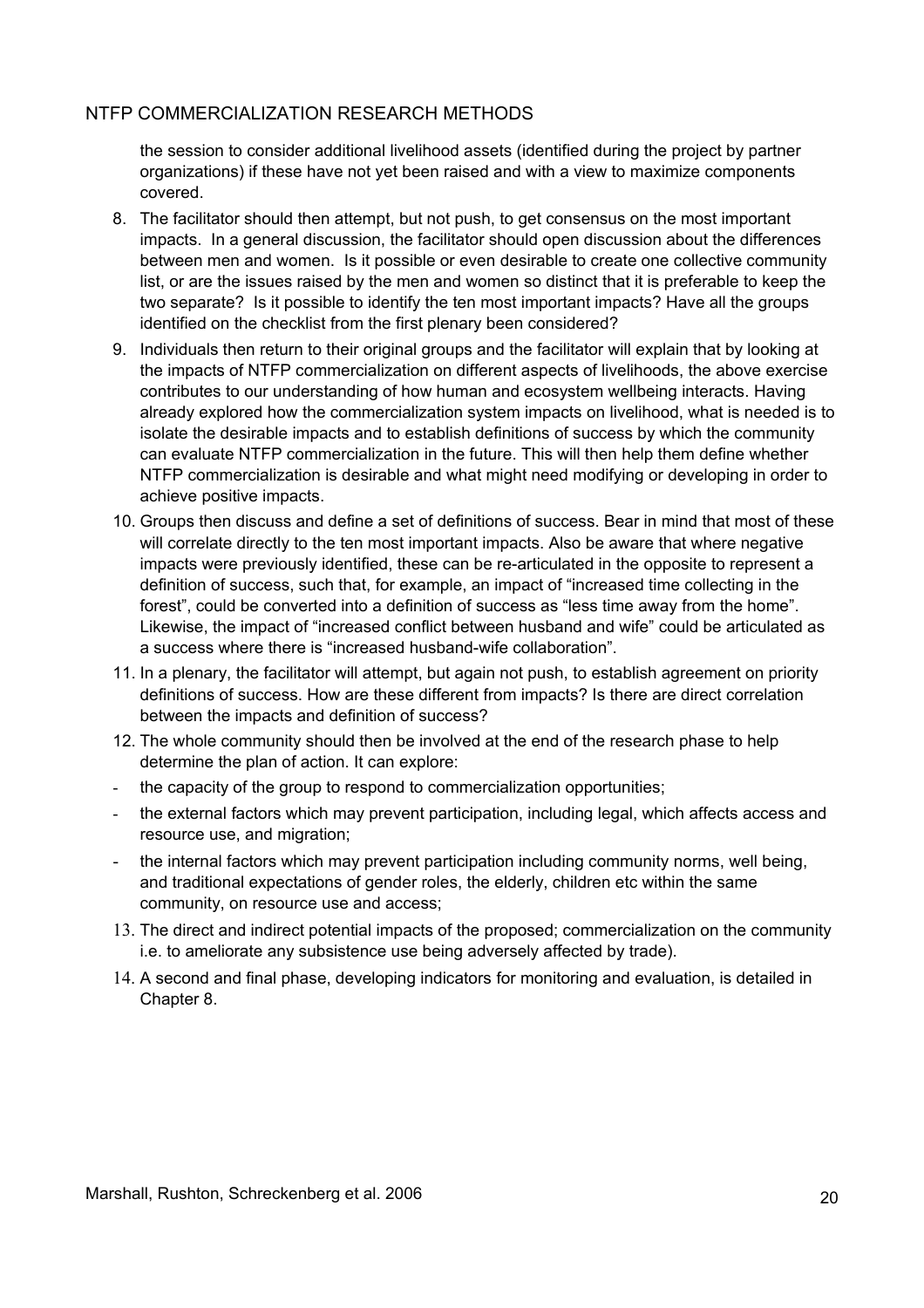the session to consider additional livelihood assets (identified during the project by partner organizations) if these have not yet been raised and with a view to maximize components covered.

8. The facilitator should then attempt, but not push, to get consensus on the most important impacts. In a general discussion, the facilitator should open discussion about the differences between men and women. Is it possible or even desirable to create one collective community list, or are the issues raised by the men and women so distinct that it is preferable to keep the two separate? Is it possible to identify the ten most important impacts? Have all the groups identified on the checklist from the first plenary been considered?
9. Individuals then return to their original groups and the facilitator will explain that by looking at the impacts of NTFP commercialization on different aspects of livelihoods, the above exercise contributes to our understanding of how human and ecosystem wellbeing interacts. Having already explored how the commercialization system impacts on livelihood, what is needed is to isolate the desirable impacts and to establish definitions of success by which the community can evaluate NTFP commercialization in the future. This will then help them define whether NTFP commercialization is desirable and what might need modifying or developing in order to achieve positive impacts.
10. Groups then discuss and define a set of definitions of success. Bear in mind that most of these will correlate directly to the ten most important impacts. Also be aware that where negative impacts were previously identified, these can be re-articulated in the opposite to represent a definition of success, such that, for example, an impact of "increased time collecting in the forest", could be converted into a definition of success as "less time away from the home". Likewise, the impact of "increased conflict between husband and wife" could be articulated as a success where there is "increased husband-wife collaboration".
11. In a plenary, the facilitator will attempt, but again not push, to establish agreement on priority definitions of success. How are these different from impacts? Is there are direct correlation between the impacts and definition of success?
12. The whole community should then be involved at the end of the research phase to help determine the plan of action. It can explore:

- the capacity of the group to respond to commercialization opportunities;
- the external factors which may prevent participation, including legal, which affects access and resource use, and migration;
- the internal factors which may prevent participation including community norms, well being, and traditional expectations of gender roles, the elderly, children etc within the same community, on resource use and access;

13. The direct and indirect potential impacts of the proposed; commercialization on the community i.e. to ameliorate any subsistence use being adversely affected by trade).
14. A second and final phase, developing indicators for monitoring and evaluation, is detailed in Chapter 8.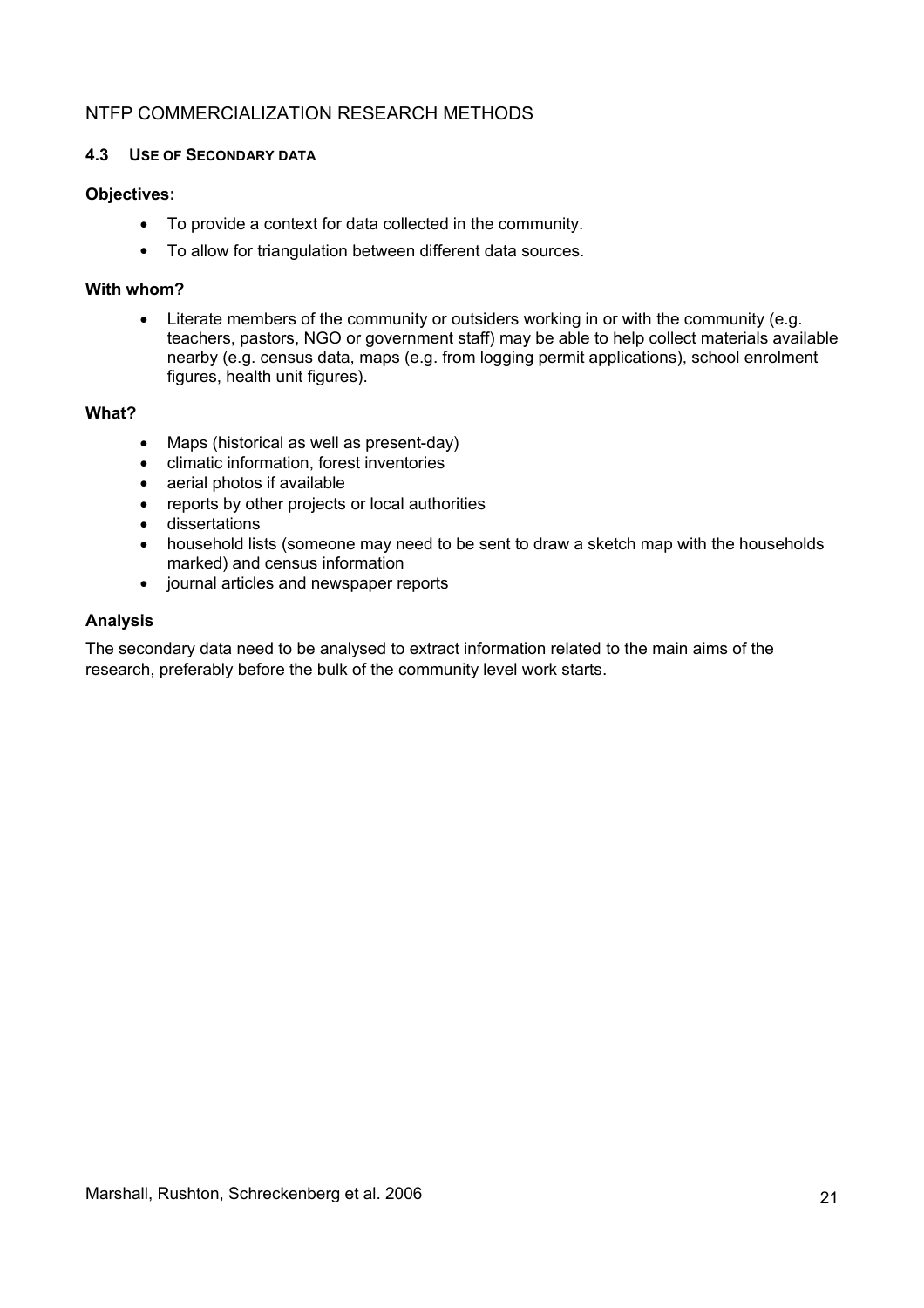## 4.3 USE OF SECONDARY DATA

**Objectives:**

- To provide a context for data collected in the community.
- To allow for triangulation between different data sources.

**With whom?**

- Literate members of the community or outsiders working in or with the community (e.g. teachers, pastors, NGO or government staff) may be able to help collect materials available nearby (e.g. census data, maps (e.g. from logging permit applications), school enrolment figures, health unit figures).

**What?**

- Maps (historical as well as present-day)
- climatic information, forest inventories
- aerial photos if available
- reports by other projects or local authorities
- dissertations
- household lists (someone may need to be sent to draw a sketch map with the households marked) and census information
- journal articles and newspaper reports

**Analysis**

The secondary data need to be analysed to extract information related to the main aims of the research, preferably before the bulk of the community level work starts.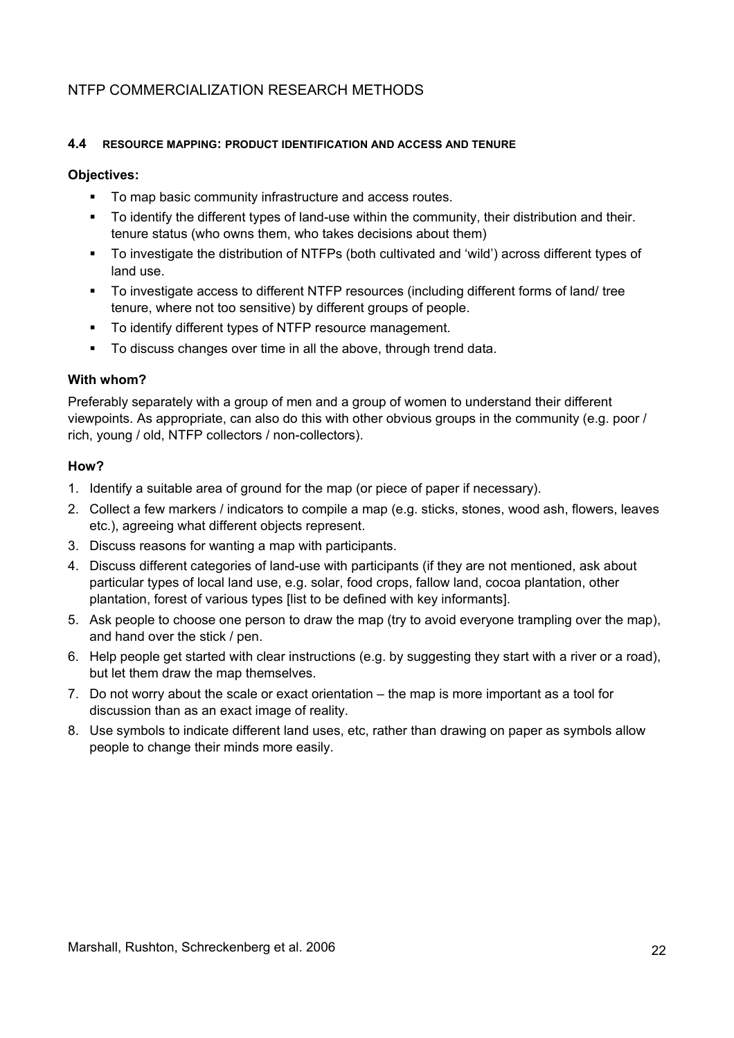#### 4.4 RESOURCE MAPPING: PRODUCT IDENTIFICATION AND ACCESS AND TENURE

**Objectives:**

- To map basic community infrastructure and access routes.
- To identify the different types of land-use within the community, their distribution and their. tenure status (who owns them, who takes decisions about them)
- To investigate the distribution of NTFPs (both cultivated and 'wild') across different types of land use.
- To investigate access to different NTFP resources (including different forms of land/ tree tenure, where not too sensitive) by different groups of people.
- To identify different types of NTFP resource management.
- To discuss changes over time in all the above, through trend data.

**With whom?**

Preferably separately with a group of men and a group of women to understand their different viewpoints. As appropriate, can also do this with other obvious groups in the community (e.g. poor / rich, young / old, NTFP collectors / non-collectors).

**How?**

1. Identify a suitable area of ground for the map (or piece of paper if necessary).
2. Collect a few markers / indicators to compile a map (e.g. sticks, stones, wood ash, flowers, leaves etc.), agreeing what different objects represent.
3. Discuss reasons for wanting a map with participants.
4. Discuss different categories of land-use with participants (if they are not mentioned, ask about particular types of local land use, e.g. solar, food crops, fallow land, cocoa plantation, other plantation, forest of various types [list to be defined with key informants].
5. Ask people to choose one person to draw the map (try to avoid everyone trampling over the map), and hand over the stick / pen.
6. Help people get started with clear instructions (e.g. by suggesting they start with a river or a road), but let them draw the map themselves.
7. Do not worry about the scale or exact orientation – the map is more important as a tool for discussion than as an exact image of reality.
8. Use symbols to indicate different land uses, etc, rather than drawing on paper as symbols allow people to change their minds more easily.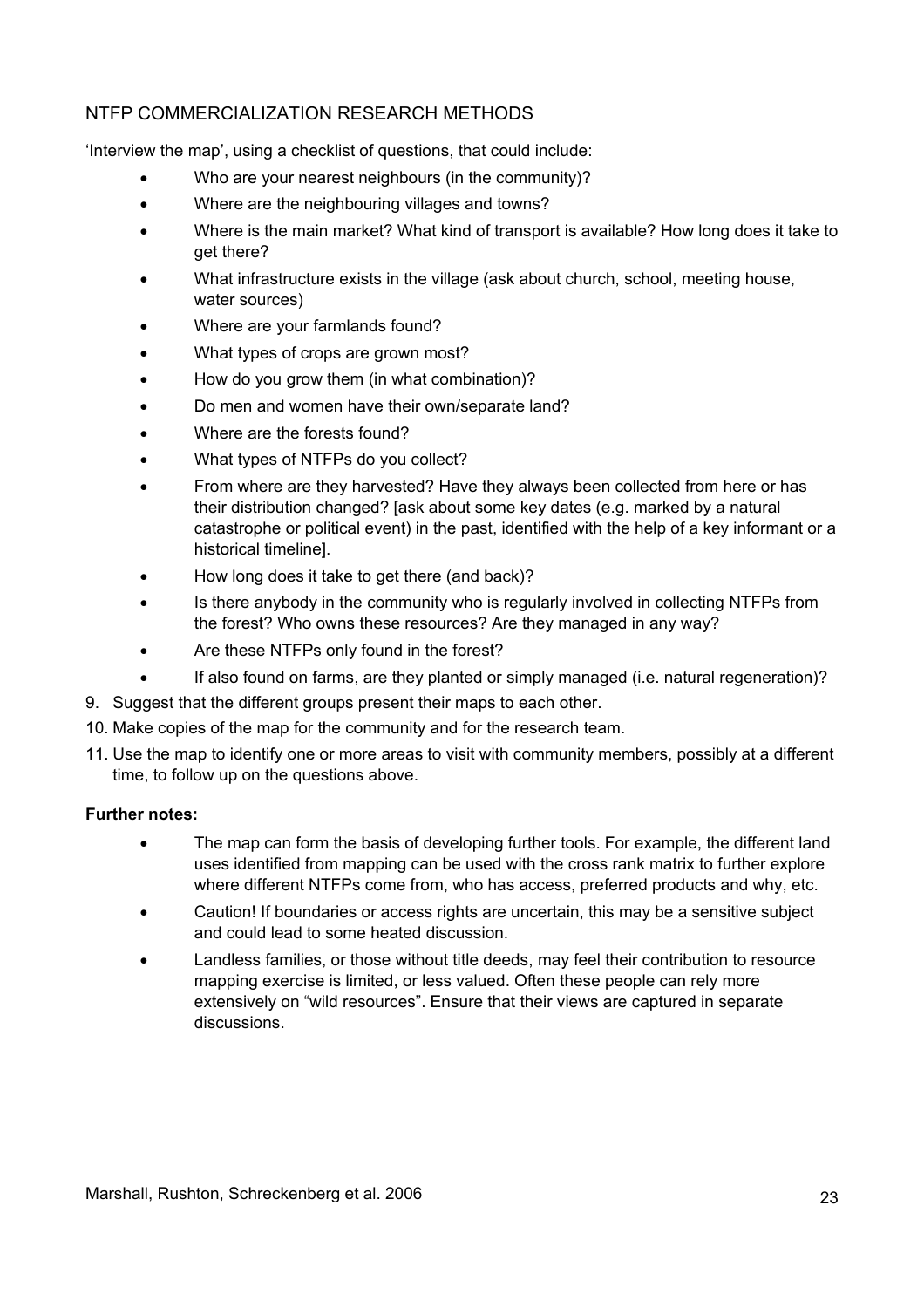'Interview the map', using a checklist of questions, that could include:

- Who are your nearest neighbours (in the community)?
- Where are the neighbouring villages and towns?
- Where is the main market? What kind of transport is available? How long does it take to get there?
- What infrastructure exists in the village (ask about church, school, meeting house, water sources)
- Where are your farmlands found?
- What types of crops are grown most?
- How do you grow them (in what combination)?
- Do men and women have their own/separate land?
- Where are the forests found?
- What types of NTFPs do you collect?
- From where are they harvested? Have they always been collected from here or has their distribution changed? [ask about some key dates (e.g. marked by a natural catastrophe or political event) in the past, identified with the help of a key informant or a historical timeline].
- How long does it take to get there (and back)?
- Is there anybody in the community who is regularly involved in collecting NTFPs from the forest? Who owns these resources? Are they managed in any way?
- Are these NTFPs only found in the forest?
- If also found on farms, are they planted or simply managed (i.e. natural regeneration)?

9. Suggest that the different groups present their maps to each other.
10. Make copies of the map for the community and for the research team.
11. Use the map to identify one or more areas to visit with community members, possibly at a different time, to follow up on the questions above.

**Further notes:**

- The map can form the basis of developing further tools. For example, the different land uses identified from mapping can be used with the cross rank matrix to further explore where different NTFPs come from, who has access, preferred products and why, etc.
- Caution! If boundaries or access rights are uncertain, this may be a sensitive subject and could lead to some heated discussion.
- Landless families, or those without title deeds, may feel their contribution to resource mapping exercise is limited, or less valued. Often these people can rely more extensively on "wild resources". Ensure that their views are captured in separate discussions.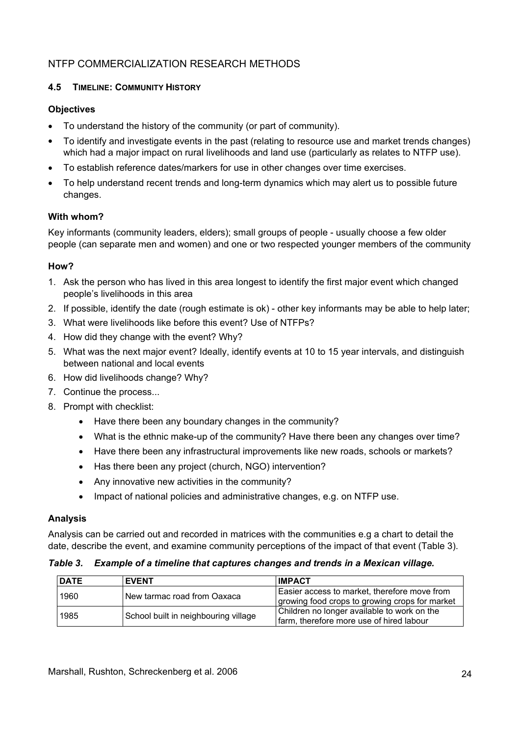## 4.5 TIMELINE: COMMUNITY HISTORY

### Objectives

- To understand the history of the community (or part of community).
- To identify and investigate events in the past (relating to resource use and market trends changes) which had a major impact on rural livelihoods and land use (particularly as relates to NTFP use).
- To establish reference dates/markers for use in other changes over time exercises.
- To help understand recent trends and long-term dynamics which may alert us to possible future changes.

### With whom?

Key informants (community leaders, elders); small groups of people - usually choose a few older people (can separate men and women) and one or two respected younger members of the community

### How?

1. Ask the person who has lived in this area longest to identify the first major event which changed people's livelihoods in this area
2. If possible, identify the date (rough estimate is ok) - other key informants may be able to help later;
3. What were livelihoods like before this event? Use of NTFPs?
4. How did they change with the event? Why?
5. What was the next major event? Ideally, identify events at 10 to 15 year intervals, and distinguish between national and local events
6. How did livelihoods change? Why?
7. Continue the process...
8. Prompt with checklist:
    - Have there been any boundary changes in the community?
    - What is the ethnic make-up of the community? Have there been any changes over time?
    - Have there been any infrastructural improvements like new roads, schools or markets?
    - Has there been any project (church, NGO) intervention?
    - Any innovative new activities in the community?
    - Impact of national policies and administrative changes, e.g. on NTFP use.

### Analysis

Analysis can be carried out and recorded in matrices with the communities e.g a chart to detail the date, describe the event, and examine community perceptions of the impact of that event (Table 3).

***Table 3. Example of a timeline that captures changes and trends in a Mexican village.***

| DATE | EVENT | IMPACT |
|---|---|---|
| 1960 | New tarmac road from Oaxaca | Easier access to market, therefore move from growing food crops to growing crops for market |
| 1985 | School built in neighbouring village | Children no longer available to work on the farm, therefore more use of hired labour |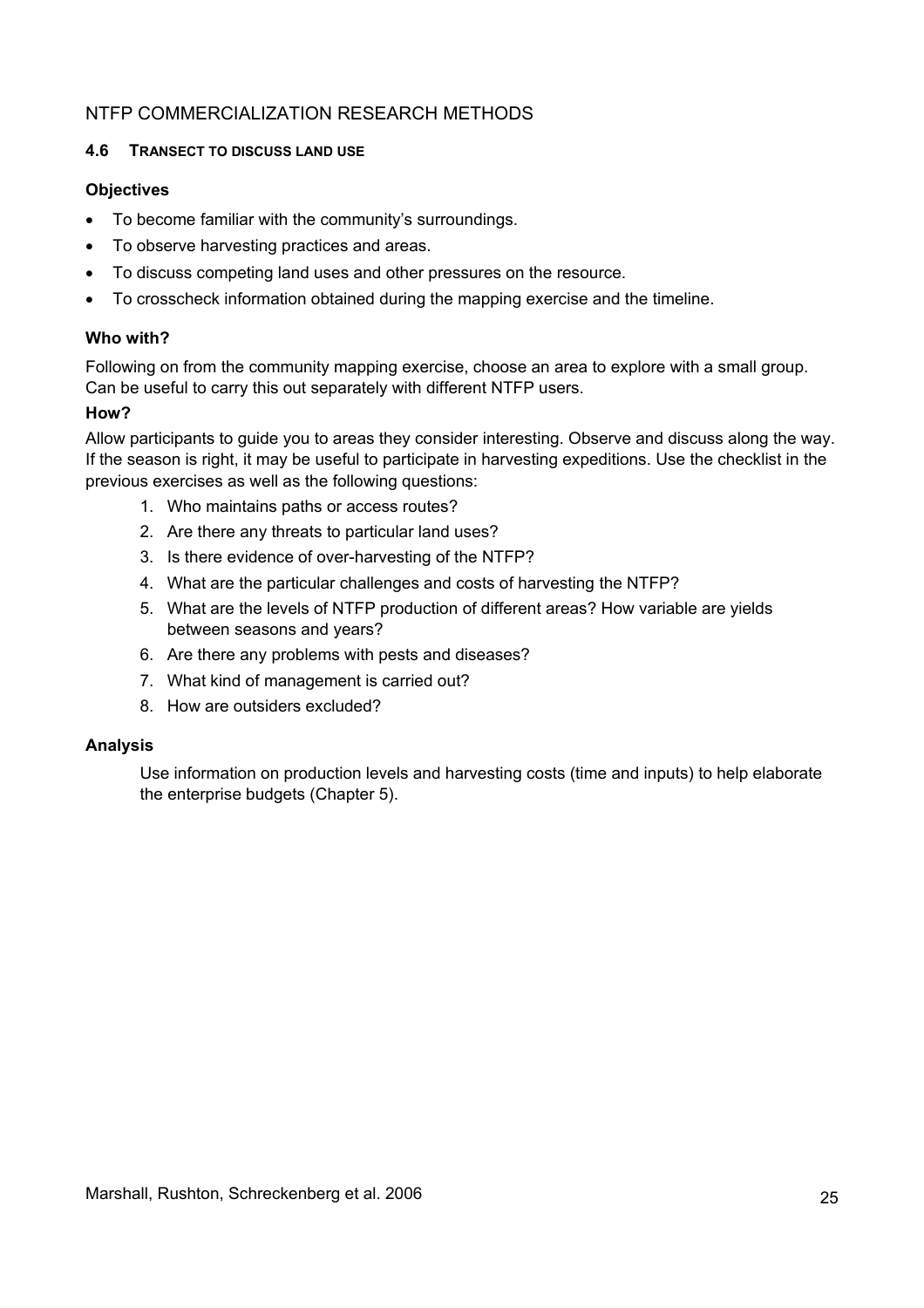### 4.6 TRANSECT TO DISCUSS LAND USE

**Objectives**

- To become familiar with the community's surroundings.
- To observe harvesting practices and areas.
- To discuss competing land uses and other pressures on the resource.
- To crosscheck information obtained during the mapping exercise and the timeline.

**Who with?**

Following on from the community mapping exercise, choose an area to explore with a small group. Can be useful to carry this out separately with different NTFP users.

**How?**

Allow participants to guide you to areas they consider interesting. Observe and discuss along the way. If the season is right, it may be useful to participate in harvesting expeditions. Use the checklist in the previous exercises as well as the following questions:

1. Who maintains paths or access routes?
2. Are there any threats to particular land uses?
3. Is there evidence of over-harvesting of the NTFP?
4. What are the particular challenges and costs of harvesting the NTFP?
5. What are the levels of NTFP production of different areas? How variable are yields between seasons and years?
6. Are there any problems with pests and diseases?
7. What kind of management is carried out?
8. How are outsiders excluded?

**Analysis**

Use information on production levels and harvesting costs (time and inputs) to help elaborate the enterprise budgets (Chapter 5).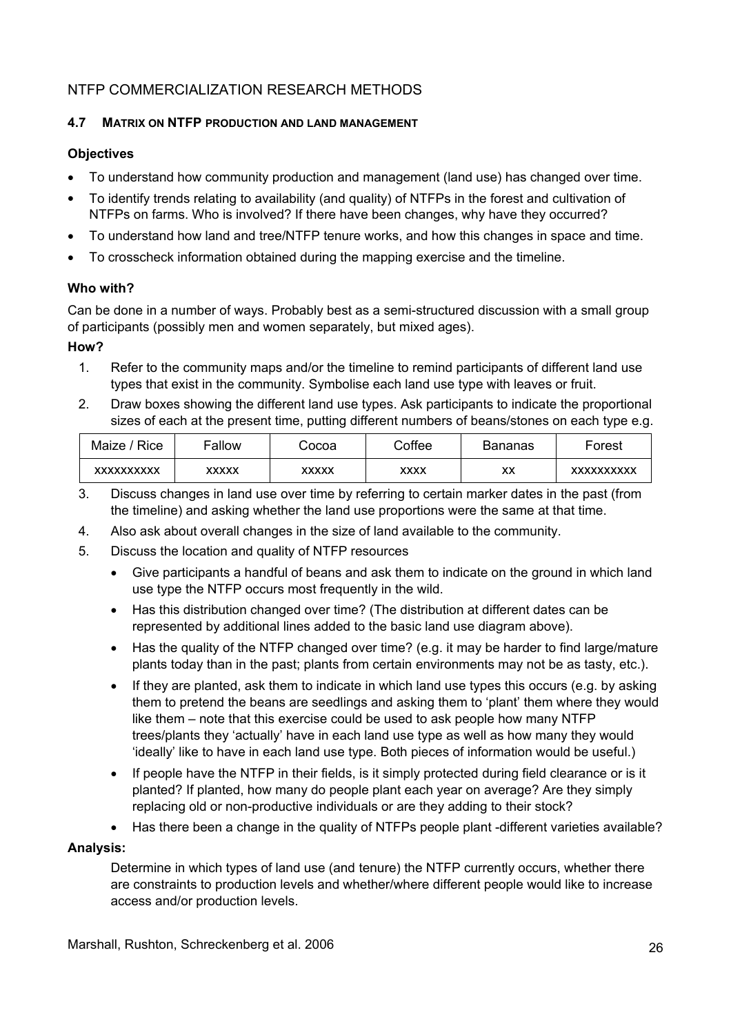## 4.7 MATRIX ON NTFP PRODUCTION AND LAND MANAGEMENT

**Objectives**

- To understand how community production and management (land use) has changed over time.
- To identify trends relating to availability (and quality) of NTFPs in the forest and cultivation of NTFPs on farms. Who is involved? If there have been changes, why have they occurred?
- To understand how land and tree/NTFP tenure works, and how this changes in space and time.
- To crosscheck information obtained during the mapping exercise and the timeline.

**Who with?**

Can be done in a number of ways. Probably best as a semi-structured discussion with a small group of participants (possibly men and women separately, but mixed ages).

**How?**

1. Refer to the community maps and/or the timeline to remind participants of different land use types that exist in the community. Symbolise each land use type with leaves or fruit.
2. Draw boxes showing the different land use types. Ask participants to indicate the proportional sizes of each at the present time, putting different numbers of beans/stones on each type e.g.

| Maize / Rice | Fallow | Cocoa | Coffee | Bananas | Forest |
|---|---|---|---|---|---|
| xxxxxxxxxx | xxxxx | xxxxx | xxxx | xx | xxxxxxxxxx |

3. Discuss changes in land use over time by referring to certain marker dates in the past (from the timeline) and asking whether the land use proportions were the same at that time.
4. Also ask about overall changes in the size of land available to the community.
5. Discuss the location and quality of NTFP resources
   - Give participants a handful of beans and ask them to indicate on the ground in which land use type the NTFP occurs most frequently in the wild.
   - Has this distribution changed over time? (The distribution at different dates can be represented by additional lines added to the basic land use diagram above).
   - Has the quality of the NTFP changed over time? (e.g. it may be harder to find large/mature plants today than in the past; plants from certain environments may not be as tasty, etc.).
   - If they are planted, ask them to indicate in which land use types this occurs (e.g. by asking them to pretend the beans are seedlings and asking them to 'plant' them where they would like them – note that this exercise could be used to ask people how many NTFP trees/plants they 'actually' have in each land use type as well as how many they would 'ideally' like to have in each land use type. Both pieces of information would be useful.)
   - If people have the NTFP in their fields, is it simply protected during field clearance or is it planted? If planted, how many do people plant each year on average? Are they simply replacing old or non-productive individuals or are they adding to their stock?
   - Has there been a change in the quality of NTFPs people plant -different varieties available?

**Analysis:**

Determine in which types of land use (and tenure) the NTFP currently occurs, whether there are constraints to production levels and whether/where different people would like to increase access and/or production levels.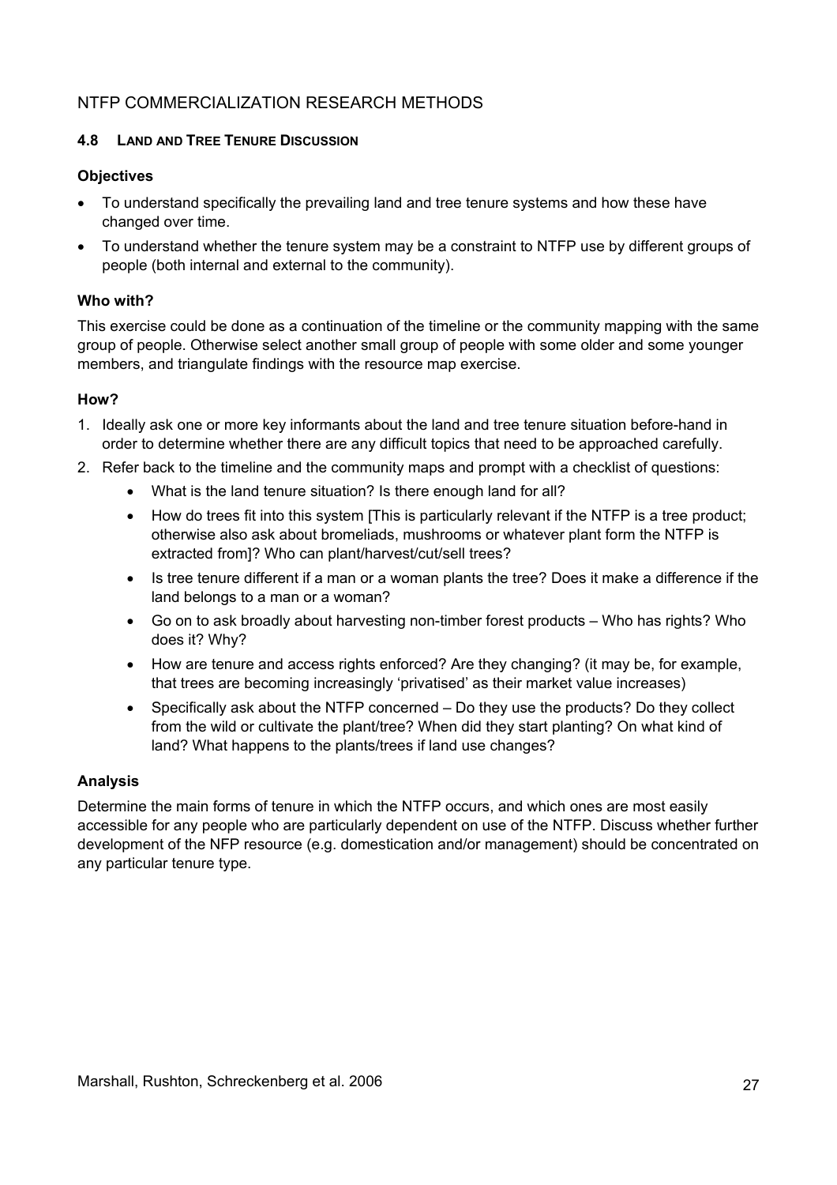## 4.8 Land and Tree Tenure Discussion

**Objectives**

- To understand specifically the prevailing land and tree tenure systems and how these have changed over time.
- To understand whether the tenure system may be a constraint to NTFP use by different groups of people (both internal and external to the community).

**Who with?**

This exercise could be done as a continuation of the timeline or the community mapping with the same group of people. Otherwise select another small group of people with some older and some younger members, and triangulate findings with the resource map exercise.

**How?**

1. Ideally ask one or more key informants about the land and tree tenure situation before-hand in order to determine whether there are any difficult topics that need to be approached carefully.
2. Refer back to the timeline and the community maps and prompt with a checklist of questions:
   - What is the land tenure situation? Is there enough land for all?
   - How do trees fit into this system [This is particularly relevant if the NTFP is a tree product; otherwise also ask about bromeliads, mushrooms or whatever plant form the NTFP is extracted from]? Who can plant/harvest/cut/sell trees?
   - Is tree tenure different if a man or a woman plants the tree? Does it make a difference if the land belongs to a man or a woman?
   - Go on to ask broadly about harvesting non-timber forest products – Who has rights? Who does it? Why?
   - How are tenure and access rights enforced? Are they changing? (it may be, for example, that trees are becoming increasingly 'privatised' as their market value increases)
   - Specifically ask about the NTFP concerned – Do they use the products? Do they collect from the wild or cultivate the plant/tree? When did they start planting? On what kind of land? What happens to the plants/trees if land use changes?

**Analysis**

Determine the main forms of tenure in which the NTFP occurs, and which ones are most easily accessible for any people who are particularly dependent on use of the NTFP. Discuss whether further development of the NFP resource (e.g. domestication and/or management) should be concentrated on any particular tenure type.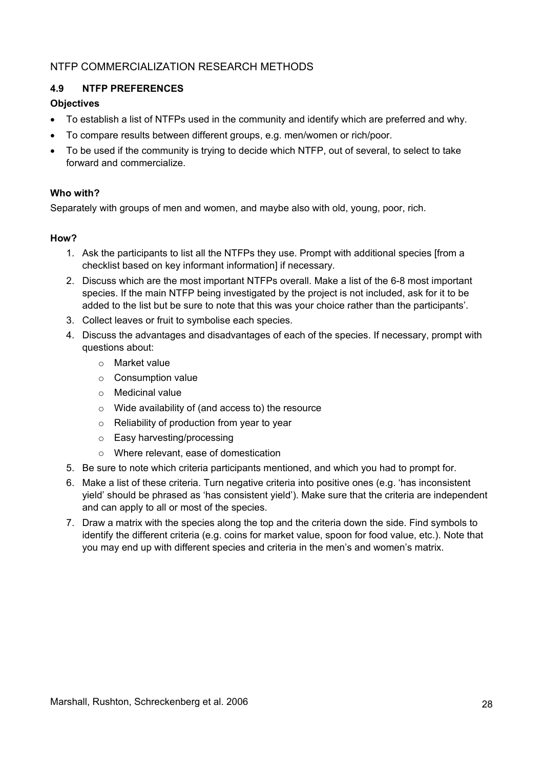## 4.9 NTFP PREFERENCES

**Objectives**

- To establish a list of NTFPs used in the community and identify which are preferred and why.
- To compare results between different groups, e.g. men/women or rich/poor.
- To be used if the community is trying to decide which NTFP, out of several, to select to take forward and commercialize.

**Who with?**

Separately with groups of men and women, and maybe also with old, young, poor, rich.

**How?**

1. Ask the participants to list all the NTFPs they use. Prompt with additional species [from a checklist based on key informant information] if necessary.
2. Discuss which are the most important NTFPs overall. Make a list of the 6-8 most important species. If the main NTFP being investigated by the project is not included, ask for it to be added to the list but be sure to note that this was your choice rather than the participants'.
3. Collect leaves or fruit to symbolise each species.
4. Discuss the advantages and disadvantages of each of the species. If necessary, prompt with questions about:
   - Market value
   - Consumption value
   - Medicinal value
   - Wide availability of (and access to) the resource
   - Reliability of production from year to year
   - Easy harvesting/processing
   - Where relevant, ease of domestication
5. Be sure to note which criteria participants mentioned, and which you had to prompt for.
6. Make a list of these criteria. Turn negative criteria into positive ones (e.g. 'has inconsistent yield' should be phrased as 'has consistent yield'). Make sure that the criteria are independent and can apply to all or most of the species.
7. Draw a matrix with the species along the top and the criteria down the side. Find symbols to identify the different criteria (e.g. coins for market value, spoon for food value, etc.). Note that you may end up with different species and criteria in the men's and women's matrix.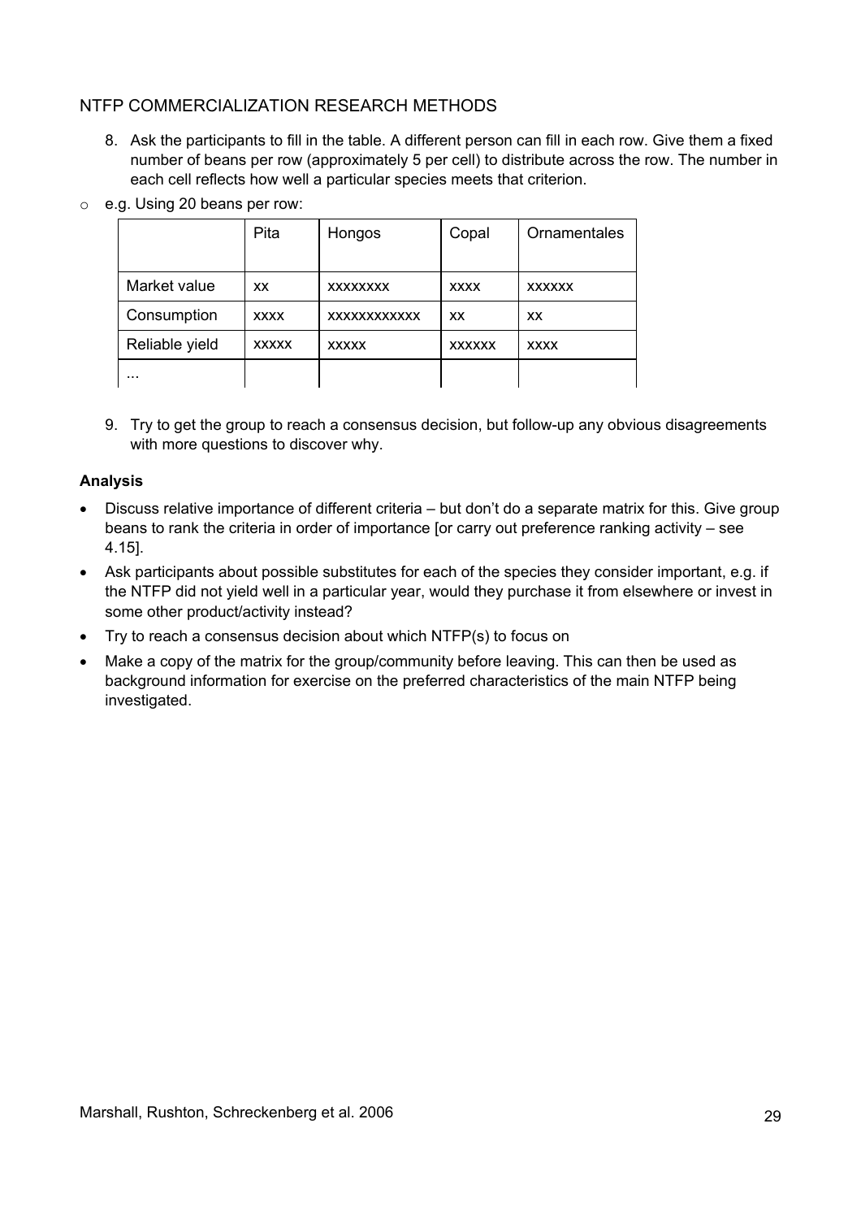## NTFP COMMERCIALIZATION RESEARCH METHODS

8. Ask the participants to fill in the table. A different person can fill in each row. Give them a fixed number of beans per row (approximately 5 per cell) to distribute across the row. The number in each cell reflects how well a particular species meets that criterion.

- e.g. Using 20 beans per row:

| | Pita | Hongos | Copal | Ornamentales |
|---|---|---|---|---|
| Market value | xx | xxxxxxxx | xxxx | xxxxxx |
| Consumption | xxxx | xxxxxxxxxxx | xx | xx |
| Reliable yield | xxxxx | xxxxx | xxxxxx | xxxx |
| ... | | | | |

9. Try to get the group to reach a consensus decision, but follow-up any obvious disagreements with more questions to discover why.

**Analysis**

- Discuss relative importance of different criteria – but don't do a separate matrix for this. Give group beans to rank the criteria in order of importance [or carry out preference ranking activity – see 4.15].
- Ask participants about possible substitutes for each of the species they consider important, e.g. if the NTFP did not yield well in a particular year, would they purchase it from elsewhere or invest in some other product/activity instead?
- Try to reach a consensus decision about which NTFP(s) to focus on
- Make a copy of the matrix for the group/community before leaving. This can then be used as background information for exercise on the preferred characteristics of the main NTFP being investigated.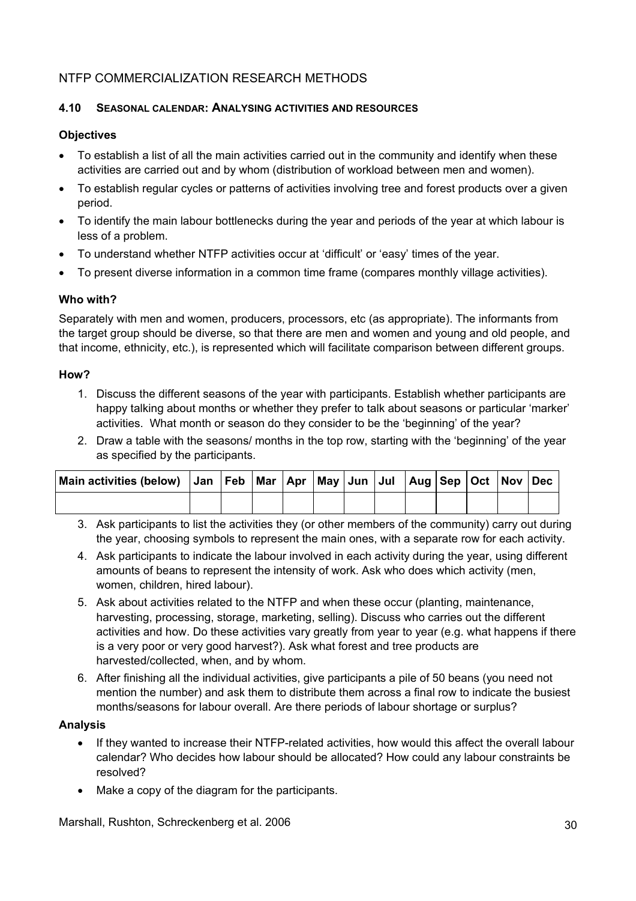NTFP COMMERCIALIZATION RESEARCH METHODS

### 4.10 Seasonal calendar: Analysing activities and resources

**Objectives**

- To establish a list of all the main activities carried out in the community and identify when these activities are carried out and by whom (distribution of workload between men and women).
- To establish regular cycles or patterns of activities involving tree and forest products over a given period.
- To identify the main labour bottlenecks during the year and periods of the year at which labour is less of a problem.
- To understand whether NTFP activities occur at 'difficult' or 'easy' times of the year.
- To present diverse information in a common time frame (compares monthly village activities).

**Who with?**

Separately with men and women, producers, processors, etc (as appropriate). The informants from the target group should be diverse, so that there are men and women and young and old people, and that income, ethnicity, etc.), is represented which will facilitate comparison between different groups.

**How?**

1. Discuss the different seasons of the year with participants. Establish whether participants are happy talking about months or whether they prefer to talk about seasons or particular 'marker' activities. What month or season do they consider to be the 'beginning' of the year?
2. Draw a table with the seasons/ months in the top row, starting with the 'beginning' of the year as specified by the participants.

| Main activities (below) | Jan | Feb | Mar | Apr | May | Jun | Jul | Aug | Sep | Oct | Nov | Dec |
|---|---|---|---|---|---|---|---|---|---|---|---|---|
| | | | | | | | | | | | | |

3. Ask participants to list the activities they (or other members of the community) carry out during the year, choosing symbols to represent the main ones, with a separate row for each activity.
4. Ask participants to indicate the labour involved in each activity during the year, using different amounts of beans to represent the intensity of work. Ask who does which activity (men, women, children, hired labour).
5. Ask about activities related to the NTFP and when these occur (planting, maintenance, harvesting, processing, storage, marketing, selling). Discuss who carries out the different activities and how. Do these activities vary greatly from year to year (e.g. what happens if there is a very poor or very good harvest?). Ask what forest and tree products are harvested/collected, when, and by whom.
6. After finishing all the individual activities, give participants a pile of 50 beans (you need not mention the number) and ask them to distribute them across a final row to indicate the busiest months/seasons for labour overall. Are there periods of labour shortage or surplus?

**Analysis**

- If they wanted to increase their NTFP-related activities, how would this affect the overall labour calendar? Who decides how labour should be allocated? How could any labour constraints be resolved?
- Make a copy of the diagram for the participants.

Marshall, Rushton, Schreckenberg et al. 2006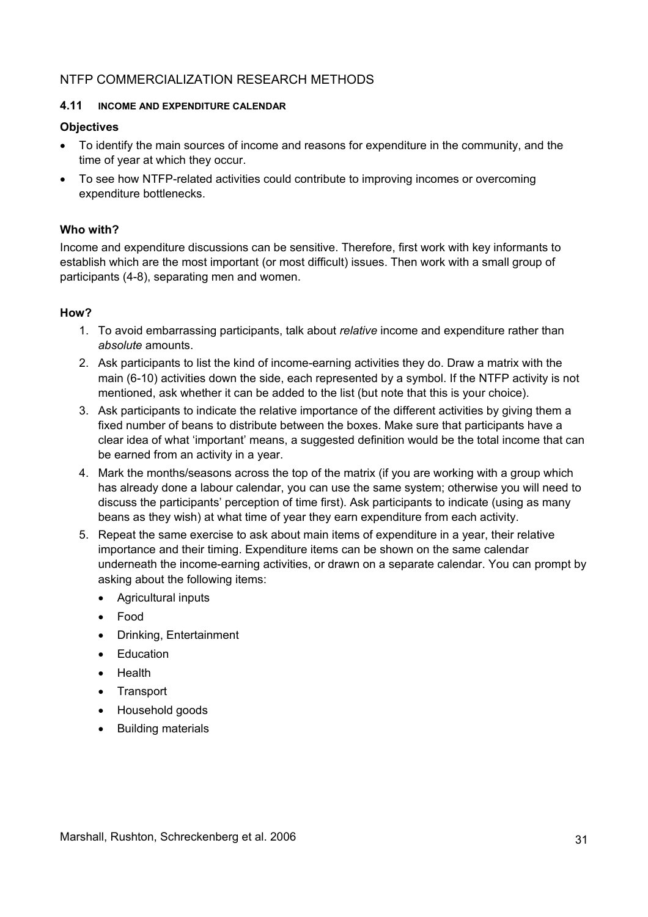NTFP COMMERCIALIZATION RESEARCH METHODS

### 4.11 INCOME AND EXPENDITURE CALENDAR

**Objectives**

- To identify the main sources of income and reasons for expenditure in the community, and the time of year at which they occur.
- To see how NTFP-related activities could contribute to improving incomes or overcoming expenditure bottlenecks.

**Who with?**

Income and expenditure discussions can be sensitive. Therefore, first work with key informants to establish which are the most important (or most difficult) issues. Then work with a small group of participants (4-8), separating men and women.

**How?**

1. To avoid embarrassing participants, talk about *relative* income and expenditure rather than *absolute* amounts.
2. Ask participants to list the kind of income-earning activities they do. Draw a matrix with the main (6-10) activities down the side, each represented by a symbol. If the NTFP activity is not mentioned, ask whether it can be added to the list (but note that this is your choice).
3. Ask participants to indicate the relative importance of the different activities by giving them a fixed number of beans to distribute between the boxes. Make sure that participants have a clear idea of what 'important' means, a suggested definition would be the total income that can be earned from an activity in a year.
4. Mark the months/seasons across the top of the matrix (if you are working with a group which has already done a labour calendar, you can use the same system; otherwise you will need to discuss the participants' perception of time first). Ask participants to indicate (using as many beans as they wish) at what time of year they earn expenditure from each activity.
5. Repeat the same exercise to ask about main items of expenditure in a year, their relative importance and their timing. Expenditure items can be shown on the same calendar underneath the income-earning activities, or drawn on a separate calendar. You can prompt by asking about the following items:
   - Agricultural inputs
   - Food
   - Drinking, Entertainment
   - Education
   - Health
   - Transport
   - Household goods
   - Building materials

Marshall, Rushton, Schreckenberg et al. 2006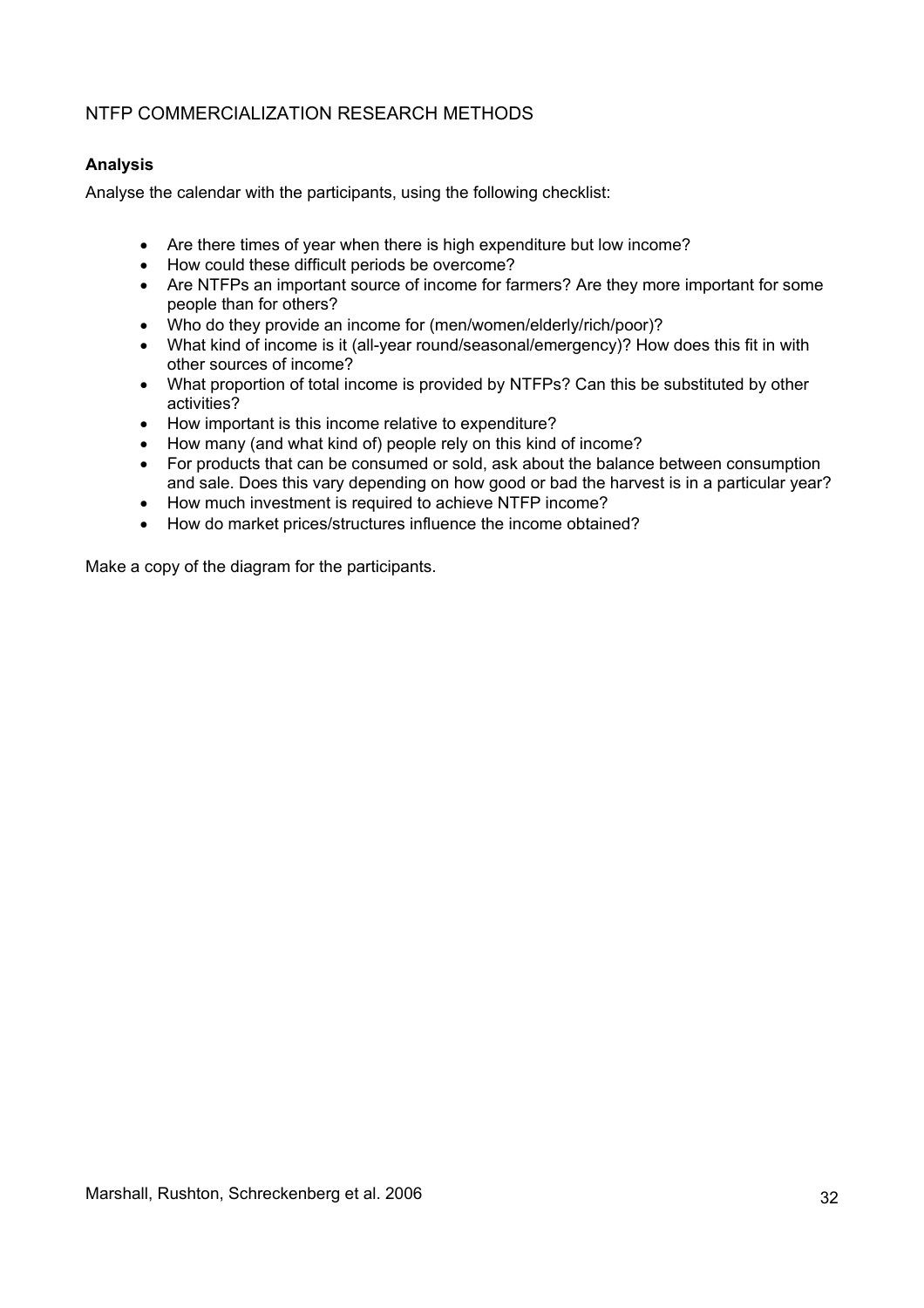NTFP COMMERCIALIZATION RESEARCH METHODS

**Analysis**

Analyse the calendar with the participants, using the following checklist:

- Are there times of year when there is high expenditure but low income?
- How could these difficult periods be overcome?
- Are NTFPs an important source of income for farmers? Are they more important for some people than for others?
- Who do they provide an income for (men/women/elderly/rich/poor)?
- What kind of income is it (all-year round/seasonal/emergency)? How does this fit in with other sources of income?
- What proportion of total income is provided by NTFPs? Can this be substituted by other activities?
- How important is this income relative to expenditure?
- How many (and what kind of) people rely on this kind of income?
- For products that can be consumed or sold, ask about the balance between consumption and sale. Does this vary depending on how good or bad the harvest is in a particular year?
- How much investment is required to achieve NTFP income?
- How do market prices/structures influence the income obtained?

Make a copy of the diagram for the participants.

Marshall, Rushton, Schreckenberg et al. 2006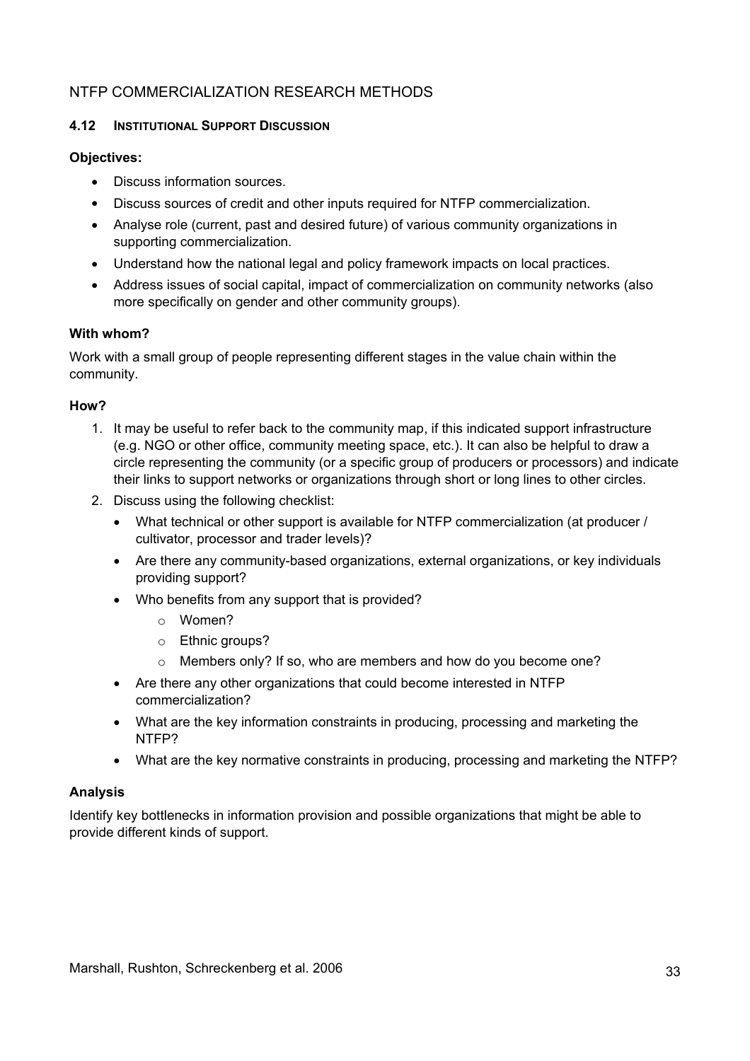### 4.12 Institutional Support Discussion

**Objectives:**

- Discuss information sources.
- Discuss sources of credit and other inputs required for NTFP commercialization.
- Analyse role (current, past and desired future) of various community organizations in supporting commercialization.
- Understand how the national legal and policy framework impacts on local practices.
- Address issues of social capital, impact of commercialization on community networks (also more specifically on gender and other community groups).

**With whom?**

Work with a small group of people representing different stages in the value chain within the community.

**How?**

1. It may be useful to refer back to the community map, if this indicated support infrastructure (e.g. NGO or other office, community meeting space, etc.). It can also be helpful to draw a circle representing the community (or a specific group of producers or processors) and indicate their links to support networks or organizations through short or long lines to other circles.
2. Discuss using the following checklist:
   - What technical or other support is available for NTFP commercialization (at producer / cultivator, processor and trader levels)?
   - Are there any community-based organizations, external organizations, or key individuals providing support?
   - Who benefits from any support that is provided?
     - Women?
     - Ethnic groups?
     - Members only? If so, who are members and how do you become one?
   - Are there any other organizations that could become interested in NTFP commercialization?
   - What are the key information constraints in producing, processing and marketing the NTFP?
   - What are the key normative constraints in producing, processing and marketing the NTFP?

**Analysis**

Identify key bottlenecks in information provision and possible organizations that might be able to provide different kinds of support.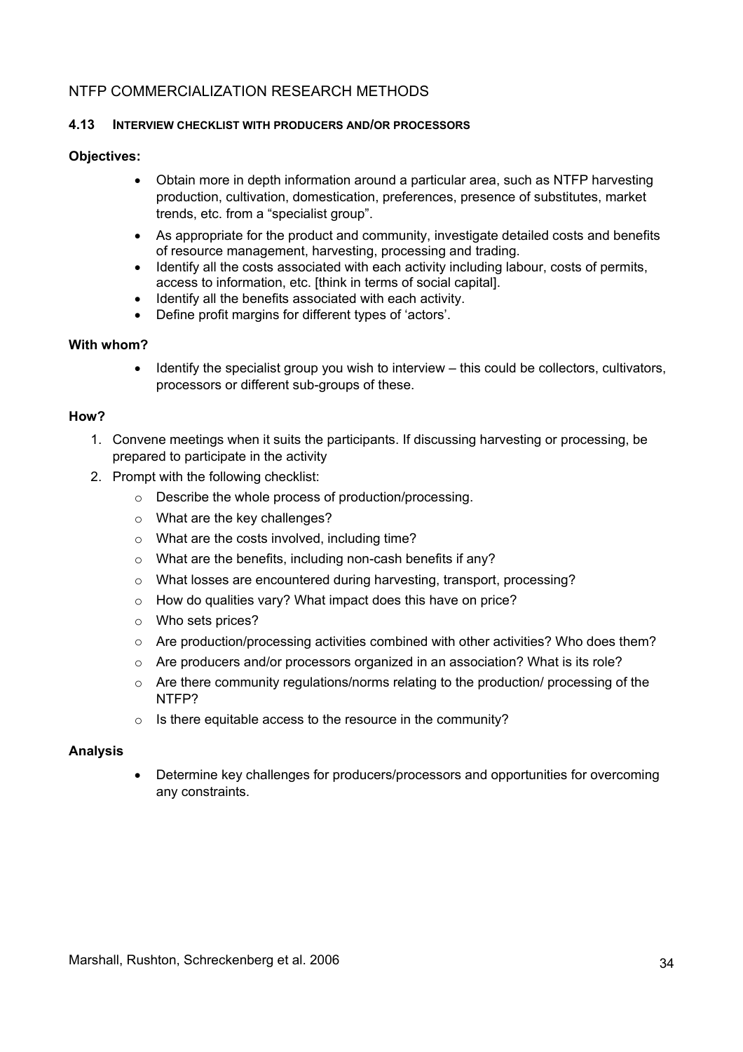NTFP COMMERCIALIZATION RESEARCH METHODS

### 4.13 INTERVIEW CHECKLIST WITH PRODUCERS AND/OR PROCESSORS

**Objectives:**

- Obtain more in depth information around a particular area, such as NTFP harvesting production, cultivation, domestication, preferences, presence of substitutes, market trends, etc. from a "specialist group".
- As appropriate for the product and community, investigate detailed costs and benefits of resource management, harvesting, processing and trading.
- Identify all the costs associated with each activity including labour, costs of permits, access to information, etc. [think in terms of social capital].
- Identify all the benefits associated with each activity.
- Define profit margins for different types of 'actors'.

**With whom?**

- Identify the specialist group you wish to interview – this could be collectors, cultivators, processors or different sub-groups of these.

**How?**

1. Convene meetings when it suits the participants. If discussing harvesting or processing, be prepared to participate in the activity
2. Prompt with the following checklist:
    - Describe the whole process of production/processing.
    - What are the key challenges?
    - What are the costs involved, including time?
    - What are the benefits, including non-cash benefits if any?
    - What losses are encountered during harvesting, transport, processing?
    - How do qualities vary? What impact does this have on price?
    - Who sets prices?
    - Are production/processing activities combined with other activities? Who does them?
    - Are producers and/or processors organized in an association? What is its role?
    - Are there community regulations/norms relating to the production/ processing of the NTFP?
    - Is there equitable access to the resource in the community?

**Analysis**

- Determine key challenges for producers/processors and opportunities for overcoming any constraints.

Marshall, Rushton, Schreckenberg et al. 2006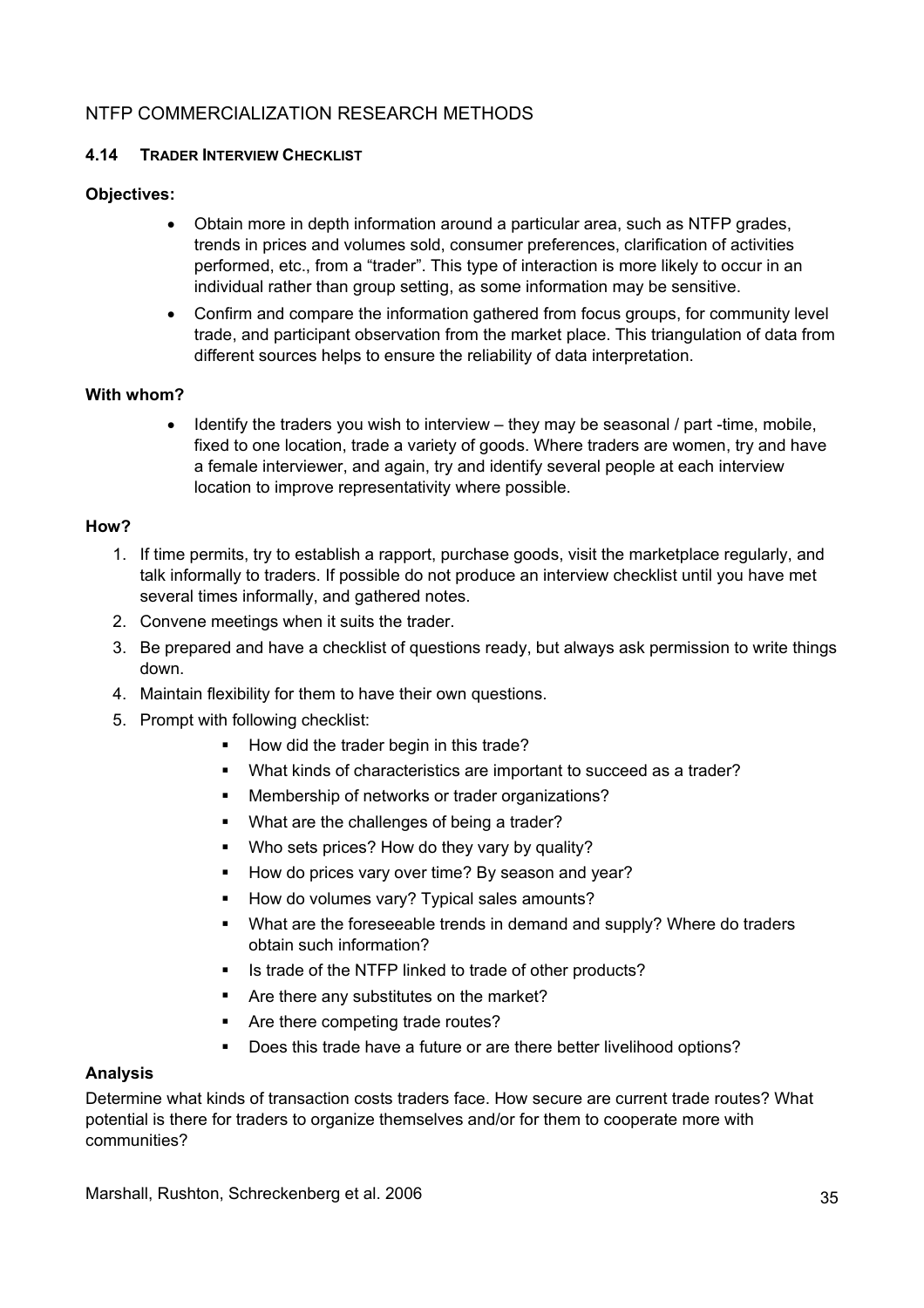## 4.14 Trader Interview Checklist

**Objectives:**

- Obtain more in depth information around a particular area, such as NTFP grades, trends in prices and volumes sold, consumer preferences, clarification of activities performed, etc., from a "trader". This type of interaction is more likely to occur in an individual rather than group setting, as some information may be sensitive.
- Confirm and compare the information gathered from focus groups, for community level trade, and participant observation from the market place. This triangulation of data from different sources helps to ensure the reliability of data interpretation.

**With whom?**

- Identify the traders you wish to interview – they may be seasonal / part -time, mobile, fixed to one location, trade a variety of goods. Where traders are women, try and have a female interviewer, and again, try and identify several people at each interview location to improve representativity where possible.

**How?**

1. If time permits, try to establish a rapport, purchase goods, visit the marketplace regularly, and talk informally to traders. If possible do not produce an interview checklist until you have met several times informally, and gathered notes.
2. Convene meetings when it suits the trader.
3. Be prepared and have a checklist of questions ready, but always ask permission to write things down.
4. Maintain flexibility for them to have their own questions.
5. Prompt with following checklist:
   - How did the trader begin in this trade?
   - What kinds of characteristics are important to succeed as a trader?
   - Membership of networks or trader organizations?
   - What are the challenges of being a trader?
   - Who sets prices? How do they vary by quality?
   - How do prices vary over time? By season and year?
   - How do volumes vary? Typical sales amounts?
   - What are the foreseeable trends in demand and supply? Where do traders obtain such information?
   - Is trade of the NTFP linked to trade of other products?
   - Are there any substitutes on the market?
   - Are there competing trade routes?
   - Does this trade have a future or are there better livelihood options?

**Analysis**

Determine what kinds of transaction costs traders face. How secure are current trade routes? What potential is there for traders to organize themselves and/or for them to cooperate more with communities?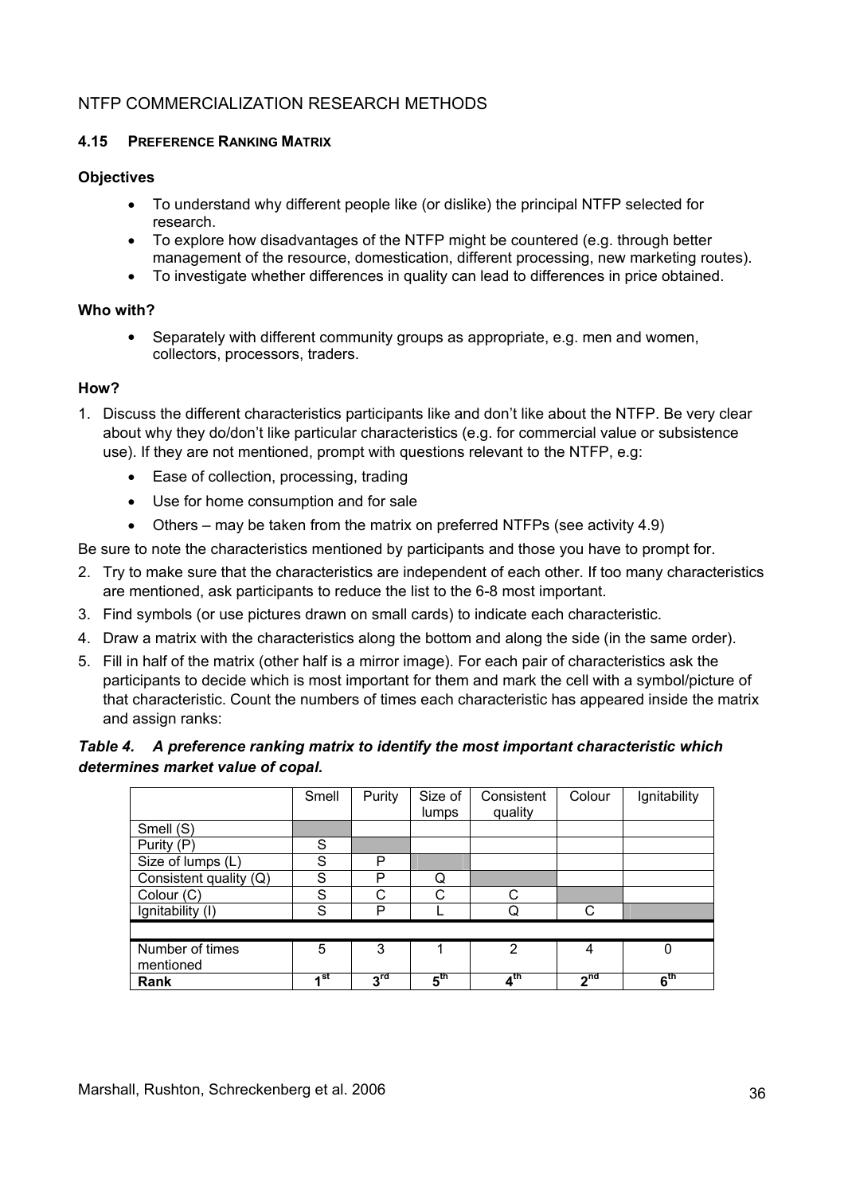## NTFP COMMERCIALIZATION RESEARCH METHODS

### 4.15 PREFERENCE RANKING MATRIX

**Objectives**

- To understand why different people like (or dislike) the principal NTFP selected for research.
- To explore how disadvantages of the NTFP might be countered (e.g. through better management of the resource, domestication, different processing, new marketing routes).
- To investigate whether differences in quality can lead to differences in price obtained.

**Who with?**

- Separately with different community groups as appropriate, e.g. men and women, collectors, processors, traders.

**How?**

1. Discuss the different characteristics participants like and don't like about the NTFP. Be very clear about why they do/don't like particular characteristics (e.g. for commercial value or subsistence use). If they are not mentioned, prompt with questions relevant to the NTFP, e.g:
   - Ease of collection, processing, trading
   - Use for home consumption and for sale
   - Others – may be taken from the matrix on preferred NTFPs (see activity 4.9)

   Be sure to note the characteristics mentioned by participants and those you have to prompt for.
2. Try to make sure that the characteristics are independent of each other. If too many characteristics are mentioned, ask participants to reduce the list to the 6-8 most important.
3. Find symbols (or use pictures drawn on small cards) to indicate each characteristic.
4. Draw a matrix with the characteristics along the bottom and along the side (in the same order).
5. Fill in half of the matrix (other half is a mirror image). For each pair of characteristics ask the participants to decide which is most important for them and mark the cell with a symbol/picture of that characteristic. Count the numbers of times each characteristic has appeared inside the matrix and assign ranks:

***Table 4. A preference ranking matrix to identify the most important characteristic which determines market value of copal.***

| | Smell | Purity | Size of lumps | Consistent quality | Colour | Ignitability |
|---|---|---|---|---|---|---|
| Smell (S) | | | | | | |
| Purity (P) | S | | | | | |
| Size of lumps (L) | S | P | | | | |
| Consistent quality (Q) | S | P | Q | | | |
| Colour (C) | S | C | C | C | | |
| Ignitability (I) | S | P | L | Q | C | |
| | | | | | | |
| Number of times mentioned | 5 | 3 | 1 | 2 | 4 | 0 |
| **Rank** | **1st** | **3rd** | **5th** | **4th** | **2nd** | **6th** |

Marshall, Rushton, Schreckenberg et al. 2006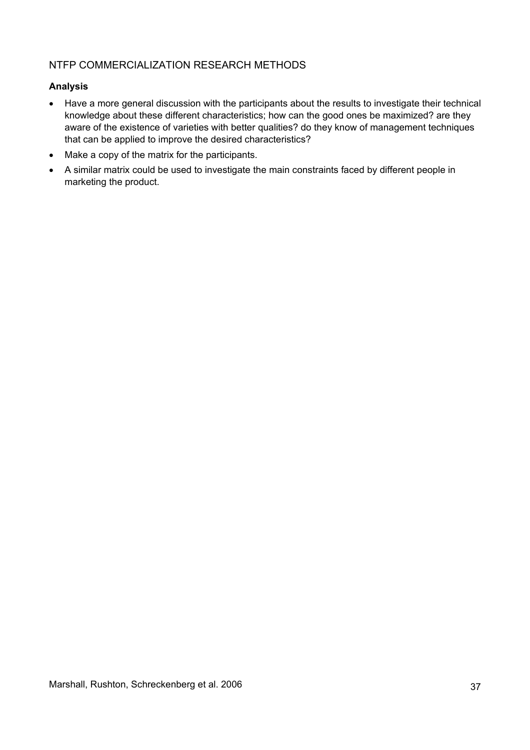**Analysis**

- Have a more general discussion with the participants about the results to investigate their technical knowledge about these different characteristics; how can the good ones be maximized? are they aware of the existence of varieties with better qualities? do they know of management techniques that can be applied to improve the desired characteristics?
- Make a copy of the matrix for the participants.
- A similar matrix could be used to investigate the main constraints faced by different people in marketing the product.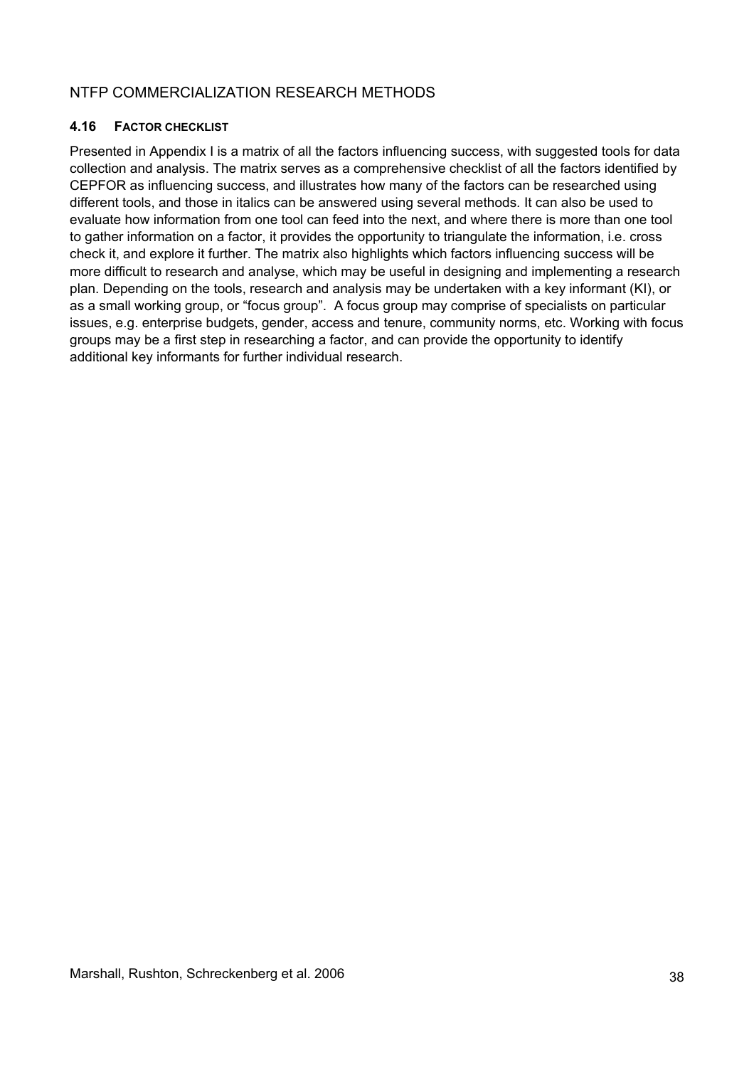### 4.16 Factor Checklist

Presented in Appendix I is a matrix of all the factors influencing success, with suggested tools for data collection and analysis. The matrix serves as a comprehensive checklist of all the factors identified by CEPFOR as influencing success, and illustrates how many of the factors can be researched using different tools, and those in italics can be answered using several methods. It can also be used to evaluate how information from one tool can feed into the next, and where there is more than one tool to gather information on a factor, it provides the opportunity to triangulate the information, i.e. cross check it, and explore it further. The matrix also highlights which factors influencing success will be more difficult to research and analyse, which may be useful in designing and implementing a research plan. Depending on the tools, research and analysis may be undertaken with a key informant (KI), or as a small working group, or "focus group". A focus group may comprise of specialists on particular issues, e.g. enterprise budgets, gender, access and tenure, community norms, etc. Working with focus groups may be a first step in researching a factor, and can provide the opportunity to identify additional key informants for further individual research.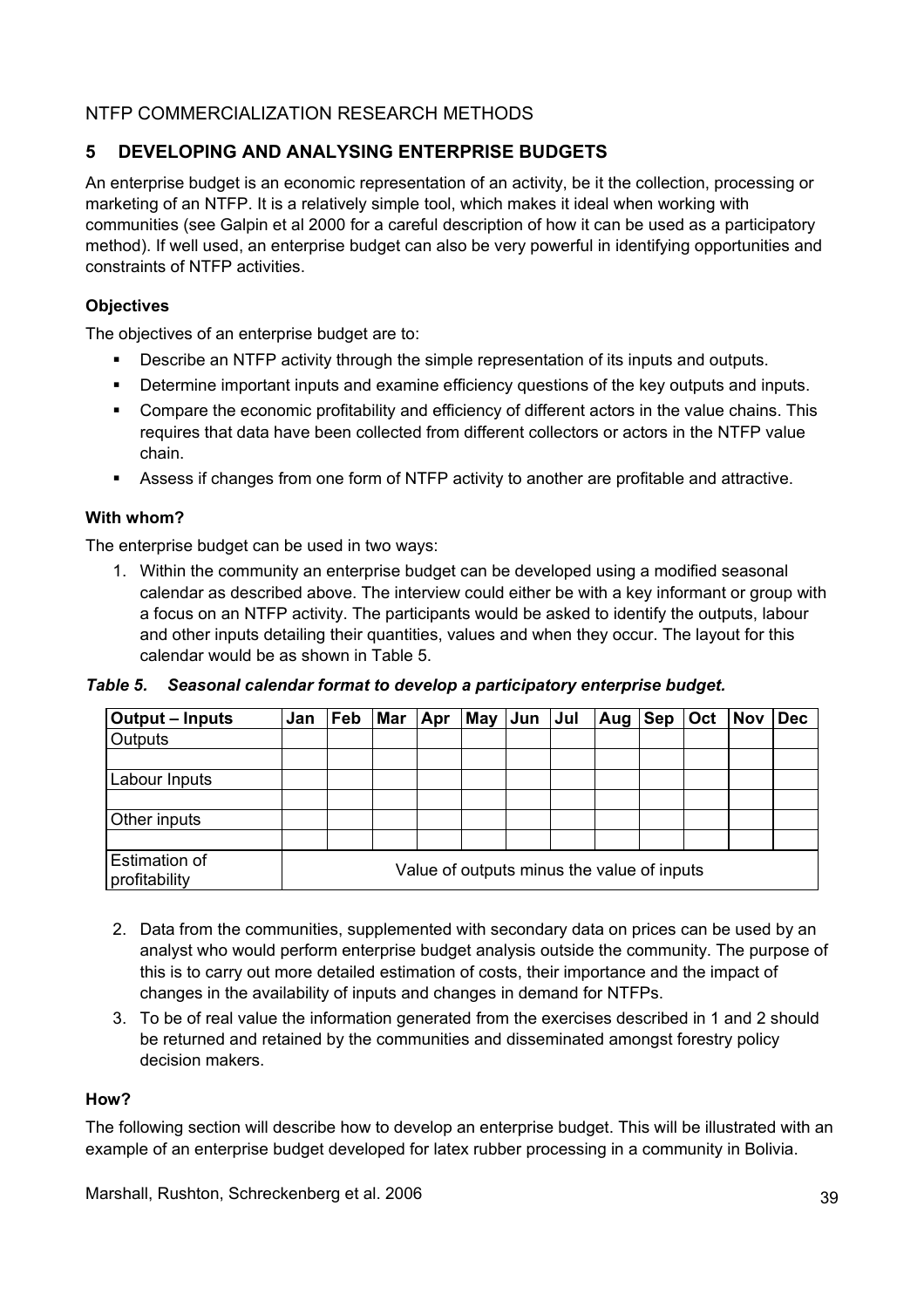## 5 DEVELOPING AND ANALYSING ENTERPRISE BUDGETS

An enterprise budget is an economic representation of an activity, be it the collection, processing or marketing of an NTFP. It is a relatively simple tool, which makes it ideal when working with communities (see Galpin et al 2000 for a careful description of how it can be used as a participatory method). If well used, an enterprise budget can also be very powerful in identifying opportunities and constraints of NTFP activities.

### Objectives

The objectives of an enterprise budget are to:

- Describe an NTFP activity through the simple representation of its inputs and outputs.
- Determine important inputs and examine efficiency questions of the key outputs and inputs.
- Compare the economic profitability and efficiency of different actors in the value chains. This requires that data have been collected from different collectors or actors in the NTFP value chain.
- Assess if changes from one form of NTFP activity to another are profitable and attractive.

### With whom?

The enterprise budget can be used in two ways:

1. Within the community an enterprise budget can be developed using a modified seasonal calendar as described above. The interview could either be with a key informant or group with a focus on an NTFP activity. The participants would be asked to identify the outputs, labour and other inputs detailing their quantities, values and when they occur. The layout for this calendar would be as shown in Table 5.

***Table 5. Seasonal calendar format to develop a participatory enterprise budget.***

| Output – Inputs | Jan | Feb | Mar | Apr | May | Jun | Jul | Aug | Sep | Oct | Nov | Dec |
|---|---|---|---|---|---|---|---|---|---|---|---|---|
| Outputs | | | | | | | | | | | | |
| | | | | | | | | | | | | |
| Labour Inputs | | | | | | | | | | | | |
| | | | | | | | | | | | | |
| Other inputs | | | | | | | | | | | | |
| | | | | | | | | | | | | |
| Estimation of profitability | Value of outputs minus the value of inputs | | | | | | | | | | | |

2. Data from the communities, supplemented with secondary data on prices can be used by an analyst who would perform enterprise budget analysis outside the community. The purpose of this is to carry out more detailed estimation of costs, their importance and the impact of changes in the availability of inputs and changes in demand for NTFPs.
3. To be of real value the information generated from the exercises described in 1 and 2 should be returned and retained by the communities and disseminated amongst forestry policy decision makers.

### How?

The following section will describe how to develop an enterprise budget. This will be illustrated with an example of an enterprise budget developed for latex rubber processing in a community in Bolivia.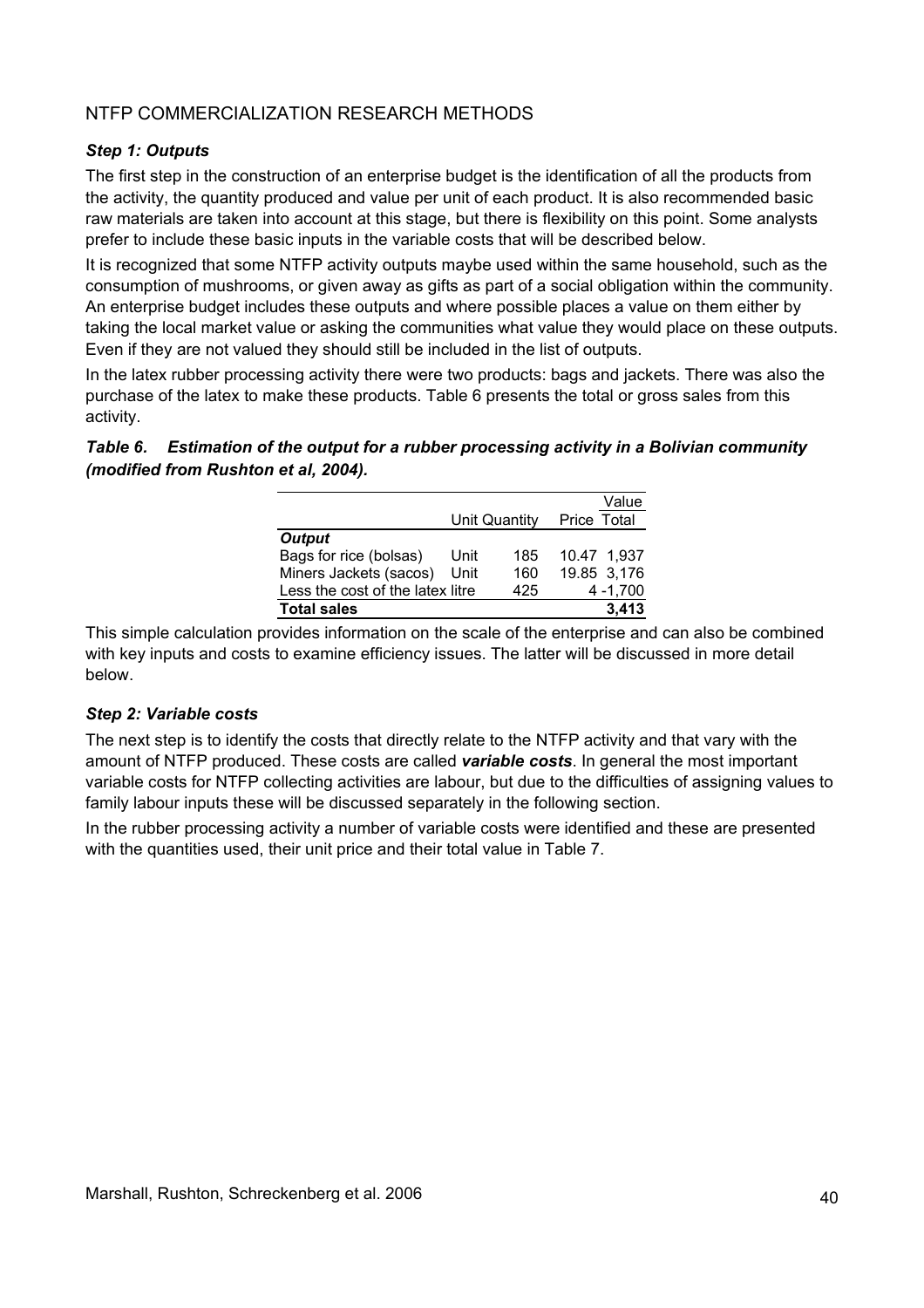## NTFP COMMERCIALIZATION RESEARCH METHODS

### *Step 1: Outputs*

The first step in the construction of an enterprise budget is the identification of all the products from the activity, the quantity produced and value per unit of each product. It is also recommended basic raw materials are taken into account at this stage, but there is flexibility on this point. Some analysts prefer to include these basic inputs in the variable costs that will be described below.

It is recognized that some NTFP activity outputs maybe used within the same household, such as the consumption of mushrooms, or given away as gifts as part of a social obligation within the community. An enterprise budget includes these outputs and where possible places a value on them either by taking the local market value or asking the communities what value they would place on these outputs. Even if they are not valued they should still be included in the list of outputs.

In the latex rubber processing activity there were two products: bags and jackets. There was also the purchase of the latex to make these products. Table 6 presents the total or gross sales from this activity.

***Table 6. Estimation of the output for a rubber processing activity in a Bolivian community (modified from Rushton et al, 2004).***

| | Unit | Quantity | Price | Value Total |
|---|---|---|---|---|
| ***Output*** | | | | |
| Bags for rice (bolsas) | Unit | 185 | 10.47 | 1,937 |
| Miners Jackets (sacos) | Unit | 160 | 19.85 | 3,176 |
| Less the cost of the latex | litre | 425 | 4 | -1,700 |
| **Total sales** | | | | **3,413** |

This simple calculation provides information on the scale of the enterprise and can also be combined with key inputs and costs to examine efficiency issues. The latter will be discussed in more detail below.

### *Step 2: Variable costs*

The next step is to identify the costs that directly relate to the NTFP activity and that vary with the amount of NTFP produced. These costs are called ***variable costs***. In general the most important variable costs for NTFP collecting activities are labour, but due to the difficulties of assigning values to family labour inputs these will be discussed separately in the following section.

In the rubber processing activity a number of variable costs were identified and these are presented with the quantities used, their unit price and their total value in Table 7.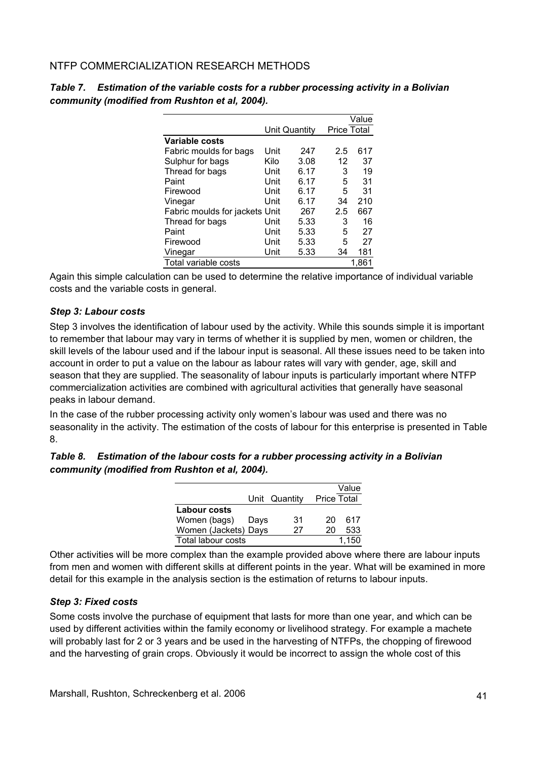*Table 7. Estimation of the variable costs for a rubber processing activity in a Bolivian community (modified from Rushton et al, 2004).*

| | Unit | Quantity | Value Price | Value Total |
|---|---|---|---|---|
| **Variable costs** | | | | |
| Fabric moulds for bags | Unit | 247 | 2.5 | 617 |
| Sulphur for bags | Kilo | 3.08 | 12 | 37 |
| Thread for bags | Unit | 6.17 | 3 | 19 |
| Paint | Unit | 6.17 | 5 | 31 |
| Firewood | Unit | 6.17 | 5 | 31 |
| Vinegar | Unit | 6.17 | 34 | 210 |
| Fabric moulds for jackets | Unit | 267 | 2.5 | 667 |
| Thread for bags | Unit | 5.33 | 3 | 16 |
| Paint | Unit | 5.33 | 5 | 27 |
| Firewood | Unit | 5.33 | 5 | 27 |
| Vinegar | Unit | 5.33 | 34 | 181 |
| Total variable costs | | | | 1,861 |

Again this simple calculation can be used to determine the relative importance of individual variable costs and the variable costs in general.

### *Step 3: Labour costs*

Step 3 involves the identification of labour used by the activity. While this sounds simple it is important to remember that labour may vary in terms of whether it is supplied by men, women or children, the skill levels of the labour used and if the labour input is seasonal. All these issues need to be taken into account in order to put a value on the labour as labour rates will vary with gender, age, skill and season that they are supplied. The seasonality of labour inputs is particularly important where NTFP commercialization activities are combined with agricultural activities that generally have seasonal peaks in labour demand.

In the case of the rubber processing activity only women's labour was used and there was no seasonality in the activity. The estimation of the costs of labour for this enterprise is presented in Table 8.

*Table 8. Estimation of the labour costs for a rubber processing activity in a Bolivian community (modified from Rushton et al, 2004).*

| | Unit | Quantity | Value Price | Value Total |
|---|---|---|---|---|
| **Labour costs** | | | | |
| Women (bags) | Days | 31 | 20 | 617 |
| Women (Jackets) | Days | 27 | 20 | 533 |
| Total labour costs | | | | 1,150 |

Other activities will be more complex than the example provided above where there are labour inputs from men and women with different skills at different points in the year. What will be examined in more detail for this example in the analysis section is the estimation of returns to labour inputs.

### *Step 3: Fixed costs*

Some costs involve the purchase of equipment that lasts for more than one year, and which can be used by different activities within the family economy or livelihood strategy. For example a machete will probably last for 2 or 3 years and be used in the harvesting of NTFPs, the chopping of firewood and the harvesting of grain crops. Obviously it would be incorrect to assign the whole cost of this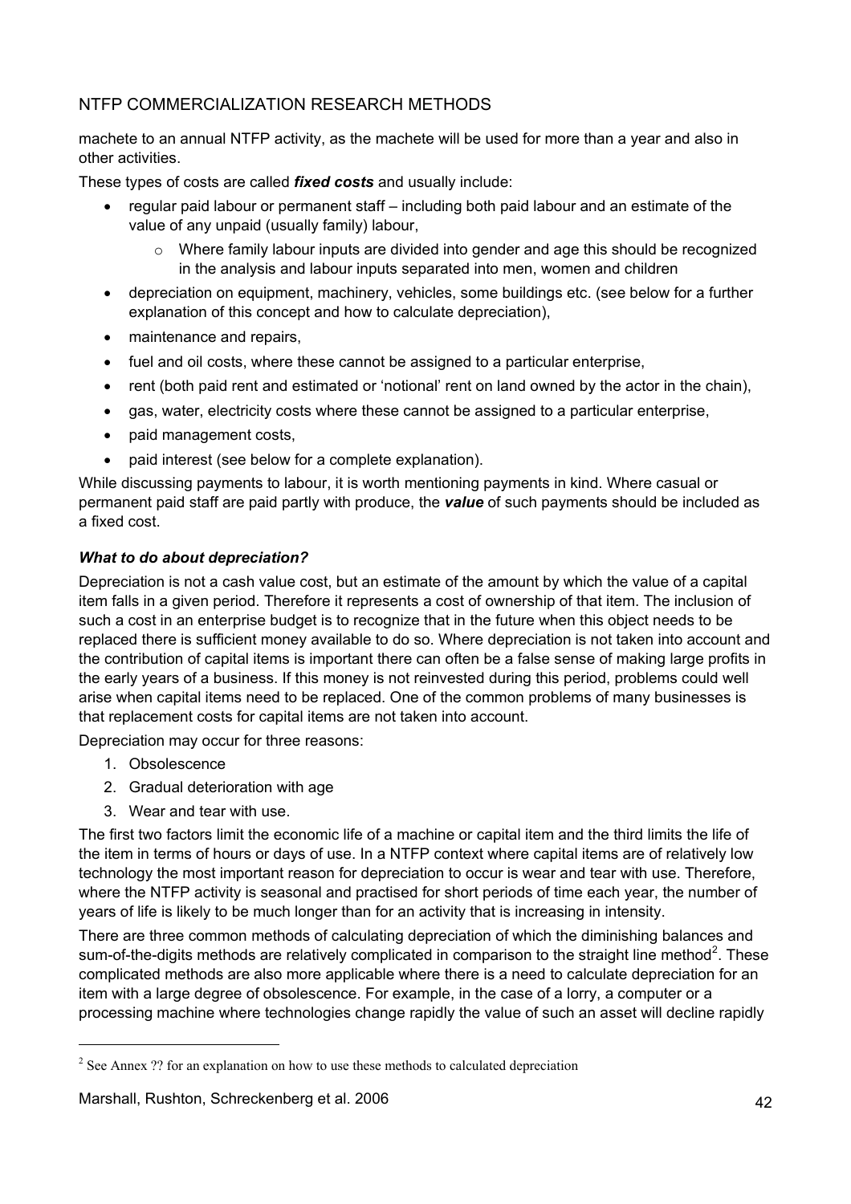machete to an annual NTFP activity, as the machete will be used for more than a year and also in other activities.

These types of costs are called ***fixed costs*** and usually include:

- regular paid labour or permanent staff – including both paid labour and an estimate of the value of any unpaid (usually family) labour,
    - Where family labour inputs are divided into gender and age this should be recognized in the analysis and labour inputs separated into men, women and children
- depreciation on equipment, machinery, vehicles, some buildings etc. (see below for a further explanation of this concept and how to calculate depreciation),
- maintenance and repairs,
- fuel and oil costs, where these cannot be assigned to a particular enterprise,
- rent (both paid rent and estimated or 'notional' rent on land owned by the actor in the chain),
- gas, water, electricity costs where these cannot be assigned to a particular enterprise,
- paid management costs,
- paid interest (see below for a complete explanation).

While discussing payments to labour, it is worth mentioning payments in kind. Where casual or permanent paid staff are paid partly with produce, the ***value*** of such payments should be included as a fixed cost.

### *What to do about depreciation?*

Depreciation is not a cash value cost, but an estimate of the amount by which the value of a capital item falls in a given period. Therefore it represents a cost of ownership of that item. The inclusion of such a cost in an enterprise budget is to recognize that in the future when this object needs to be replaced there is sufficient money available to do so. Where depreciation is not taken into account and the contribution of capital items is important there can often be a false sense of making large profits in the early years of a business. If this money is not reinvested during this period, problems could well arise when capital items need to be replaced. One of the common problems of many businesses is that replacement costs for capital items are not taken into account.

Depreciation may occur for three reasons:

1. Obsolescence
2. Gradual deterioration with age
3. Wear and tear with use.

The first two factors limit the economic life of a machine or capital item and the third limits the life of the item in terms of hours or days of use. In a NTFP context where capital items are of relatively low technology the most important reason for depreciation to occur is wear and tear with use. Therefore, where the NTFP activity is seasonal and practised for short periods of time each year, the number of years of life is likely to be much longer than for an activity that is increasing in intensity.

There are three common methods of calculating depreciation of which the diminishing balances and sum-of-the-digits methods are relatively complicated in comparison to the straight line method[2]. These complicated methods are also more applicable where there is a need to calculate depreciation for an item with a large degree of obsolescence. For example, in the case of a lorry, a computer or a processing machine where technologies change rapidly the value of such an asset will decline rapidly

[2] See Annex ?? for an explanation on how to use these methods to calculated depreciation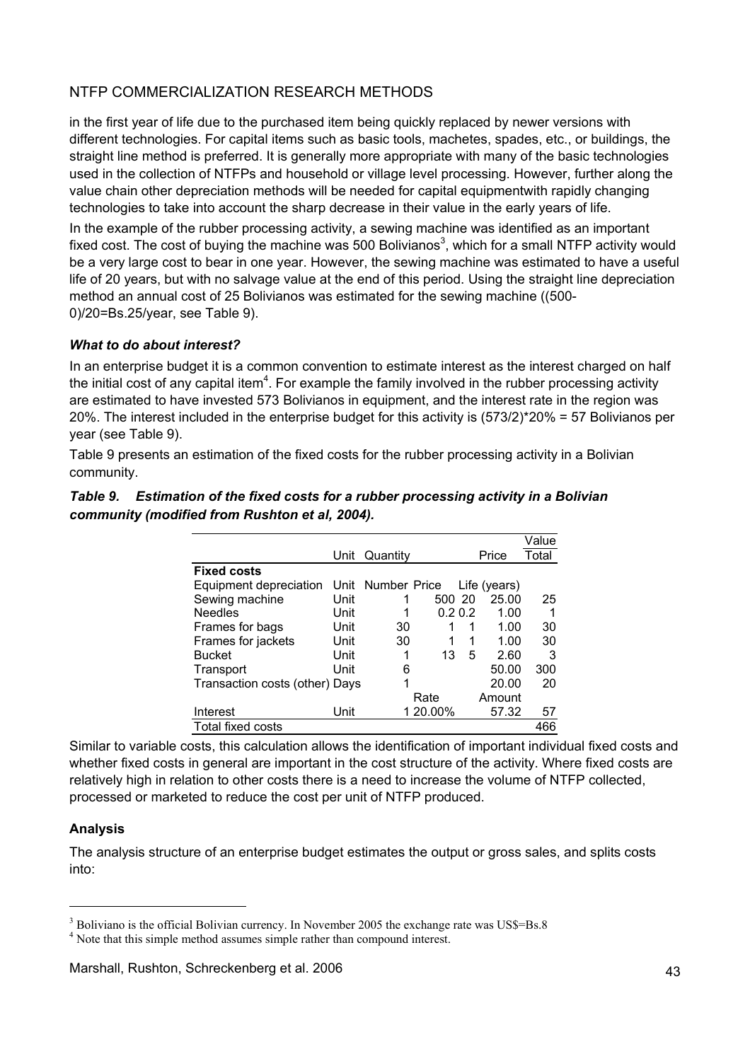in the first year of life due to the purchased item being quickly replaced by newer versions with different technologies. For capital items such as basic tools, machetes, spades, etc., or buildings, the straight line method is preferred. It is generally more appropriate with many of the basic technologies used in the collection of NTFPs and household or village level processing. However, further along the value chain other depreciation methods will be needed for capital equipmentwith rapidly changing technologies to take into account the sharp decrease in their value in the early years of life.

In the example of the rubber processing activity, a sewing machine was identified as an important fixed cost. The cost of buying the machine was 500 Bolivianos[3], which for a small NTFP activity would be a very large cost to bear in one year. However, the sewing machine was estimated to have a useful life of 20 years, but with no salvage value at the end of this period. Using the straight line depreciation method an annual cost of 25 Bolivianos was estimated for the sewing machine ((500-0)/20=Bs.25/year, see Table 9).

### *What to do about interest?*

In an enterprise budget it is a common convention to estimate interest as the interest charged on half the initial cost of any capital item[4]. For example the family involved in the rubber processing activity are estimated to have invested 573 Bolivianos in equipment, and the interest rate in the region was 20%. The interest included in the enterprise budget for this activity is (573/2)*20% = 57 Bolivianos per year (see Table 9).

Table 9 presents an estimation of the fixed costs for the rubber processing activity in a Bolivian community.

***Table 9. Estimation of the fixed costs for a rubber processing activity in a Bolivian community (modified from Rushton et al, 2004).***

| | Unit | Quantity | | | Price | Value Total |
|---|---|---|---|---|---|---|
| **Fixed costs** | | | | | | |
| Equipment depreciation | Unit | Number | Price | Life (years) | | |
| Sewing machine | Unit | 1 | 500 | 20 | 25.00 | 25 |
| Needles | Unit | 1 | 0.2 | 0.2 | 1.00 | 1 |
| Frames for bags | Unit | 30 | 1 | 1 | 1.00 | 30 |
| Frames for jackets | Unit | 30 | 1 | 1 | 1.00 | 30 |
| Bucket | Unit | 1 | 13 | 5 | 2.60 | 3 |
| Transport | Unit | 6 | | | 50.00 | 300 |
| Transaction costs (other) | Days | 1 | | | 20.00 | 20 |
| | | | Rate | | Amount | |
| Interest | Unit | 1 | 20.00% | | 57.32 | 57 |
| Total fixed costs | | | | | | 466 |

Similar to variable costs, this calculation allows the identification of important individual fixed costs and whether fixed costs in general are important in the cost structure of the activity. Where fixed costs are relatively high in relation to other costs there is a need to increase the volume of NTFP collected, processed or marketed to reduce the cost per unit of NTFP produced.

### **Analysis**

The analysis structure of an enterprise budget estimates the output or gross sales, and splits costs into:

---

[3] Boliviano is the official Bolivian currency. In November 2005 the exchange rate was US$=Bs.8

[4] Note that this simple method assumes simple rather than compound interest.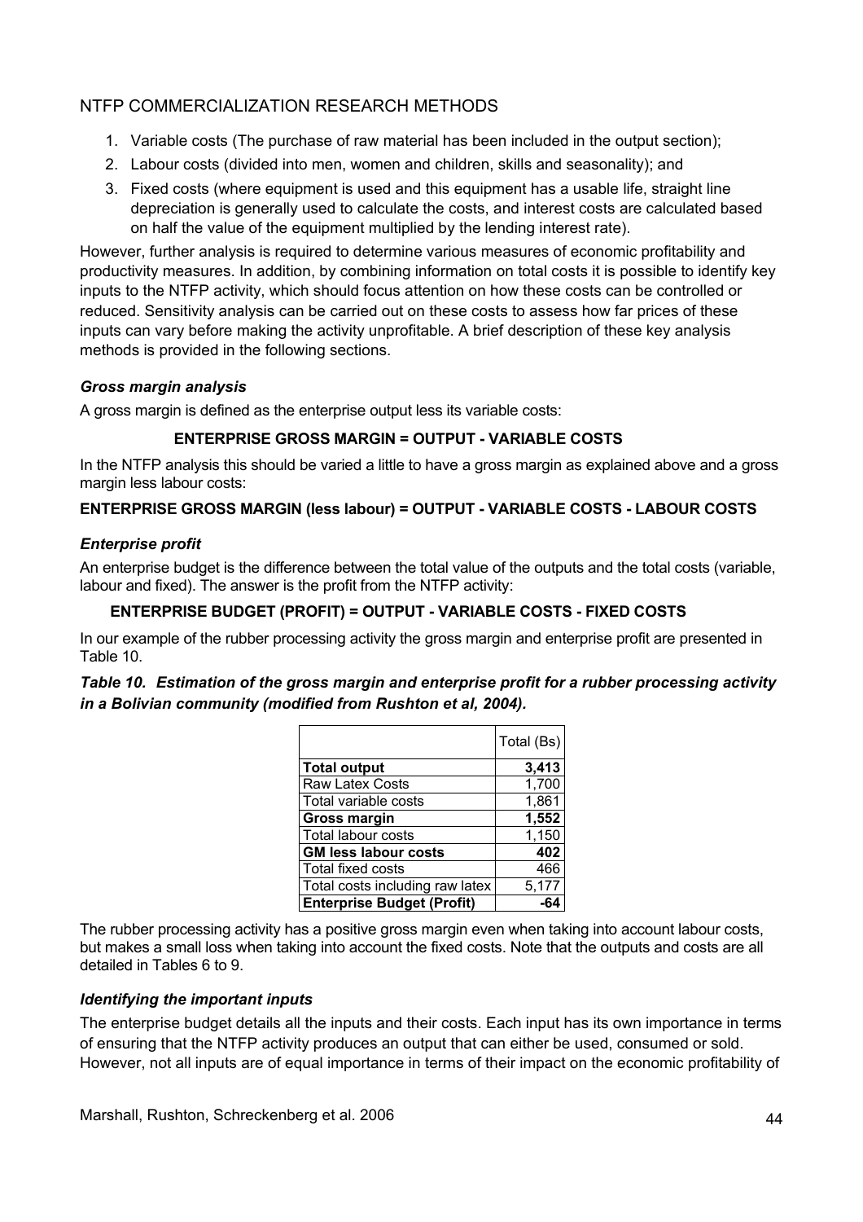## NTFP COMMERCIALIZATION RESEARCH METHODS

1. Variable costs (The purchase of raw material has been included in the output section);
2. Labour costs (divided into men, women and children, skills and seasonality); and
3. Fixed costs (where equipment is used and this equipment has a usable life, straight line depreciation is generally used to calculate the costs, and interest costs are calculated based on half the value of the equipment multiplied by the lending interest rate).

However, further analysis is required to determine various measures of economic profitability and productivity measures. In addition, by combining information on total costs it is possible to identify key inputs to the NTFP activity, which should focus attention on how these costs can be controlled or reduced. Sensitivity analysis can be carried out on these costs to assess how far prices of these inputs can vary before making the activity unprofitable. A brief description of these key analysis methods is provided in the following sections.

### *Gross margin analysis*

A gross margin is defined as the enterprise output less its variable costs:

**ENTERPRISE GROSS MARGIN = OUTPUT - VARIABLE COSTS**

In the NTFP analysis this should be varied a little to have a gross margin as explained above and a gross margin less labour costs:

**ENTERPRISE GROSS MARGIN (less labour) = OUTPUT - VARIABLE COSTS - LABOUR COSTS**

### *Enterprise profit*

An enterprise budget is the difference between the total value of the outputs and the total costs (variable, labour and fixed). The answer is the profit from the NTFP activity:

**ENTERPRISE BUDGET (PROFIT) = OUTPUT - VARIABLE COSTS - FIXED COSTS**

In our example of the rubber processing activity the gross margin and enterprise profit are presented in Table 10.

***Table 10. Estimation of the gross margin and enterprise profit for a rubber processing activity in a Bolivian community (modified from Rushton et al, 2004).***

| | Total (Bs) |
|---|---|
| **Total output** | **3,413** |
| Raw Latex Costs | 1,700 |
| Total variable costs | 1,861 |
| **Gross margin** | **1,552** |
| Total labour costs | 1,150 |
| **GM less labour costs** | **402** |
| Total fixed costs | 466 |
| Total costs including raw latex | 5,177 |
| **Enterprise Budget (Profit)** | **-64** |

The rubber processing activity has a positive gross margin even when taking into account labour costs, but makes a small loss when taking into account the fixed costs. Note that the outputs and costs are all detailed in Tables 6 to 9.

### *Identifying the important inputs*

The enterprise budget details all the inputs and their costs. Each input has its own importance in terms of ensuring that the NTFP activity produces an output that can either be used, consumed or sold. However, not all inputs are of equal importance in terms of their impact on the economic profitability of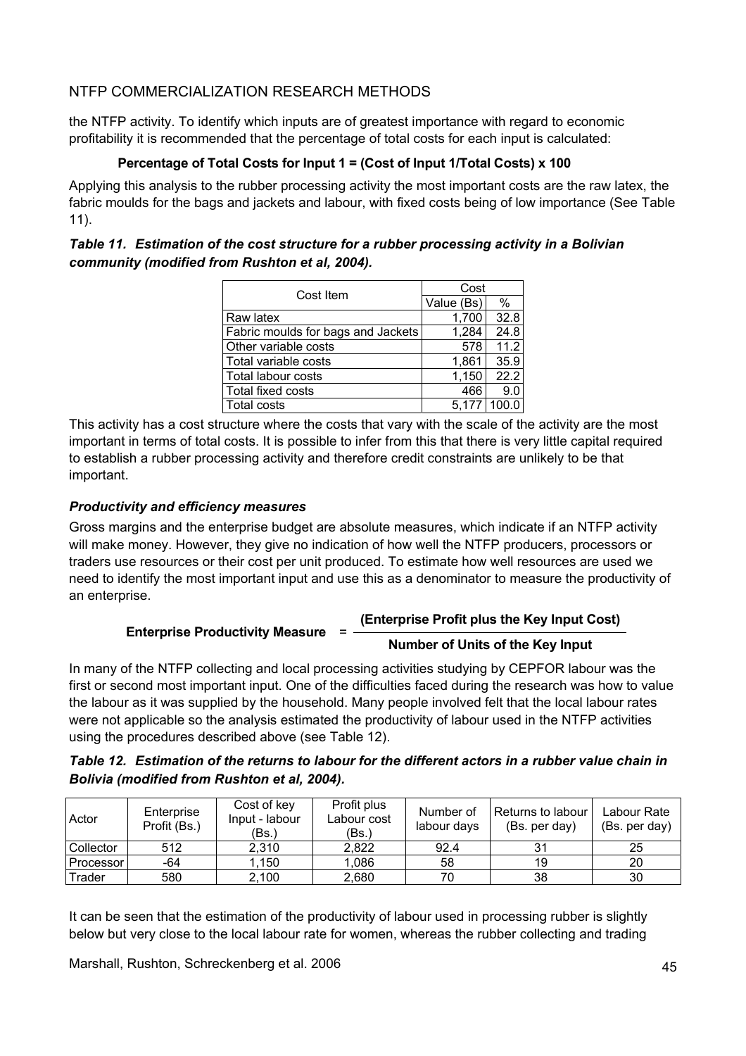the NTFP activity. To identify which inputs are of greatest importance with regard to economic profitability it is recommended that the percentage of total costs for each input is calculated:

**Percentage of Total Costs for Input 1 = (Cost of Input 1/Total Costs) x 100**

Applying this analysis to the rubber processing activity the most important costs are the raw latex, the fabric moulds for the bags and jackets and labour, with fixed costs being of low importance (See Table 11).

***Table 11. Estimation of the cost structure for a rubber processing activity in a Bolivian community (modified from Rushton et al, 2004).***

| Cost Item | Cost | |
|---|---|---|
| | Value (Bs) | % |
| Raw latex | 1,700 | 32.8 |
| Fabric moulds for bags and Jackets | 1,284 | 24.8 |
| Other variable costs | 578 | 11.2 |
| Total variable costs | 1,861 | 35.9 |
| Total labour costs | 1,150 | 22.2 |
| Total fixed costs | 466 | 9.0 |
| Total costs | 5,177 | 100.0 |

This activity has a cost structure where the costs that vary with the scale of the activity are the most important in terms of total costs. It is possible to infer from this that there is very little capital required to establish a rubber processing activity and therefore credit constraints are unlikely to be that important.

### *Productivity and efficiency measures*

Gross margins and the enterprise budget are absolute measures, which indicate if an NTFP activity will make money. However, they give no indication of how well the NTFP producers, processors or traders use resources or their cost per unit produced. To estimate how well resources are used we need to identify the most important input and use this as a denominator to measure the productivity of an enterprise.

$$\textbf{Enterprise Productivity Measure} = \frac{\textbf{(Enterprise Profit plus the Key Input Cost)}}{\textbf{Number of Units of the Key Input}}$$

In many of the NTFP collecting and local processing activities studying by CEPFOR labour was the first or second most important input. One of the difficulties faced during the research was how to value the labour as it was supplied by the household. Many people involved felt that the local labour rates were not applicable so the analysis estimated the productivity of labour used in the NTFP activities using the procedures described above (see Table 12).

***Table 12. Estimation of the returns to labour for the different actors in a rubber value chain in Bolivia (modified from Rushton et al, 2004).***

| Actor | Enterprise Profit (Bs.) | Cost of key Input - labour (Bs.) | Profit plus Labour cost (Bs.) | Number of labour days | Returns to labour (Bs. per day) | Labour Rate (Bs. per day) |
|---|---|---|---|---|---|---|
| Collector | 512 | 2,310 | 2,822 | 92.4 | 31 | 25 |
| Processor | -64 | 1,150 | 1,086 | 58 | 19 | 20 |
| Trader | 580 | 2,100 | 2,680 | 70 | 38 | 30 |

It can be seen that the estimation of the productivity of labour used in processing rubber is slightly below but very close to the local labour rate for women, whereas the rubber collecting and trading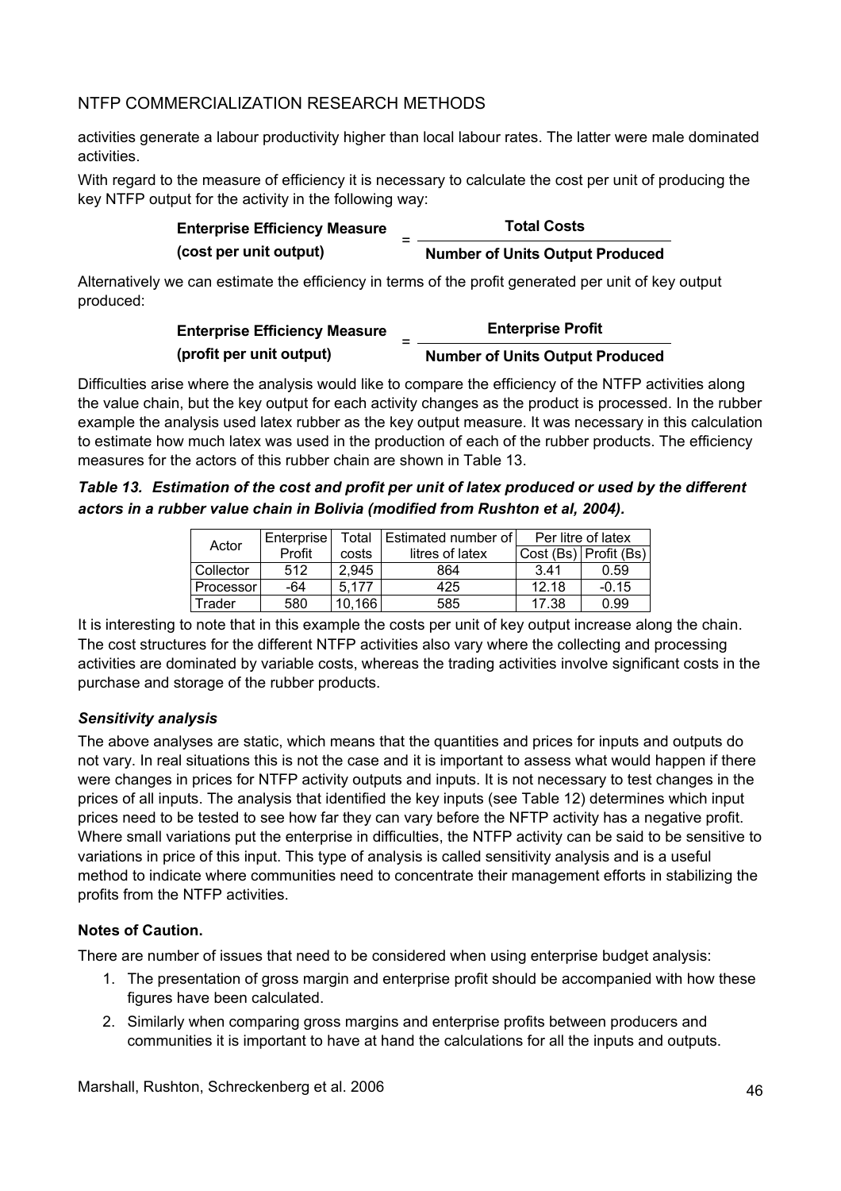activities generate a labour productivity higher than local labour rates. The latter were male dominated activities.

With regard to the measure of efficiency it is necessary to calculate the cost per unit of producing the key NTFP output for the activity in the following way:

$$\textbf{Enterprise Efficiency Measure (cost per unit output)} = \frac{\textbf{Total Costs}}{\textbf{Number of Units Output Produced}}$$

Alternatively we can estimate the efficiency in terms of the profit generated per unit of key output produced:

$$\textbf{Enterprise Efficiency Measure (profit per unit output)} = \frac{\textbf{Enterprise Profit}}{\textbf{Number of Units Output Produced}}$$

Difficulties arise where the analysis would like to compare the efficiency of the NTFP activities along the value chain, but the key output for each activity changes as the product is processed. In the rubber example the analysis used latex rubber as the key output measure. It was necessary in this calculation to estimate how much latex was used in the production of each of the rubber products. The efficiency measures for the actors of this rubber chain are shown in Table 13.

***Table 13. Estimation of the cost and profit per unit of latex produced or used by the different actors in a rubber value chain in Bolivia (modified from Rushton et al, 2004).***

| Actor | Enterprise Profit | Total costs | Estimated number of litres of latex | Per litre of latex | |
|---|---|---|---|---|---|
| | | | | Cost (Bs) | Profit (Bs) |
| Collector | 512 | 2,945 | 864 | 3.41 | 0.59 |
| Processor | -64 | 5,177 | 425 | 12.18 | -0.15 |
| Trader | 580 | 10,166 | 585 | 17.38 | 0.99 |

It is interesting to note that in this example the costs per unit of key output increase along the chain. The cost structures for the different NTFP activities also vary where the collecting and processing activities are dominated by variable costs, whereas the trading activities involve significant costs in the purchase and storage of the rubber products.

### *Sensitivity analysis*

The above analyses are static, which means that the quantities and prices for inputs and outputs do not vary. In real situations this is not the case and it is important to assess what would happen if there were changes in prices for NTFP activity outputs and inputs. It is not necessary to test changes in the prices of all inputs. The analysis that identified the key inputs (see Table 12) determines which input prices need to be tested to see how far they can vary before the NFTP activity has a negative profit. Where small variations put the enterprise in difficulties, the NTFP activity can be said to be sensitive to variations in price of this input. This type of analysis is called sensitivity analysis and is a useful method to indicate where communities need to concentrate their management efforts in stabilizing the profits from the NTFP activities.

### Notes of Caution.

There are number of issues that need to be considered when using enterprise budget analysis:

1. The presentation of gross margin and enterprise profit should be accompanied with how these figures have been calculated.
2. Similarly when comparing gross margins and enterprise profits between producers and communities it is important to have at hand the calculations for all the inputs and outputs.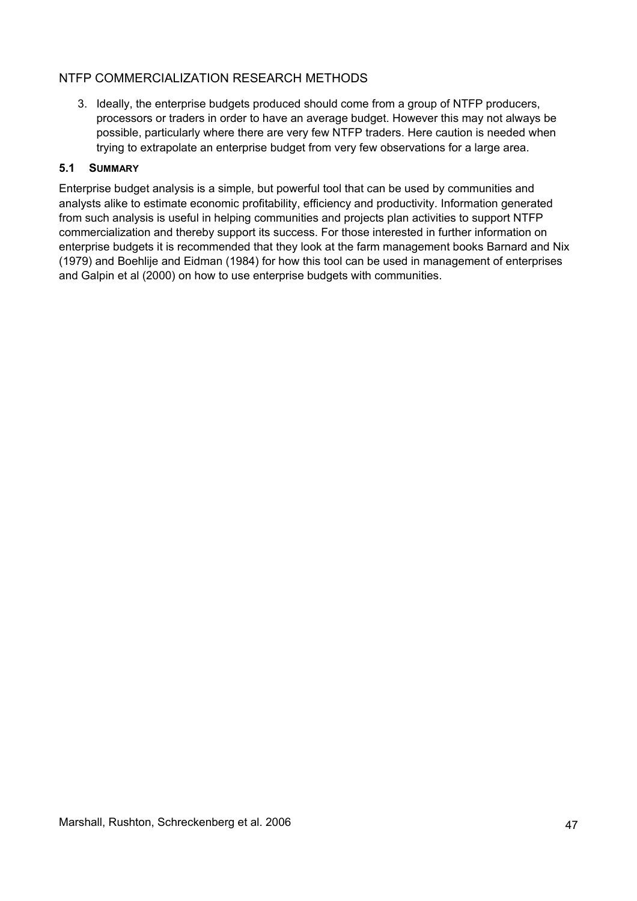3. Ideally, the enterprise budgets produced should come from a group of NTFP producers, processors or traders in order to have an average budget. However this may not always be possible, particularly where there are very few NTFP traders. Here caution is needed when trying to extrapolate an enterprise budget from very few observations for a large area.

### 5.1 SUMMARY

Enterprise budget analysis is a simple, but powerful tool that can be used by communities and analysts alike to estimate economic profitability, efficiency and productivity. Information generated from such analysis is useful in helping communities and projects plan activities to support NTFP commercialization and thereby support its success. For those interested in further information on enterprise budgets it is recommended that they look at the farm management books Barnard and Nix (1979) and Boehlije and Eidman (1984) for how this tool can be used in management of enterprises and Galpin et al (2000) on how to use enterprise budgets with communities.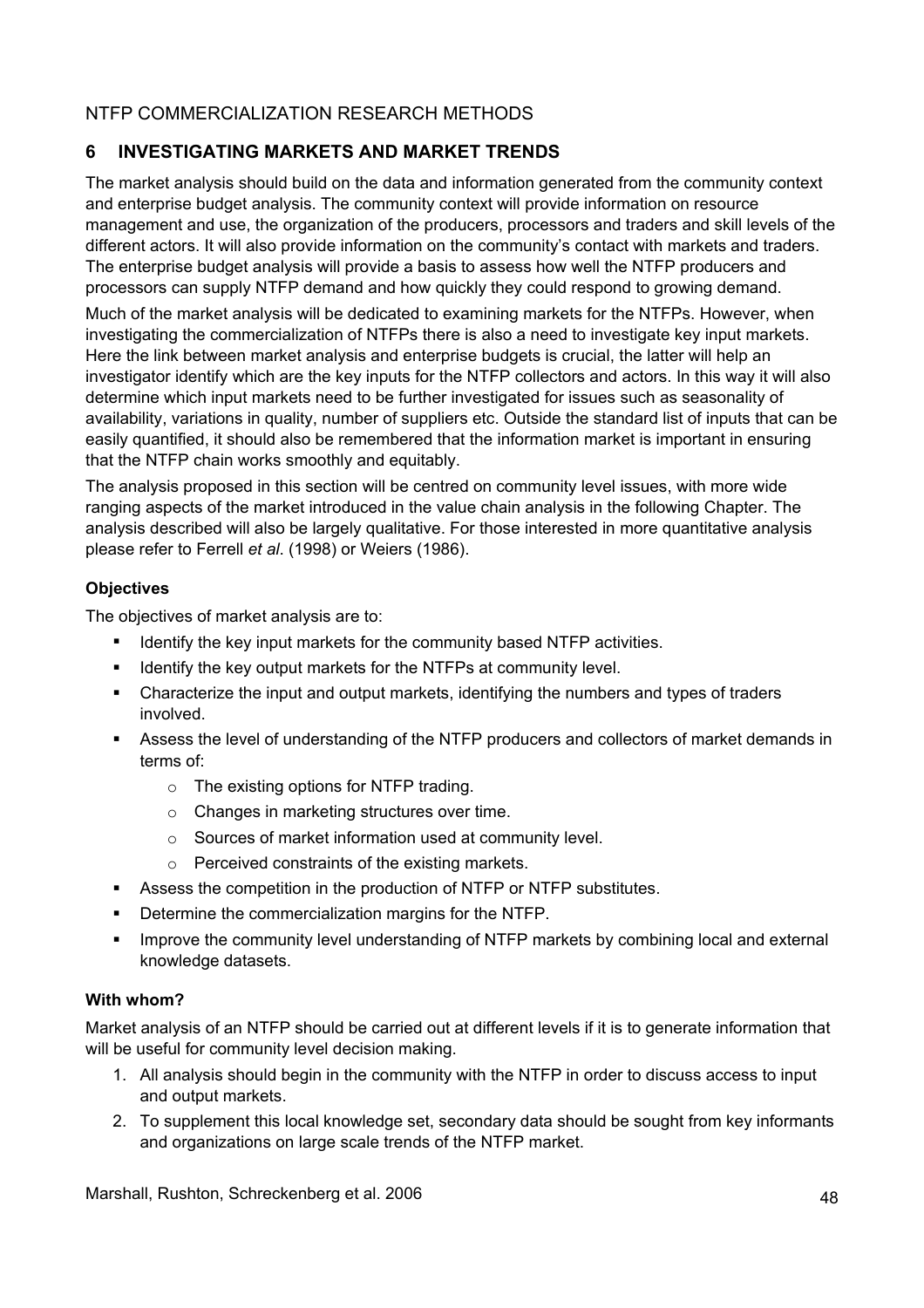## 6 INVESTIGATING MARKETS AND MARKET TRENDS

The market analysis should build on the data and information generated from the community context and enterprise budget analysis. The community context will provide information on resource management and use, the organization of the producers, processors and traders and skill levels of the different actors. It will also provide information on the community's contact with markets and traders. The enterprise budget analysis will provide a basis to assess how well the NTFP producers and processors can supply NTFP demand and how quickly they could respond to growing demand.

Much of the market analysis will be dedicated to examining markets for the NTFPs. However, when investigating the commercialization of NTFPs there is also a need to investigate key input markets. Here the link between market analysis and enterprise budgets is crucial, the latter will help an investigator identify which are the key inputs for the NTFP collectors and actors. In this way it will also determine which input markets need to be further investigated for issues such as seasonality of availability, variations in quality, number of suppliers etc. Outside the standard list of inputs that can be easily quantified, it should also be remembered that the information market is important in ensuring that the NTFP chain works smoothly and equitably.

The analysis proposed in this section will be centred on community level issues, with more wide ranging aspects of the market introduced in the value chain analysis in the following Chapter. The analysis described will also be largely qualitative. For those interested in more quantitative analysis please refer to Ferrell *et al*. (1998) or Weiers (1986).

**Objectives**

The objectives of market analysis are to:

- Identify the key input markets for the community based NTFP activities.
- Identify the key output markets for the NTFPs at community level.
- Characterize the input and output markets, identifying the numbers and types of traders involved.
- Assess the level of understanding of the NTFP producers and collectors of market demands in terms of:
  - The existing options for NTFP trading.
  - Changes in marketing structures over time.
  - Sources of market information used at community level.
  - Perceived constraints of the existing markets.
- Assess the competition in the production of NTFP or NTFP substitutes.
- Determine the commercialization margins for the NTFP.
- Improve the community level understanding of NTFP markets by combining local and external knowledge datasets.

**With whom?**

Market analysis of an NTFP should be carried out at different levels if it is to generate information that will be useful for community level decision making.

1. All analysis should begin in the community with the NTFP in order to discuss access to input and output markets.
2. To supplement this local knowledge set, secondary data should be sought from key informants and organizations on large scale trends of the NTFP market.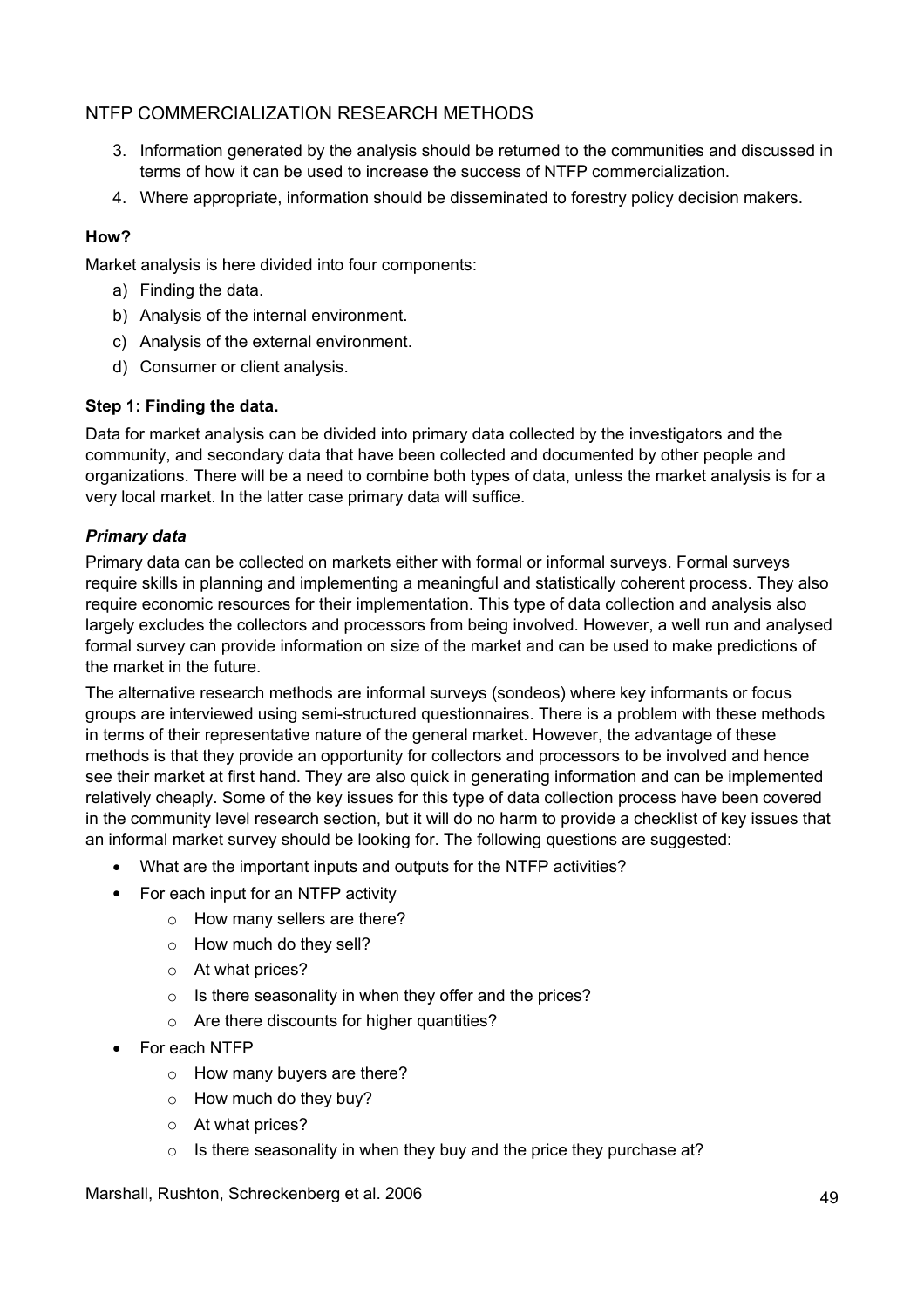3. Information generated by the analysis should be returned to the communities and discussed in terms of how it can be used to increase the success of NTFP commercialization.
4. Where appropriate, information should be disseminated to forestry policy decision makers.

**How?**

Market analysis is here divided into four components:

a) Finding the data.
b) Analysis of the internal environment.
c) Analysis of the external environment.
d) Consumer or client analysis.

**Step 1: Finding the data.**

Data for market analysis can be divided into primary data collected by the investigators and the community, and secondary data that have been collected and documented by other people and organizations. There will be a need to combine both types of data, unless the market analysis is for a very local market. In the latter case primary data will suffice.

***Primary data***

Primary data can be collected on markets either with formal or informal surveys. Formal surveys require skills in planning and implementing a meaningful and statistically coherent process. They also require economic resources for their implementation. This type of data collection and analysis also largely excludes the collectors and processors from being involved. However, a well run and analysed formal survey can provide information on size of the market and can be used to make predictions of the market in the future.

The alternative research methods are informal surveys (sondeos) where key informants or focus groups are interviewed using semi-structured questionnaires. There is a problem with these methods in terms of their representative nature of the general market. However, the advantage of these methods is that they provide an opportunity for collectors and processors to be involved and hence see their market at first hand. They are also quick in generating information and can be implemented relatively cheaply. Some of the key issues for this type of data collection process have been covered in the community level research section, but it will do no harm to provide a checklist of key issues that an informal market survey should be looking for. The following questions are suggested:

- What are the important inputs and outputs for the NTFP activities?
- For each input for an NTFP activity
  - How many sellers are there?
  - How much do they sell?
  - At what prices?
  - Is there seasonality in when they offer and the prices?
  - Are there discounts for higher quantities?
- For each NTFP
  - How many buyers are there?
  - How much do they buy?
  - At what prices?
  - Is there seasonality in when they buy and the price they purchase at?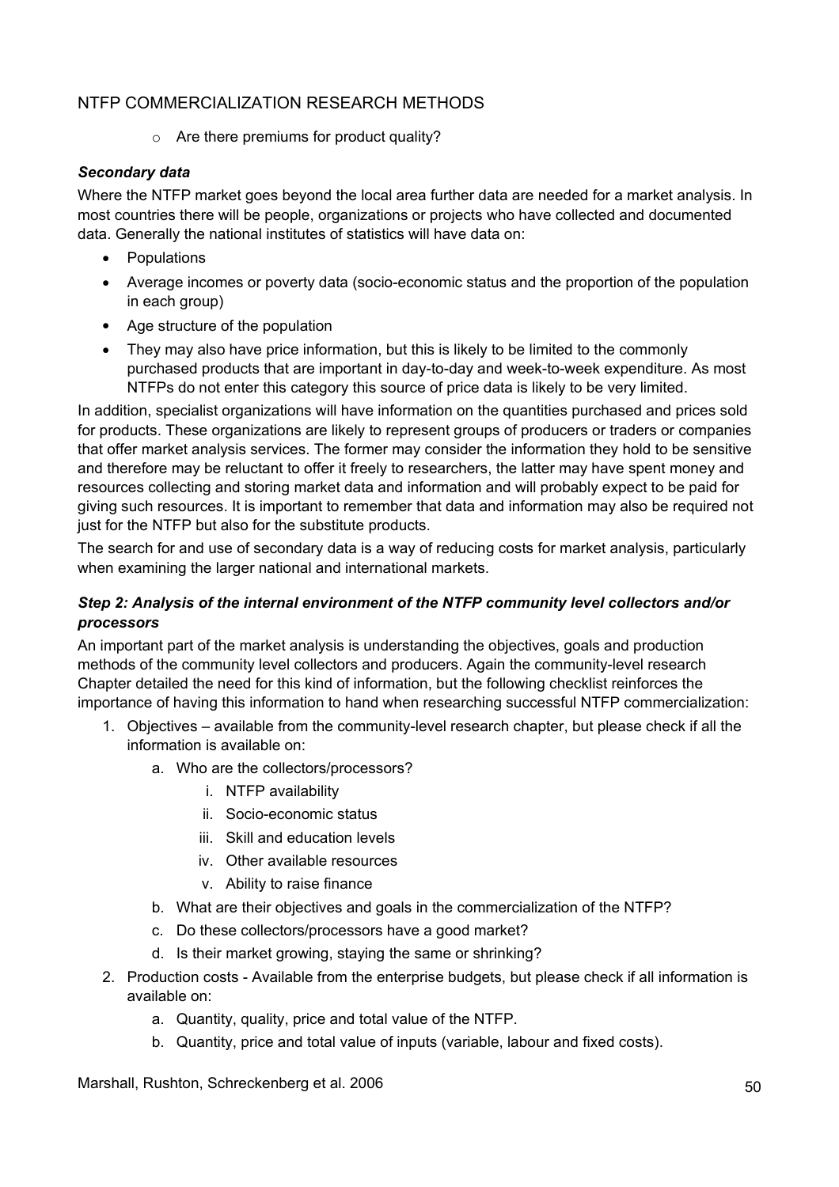- Are there premiums for product quality?

***Secondary data***

Where the NTFP market goes beyond the local area further data are needed for a market analysis. In most countries there will be people, organizations or projects who have collected and documented data. Generally the national institutes of statistics will have data on:

- Populations
- Average incomes or poverty data (socio-economic status and the proportion of the population in each group)
- Age structure of the population
- They may also have price information, but this is likely to be limited to the commonly purchased products that are important in day-to-day and week-to-week expenditure. As most NTFPs do not enter this category this source of price data is likely to be very limited.

In addition, specialist organizations will have information on the quantities purchased and prices sold for products. These organizations are likely to represent groups of producers or traders or companies that offer market analysis services. The former may consider the information they hold to be sensitive and therefore may be reluctant to offer it freely to researchers, the latter may have spent money and resources collecting and storing market data and information and will probably expect to be paid for giving such resources. It is important to remember that data and information may also be required not just for the NTFP but also for the substitute products.

The search for and use of secondary data is a way of reducing costs for market analysis, particularly when examining the larger national and international markets.

***Step 2: Analysis of the internal environment of the NTFP community level collectors and/or processors***

An important part of the market analysis is understanding the objectives, goals and production methods of the community level collectors and producers. Again the community-level research Chapter detailed the need for this kind of information, but the following checklist reinforces the importance of having this information to hand when researching successful NTFP commercialization:

1. Objectives – available from the community-level research chapter, but please check if all the information is available on:
    a. Who are the collectors/processors?
        i. NTFP availability
        ii. Socio-economic status
        iii. Skill and education levels
        iv. Other available resources
        v. Ability to raise finance
    b. What are their objectives and goals in the commercialization of the NTFP?
    c. Do these collectors/processors have a good market?
    d. Is their market growing, staying the same or shrinking?
2. Production costs - Available from the enterprise budgets, but please check if all information is available on:
    a. Quantity, quality, price and total value of the NTFP.
    b. Quantity, price and total value of inputs (variable, labour and fixed costs).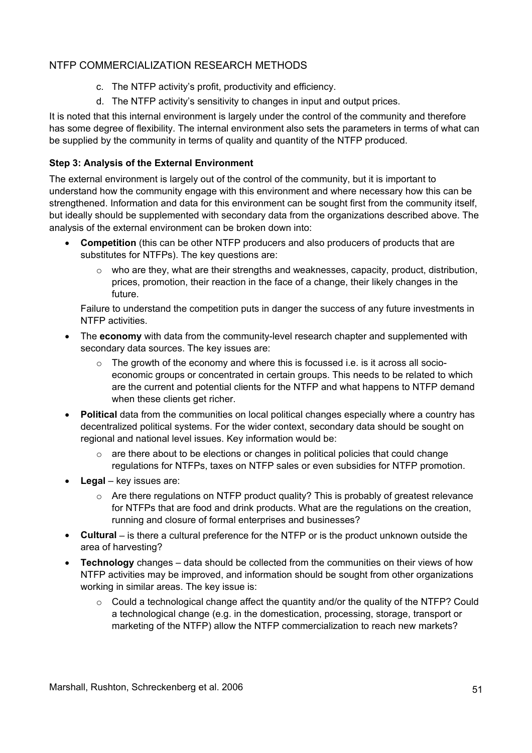c. The NTFP activity's profit, productivity and efficiency.
d. The NTFP activity's sensitivity to changes in input and output prices.

It is noted that this internal environment is largely under the control of the community and therefore has some degree of flexibility. The internal environment also sets the parameters in terms of what can be supplied by the community in terms of quality and quantity of the NTFP produced.

**Step 3: Analysis of the External Environment**

The external environment is largely out of the control of the community, but it is important to understand how the community engage with this environment and where necessary how this can be strengthened. Information and data for this environment can be sought first from the community itself, but ideally should be supplemented with secondary data from the organizations described above. The analysis of the external environment can be broken down into:

- **Competition** (this can be other NTFP producers and also producers of products that are substitutes for NTFPs). The key questions are:
    - who are they, what are their strengths and weaknesses, capacity, product, distribution, prices, promotion, their reaction in the face of a change, their likely changes in the future.

  Failure to understand the competition puts in danger the success of any future investments in NTFP activities.

- The **economy** with data from the community-level research chapter and supplemented with secondary data sources. The key issues are:
    - The growth of the economy and where this is focussed i.e. is it across all socio-economic groups or concentrated in certain groups. This needs to be related to which are the current and potential clients for the NTFP and what happens to NTFP demand when these clients get richer.
- **Political** data from the communities on local political changes especially where a country has decentralized political systems. For the wider context, secondary data should be sought on regional and national level issues. Key information would be:
    - are there about to be elections or changes in political policies that could change regulations for NTFPs, taxes on NTFP sales or even subsidies for NTFP promotion.
- **Legal** – key issues are:
    - Are there regulations on NTFP product quality? This is probably of greatest relevance for NTFPs that are food and drink products. What are the regulations on the creation, running and closure of formal enterprises and businesses?
- **Cultural** – is there a cultural preference for the NTFP or is the product unknown outside the area of harvesting?
- **Technology** changes – data should be collected from the communities on their views of how NTFP activities may be improved, and information should be sought from other organizations working in similar areas. The key issue is:
    - Could a technological change affect the quantity and/or the quality of the NTFP? Could a technological change (e.g. in the domestication, processing, storage, transport or marketing of the NTFP) allow the NTFP commercialization to reach new markets?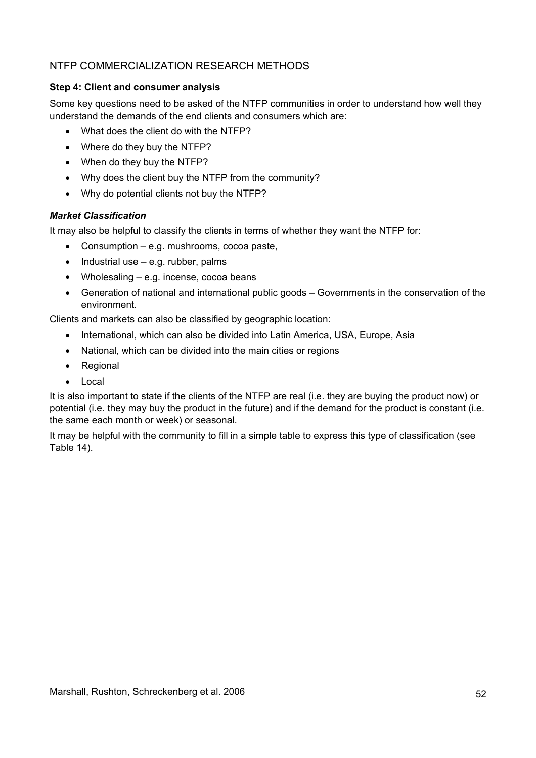NTFP COMMERCIALIZATION RESEARCH METHODS

**Step 4: Client and consumer analysis**

Some key questions need to be asked of the NTFP communities in order to understand how well they understand the demands of the end clients and consumers which are:

- What does the client do with the NTFP?
- Where do they buy the NTFP?
- When do they buy the NTFP?
- Why does the client buy the NTFP from the community?
- Why do potential clients not buy the NTFP?

***Market Classification***

It may also be helpful to classify the clients in terms of whether they want the NTFP for:

- Consumption – e.g. mushrooms, cocoa paste,
- Industrial use – e.g. rubber, palms
- Wholesaling – e.g. incense, cocoa beans
- Generation of national and international public goods – Governments in the conservation of the environment.

Clients and markets can also be classified by geographic location:

- International, which can also be divided into Latin America, USA, Europe, Asia
- National, which can be divided into the main cities or regions
- Regional
- Local

It is also important to state if the clients of the NTFP are real (i.e. they are buying the product now) or potential (i.e. they may buy the product in the future) and if the demand for the product is constant (i.e. the same each month or week) or seasonal.

It may be helpful with the community to fill in a simple table to express this type of classification (see Table 14).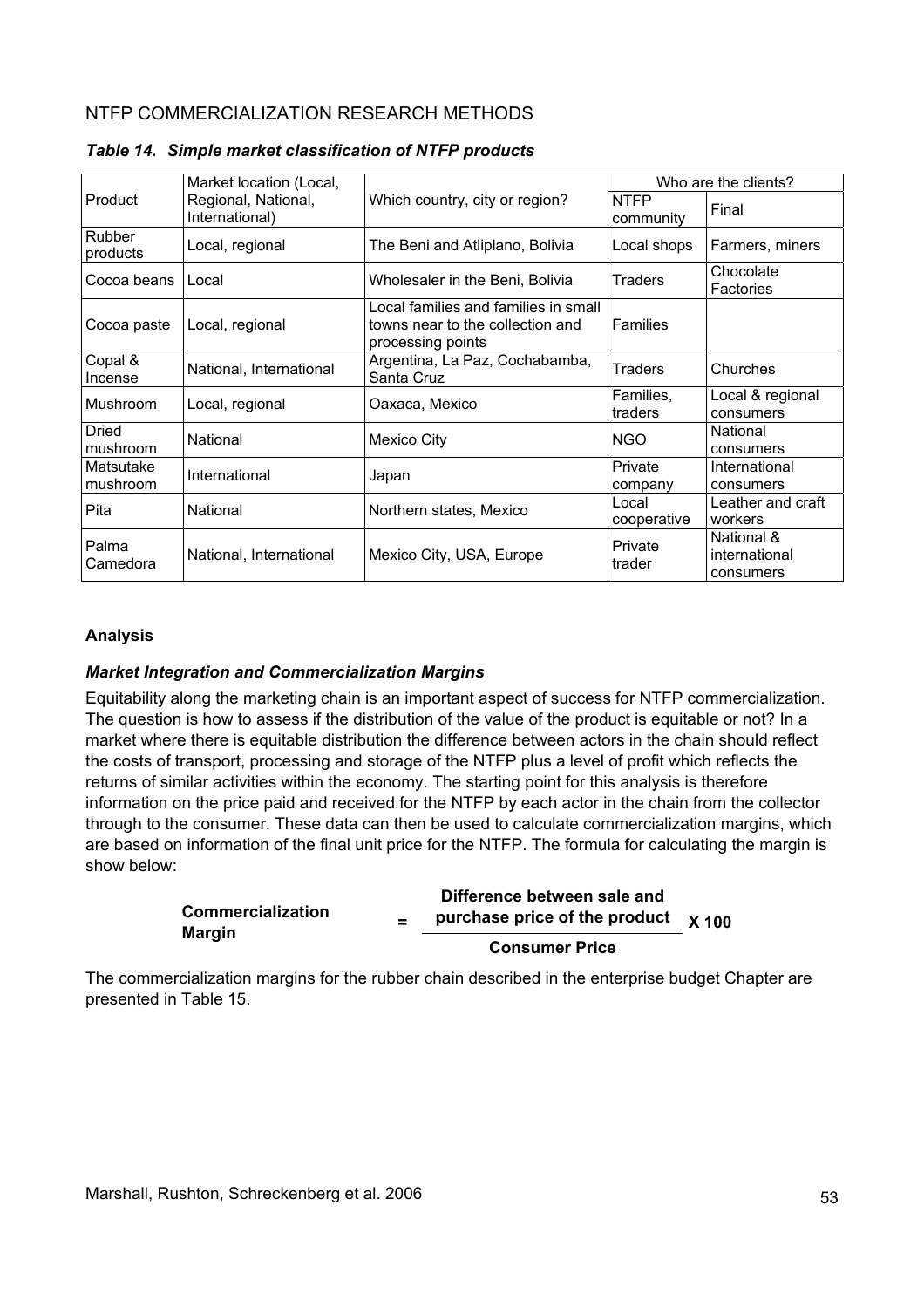NTFP COMMERCIALIZATION RESEARCH METHODS

*Table 14. Simple market classification of NTFP products*

| Product | Market location (Local, Regional, National, International) | Which country, city or region? | Who are the clients? | |
|---|---|---|---|---|
| | | | NTFP community | Final |
| Rubber products | Local, regional | The Beni and Atliplano, Bolivia | Local shops | Farmers, miners |
| Cocoa beans | Local | Wholesaler in the Beni, Bolivia | Traders | Chocolate Factories |
| Cocoa paste | Local, regional | Local families and families in small towns near to the collection and processing points | Families | |
| Copal & Incense | National, International | Argentina, La Paz, Cochabamba, Santa Cruz | Traders | Churches |
| Mushroom | Local, regional | Oaxaca, Mexico | Families, traders | Local & regional consumers |
| Dried mushroom | National | Mexico City | NGO | National consumers |
| Matsutake mushroom | International | Japan | Private company | International consumers |
| Pita | National | Northern states, Mexico | Local cooperative | Leather and craft workers |
| Palma Camedora | National, International | Mexico City, USA, Europe | Private trader | National & international consumers |

**Analysis**

***Market Integration and Commercialization Margins***

Equitability along the marketing chain is an important aspect of success for NTFP commercialization. The question is how to assess if the distribution of the value of the product is equitable or not? In a market where there is equitable distribution the difference between actors in the chain should reflect the costs of transport, processing and storage of the NTFP plus a level of profit which reflects the returns of similar activities within the economy. The starting point for this analysis is therefore information on the price paid and received for the NTFP by each actor in the chain from the collector through to the consumer. These data can then be used to calculate commercialization margins, which are based on information of the final unit price for the NTFP. The formula for calculating the margin is show below:

$$\textbf{Commercialization Margin} = \frac{\textbf{Difference between sale and purchase price of the product}}{\textbf{Consumer Price}} \times 100$$

The commercialization margins for the rubber chain described in the enterprise budget Chapter are presented in Table 15.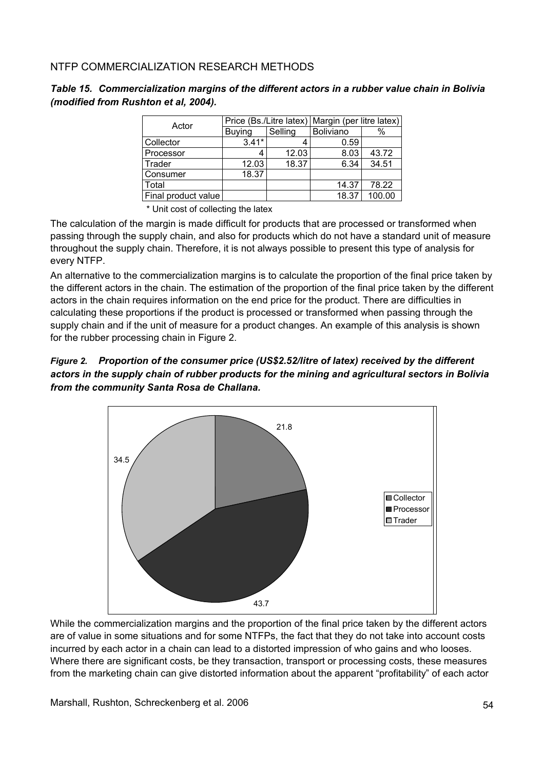NTFP COMMERCIALIZATION RESEARCH METHODS

***Table 15. Commercialization margins of the different actors in a rubber value chain in Bolivia (modified from Rushton et al, 2004).***

| Actor | Price (Bs./Litre latex) | | Margin (per litre latex) | |
|---|---|---|---|---|
| | Buying | Selling | Boliviano | % |
| Collector | 3.41* | 4 | 0.59 | |
| Processor | 4 | 12.03 | 8.03 | 43.72 |
| Trader | 12.03 | 18.37 | 6.34 | 34.51 |
| Consumer | 18.37 | | | |
| Total | | | 14.37 | 78.22 |
| Final product value | | | 18.37 | 100.00 |

\* Unit cost of collecting the latex

The calculation of the margin is made difficult for products that are processed or transformed when passing through the supply chain, and also for products which do not have a standard unit of measure throughout the supply chain. Therefore, it is not always possible to present this type of analysis for every NTFP.

An alternative to the commercialization margins is to calculate the proportion of the final price taken by the different actors in the chain. The estimation of the proportion of the final price taken by the different actors in the chain requires information on the end price for the product. There are difficulties in calculating these proportions if the product is processed or transformed when passing through the supply chain and if the unit of measure for a product changes. An example of this analysis is shown for the rubber processing chain in Figure 2.

***Figure 2. Proportion of the consumer price (US$2.52/litre of latex) received by the different actors in the supply chain of rubber products for the mining and agricultural sectors in Bolivia from the community Santa Rosa de Challana.***

While the commercialization margins and the proportion of the final price taken by the different actors are of value in some situations and for some NTFPs, the fact that they do not take into account costs incurred by each actor in a chain can lead to a distorted impression of who gains and who looses. Where there are significant costs, be they transaction, transport or processing costs, these measures from the marketing chain can give distorted information about the apparent "profitability" of each actor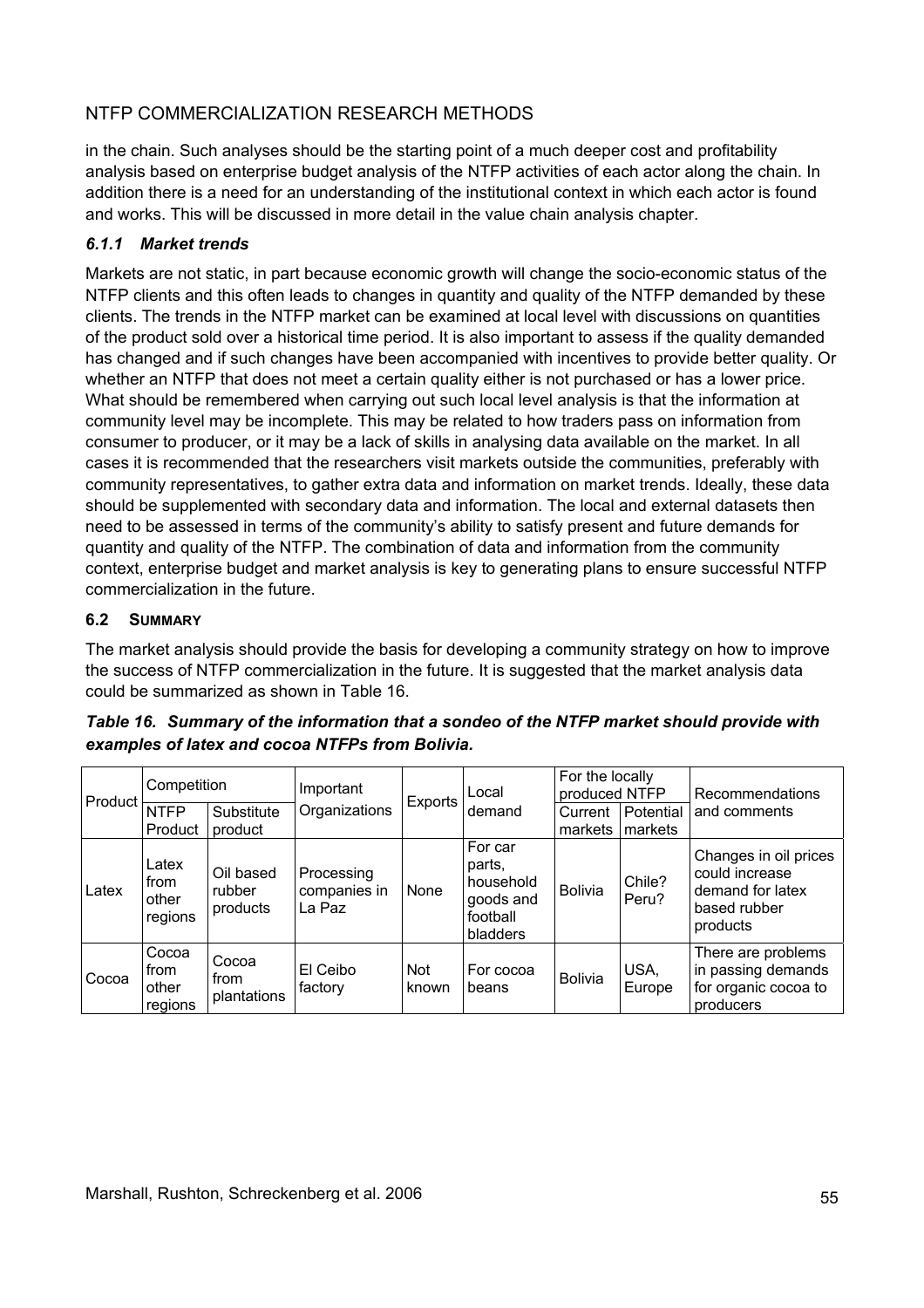in the chain. Such analyses should be the starting point of a much deeper cost and profitability analysis based on enterprise budget analysis of the NTFP activities of each actor along the chain. In addition there is a need for an understanding of the institutional context in which each actor is found and works. This will be discussed in more detail in the value chain analysis chapter.

### *6.1.1 Market trends*

Markets are not static, in part because economic growth will change the socio-economic status of the NTFP clients and this often leads to changes in quantity and quality of the NTFP demanded by these clients. The trends in the NTFP market can be examined at local level with discussions on quantities of the product sold over a historical time period. It is also important to assess if the quality demanded has changed and if such changes have been accompanied with incentives to provide better quality. Or whether an NTFP that does not meet a certain quality either is not purchased or has a lower price. What should be remembered when carrying out such local level analysis is that the information at community level may be incomplete. This may be related to how traders pass on information from consumer to producer, or it may be a lack of skills in analysing data available on the market. In all cases it is recommended that the researchers visit markets outside the communities, preferably with community representatives, to gather extra data and information on market trends. Ideally, these data should be supplemented with secondary data and information. The local and external datasets then need to be assessed in terms of the community's ability to satisfy present and future demands for quantity and quality of the NTFP. The combination of data and information from the community context, enterprise budget and market analysis is key to generating plans to ensure successful NTFP commercialization in the future.

## 6.2 SUMMARY

The market analysis should provide the basis for developing a community strategy on how to improve the success of NTFP commercialization in the future. It is suggested that the market analysis data could be summarized as shown in Table 16.

***Table 16. Summary of the information that a sondeo of the NTFP market should provide with examples of latex and cocoa NTFPs from Bolivia.***

| Product | Competition | | Important Organizations | Exports | Local demand | For the locally produced NTFP | | Recommendations and comments |
|---|---|---|---|---|---|---|---|---|
| | NTFP Product | Substitute product | | | | Current markets | Potential markets | |
| Latex | Latex from other regions | Oil based rubber products | Processing companies in La Paz | None | For car parts, household goods and football bladders | Bolivia | Chile? Peru? | Changes in oil prices could increase demand for latex based rubber products |
| Cocoa | Cocoa from other regions | Cocoa from plantations | El Ceibo factory | Not known | For cocoa beans | Bolivia | USA, Europe | There are problems in passing demands for organic cocoa to producers |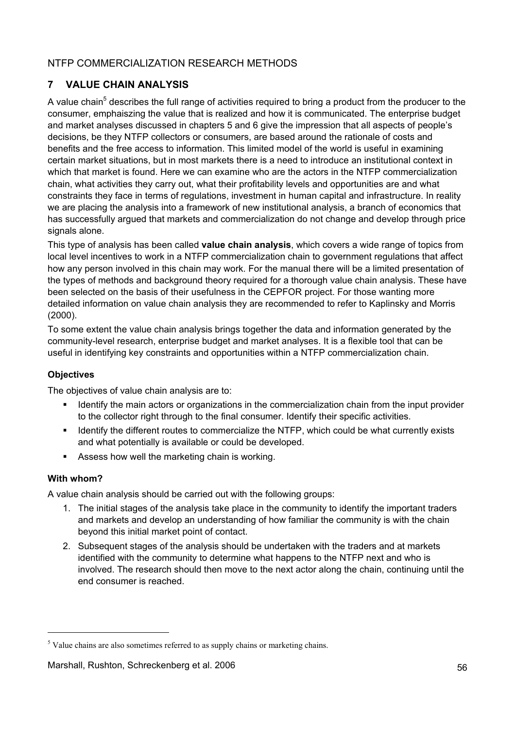## 7 VALUE CHAIN ANALYSIS

A value chain[5] describes the full range of activities required to bring a product from the producer to the consumer, emphaiszing the value that is realized and how it is communicated. The enterprise budget and market analyses discussed in chapters 5 and 6 give the impression that all aspects of people's decisions, be they NTFP collectors or consumers, are based around the rationale of costs and benefits and the free access to information. This limited model of the world is useful in examining certain market situations, but in most markets there is a need to introduce an institutional context in which that market is found. Here we can examine who are the actors in the NTFP commercialization chain, what activities they carry out, what their profitability levels and opportunities are and what constraints they face in terms of regulations, investment in human capital and infrastructure. In reality we are placing the analysis into a framework of new institutional analysis, a branch of economics that has successfully argued that markets and commercialization do not change and develop through price signals alone.

This type of analysis has been called **value chain analysis**, which covers a wide range of topics from local level incentives to work in a NTFP commercialization chain to government regulations that affect how any person involved in this chain may work. For the manual there will be a limited presentation of the types of methods and background theory required for a thorough value chain analysis. These have been selected on the basis of their usefulness in the CEPFOR project. For those wanting more detailed information on value chain analysis they are recommended to refer to Kaplinsky and Morris (2000).

To some extent the value chain analysis brings together the data and information generated by the community-level research, enterprise budget and market analyses. It is a flexible tool that can be useful in identifying key constraints and opportunities within a NTFP commercialization chain.

### Objectives

The objectives of value chain analysis are to:

- Identify the main actors or organizations in the commercialization chain from the input provider to the collector right through to the final consumer. Identify their specific activities.
- Identify the different routes to commercialize the NTFP, which could be what currently exists and what potentially is available or could be developed.
- Assess how well the marketing chain is working.

### With whom?

A value chain analysis should be carried out with the following groups:

1. The initial stages of the analysis take place in the community to identify the important traders and markets and develop an understanding of how familiar the community is with the chain beyond this initial market point of contact.
2. Subsequent stages of the analysis should be undertaken with the traders and at markets identified with the community to determine what happens to the NTFP next and who is involved. The research should then move to the next actor along the chain, continuing until the end consumer is reached.

[5] Value chains are also sometimes referred to as supply chains or marketing chains.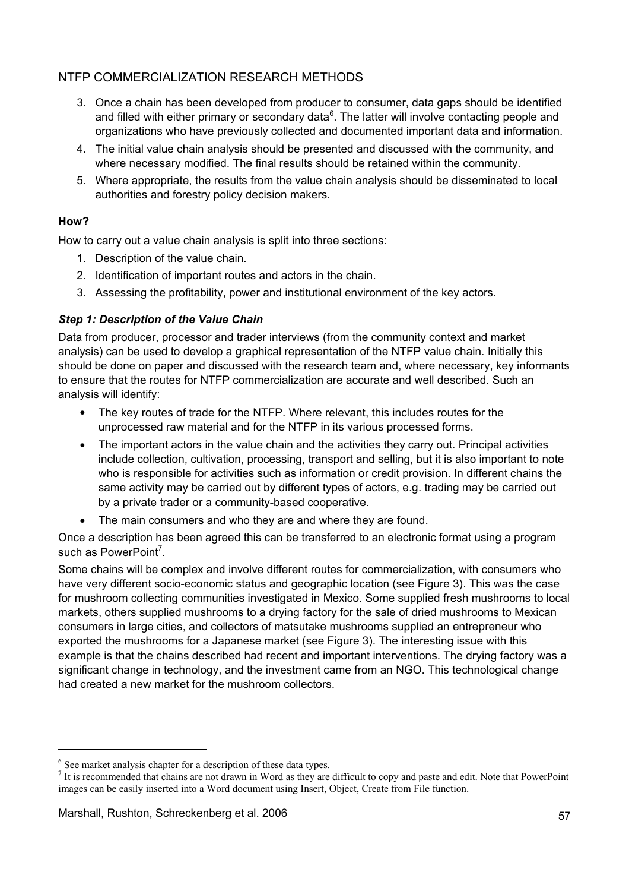3. Once a chain has been developed from producer to consumer, data gaps should be identified and filled with either primary or secondary data[6]. The latter will involve contacting people and organizations who have previously collected and documented important data and information.
4. The initial value chain analysis should be presented and discussed with the community, and where necessary modified. The final results should be retained within the community.
5. Where appropriate, the results from the value chain analysis should be disseminated to local authorities and forestry policy decision makers.

**How?**

How to carry out a value chain analysis is split into three sections:

1. Description of the value chain.
2. Identification of important routes and actors in the chain.
3. Assessing the profitability, power and institutional environment of the key actors.

***Step 1: Description of the Value Chain***

Data from producer, processor and trader interviews (from the community context and market analysis) can be used to develop a graphical representation of the NTFP value chain. Initially this should be done on paper and discussed with the research team and, where necessary, key informants to ensure that the routes for NTFP commercialization are accurate and well described. Such an analysis will identify:

- The key routes of trade for the NTFP. Where relevant, this includes routes for the unprocessed raw material and for the NTFP in its various processed forms.
- The important actors in the value chain and the activities they carry out. Principal activities include collection, cultivation, processing, transport and selling, but it is also important to note who is responsible for activities such as information or credit provision. In different chains the same activity may be carried out by different types of actors, e.g. trading may be carried out by a private trader or a community-based cooperative.
- The main consumers and who they are and where they are found.

Once a description has been agreed this can be transferred to an electronic format using a program such as PowerPoint[7].

Some chains will be complex and involve different routes for commercialization, with consumers who have very different socio-economic status and geographic location (see Figure 3). This was the case for mushroom collecting communities investigated in Mexico. Some supplied fresh mushrooms to local markets, others supplied mushrooms to a drying factory for the sale of dried mushrooms to Mexican consumers in large cities, and collectors of matsutake mushrooms supplied an entrepreneur who exported the mushrooms for a Japanese market (see Figure 3). The interesting issue with this example is that the chains described had recent and important interventions. The drying factory was a significant change in technology, and the investment came from an NGO. This technological change had created a new market for the mushroom collectors.

---

[6] See market analysis chapter for a description of these data types.

[7] It is recommended that chains are not drawn in Word as they are difficult to copy and paste and edit. Note that PowerPoint images can be easily inserted into a Word document using Insert, Object, Create from File function.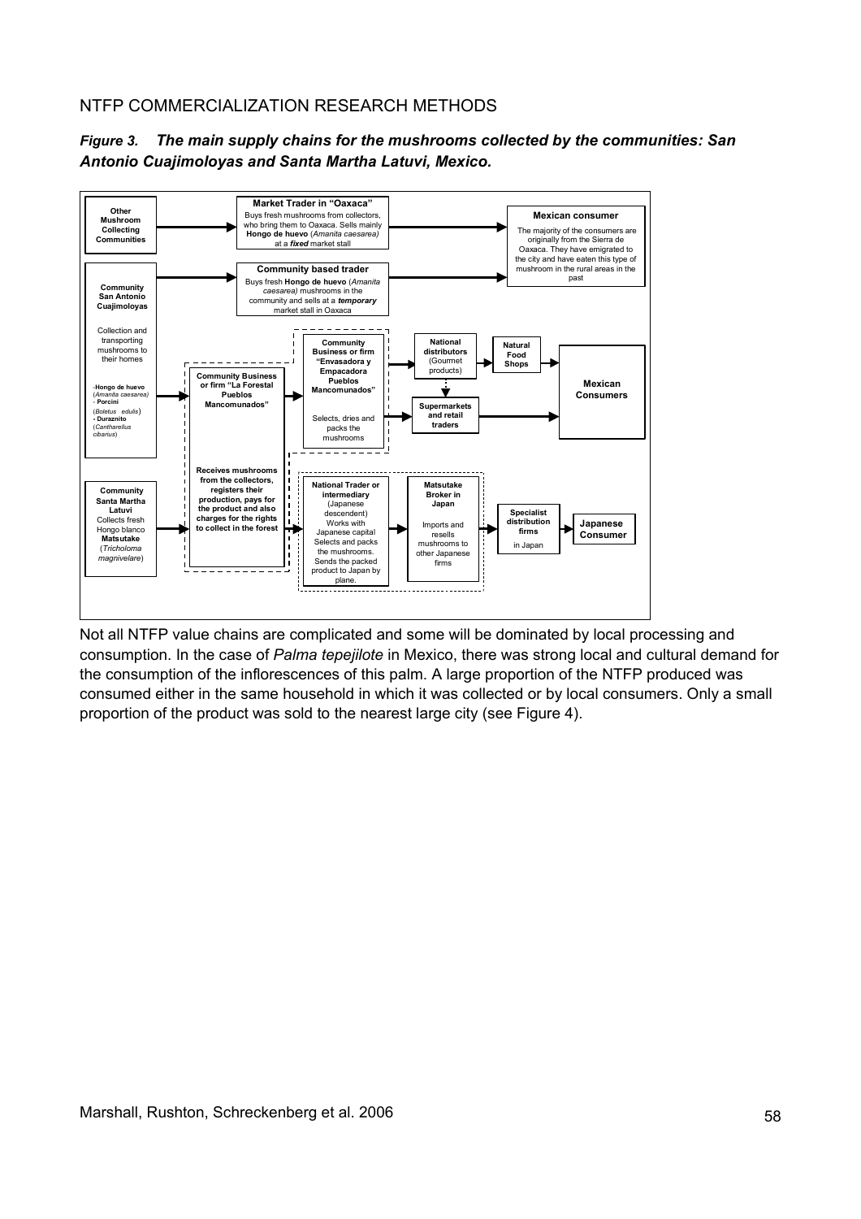*Figure 3. The main supply chains for the mushrooms collected by the communities: San Antonio Cuajimoloyas and Santa Martha Latuvi, Mexico.*

**Other Mushroom Collecting Communities** → **Market Trader in "Oaxaca"** Buys fresh mushrooms from collectors, who bring them to Oaxaca. Sells mainly **Hongo de huevo** (*Amanita caesarea*) at a ***fixed*** market stall → **Mexican consumer** The majority of the consumers are originally from the Sierra de Oaxaca. They have emigrated to the city and have eaten this type of mushroom in the rural areas in the past

**Community San Antonio Cuajimoloyas** Collection and transporting mushrooms to their homes -**Hongo de huevo** (*Amanita caesarea*) - **Porcini** (*Boletus edulis*) - **Duraznito** (*Cantharellus cibarius*) → **Community based trader** Buys fresh **Hongo de huevo** (*Amanita caesarea*) mushrooms in the community and sells at a ***temporary*** market stall in Oaxaca → **Mexican consumer**

**Community San Antonio Cuajimoloyas** → **Community Business or firm "La Forestal Pueblos Mancomunados"** → **Community Business or firm "Envasadora y Empacadora Pueblos Mancomunados"** Selects, dries and packs the mushrooms → **National distributors** (Gourmet products) → **Natural Food Shops** → **Mexican Consumers**; **Supermarkets and retail traders** → **Mexican Consumers**

**Community Santa Martha Latuvi** Collects fresh Hongo blanco **Matsutake** (*Tricholoma magnivelare*) → **Community Business or firm "La Forestal Pueblos Mancomunados"** **Receives mushrooms from the collectors, registers their production, pays for the product and also charges for the rights to collect in the forest** → **National Trader or intermediary** (Japanese descendent) Works with Japanese capital Selects and packs the mushrooms. Sends the packed product to Japan by plane. → **Matsutake Broker in Japan** Imports and resells mushrooms to other Japanese firms → **Specialist distribution firms** in Japan → **Japanese Consumer**

Not all NTFP value chains are complicated and some will be dominated by local processing and consumption. In the case of *Palma tepejilote* in Mexico, there was strong local and cultural demand for the consumption of the inflorescences of this palm. A large proportion of the NTFP produced was consumed either in the same household in which it was collected or by local consumers. Only a small proportion of the product was sold to the nearest large city (see Figure 4).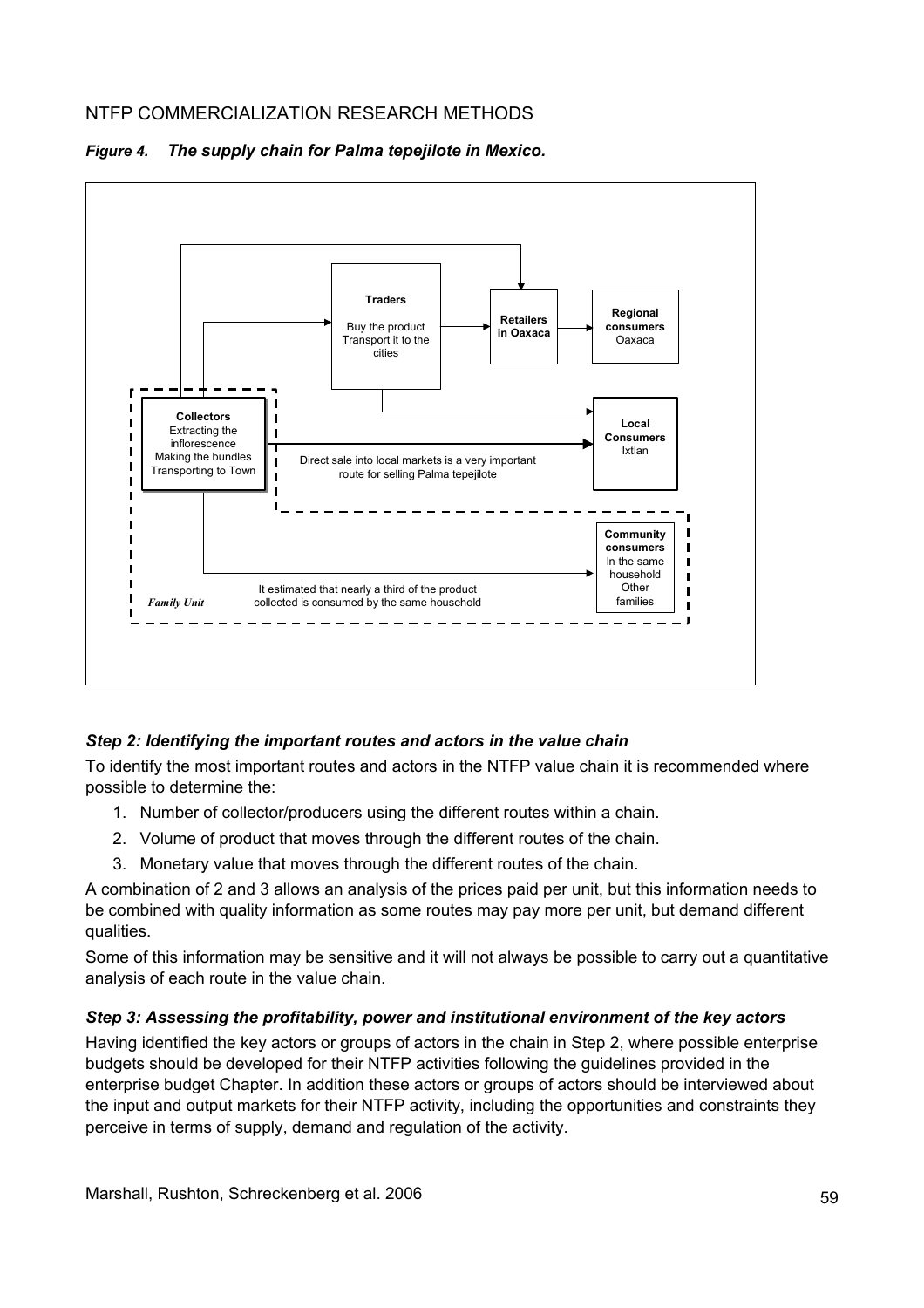*Figure 4. The supply chain for Palma tepejilote in Mexico.*

**Traders**
Buy the product
Transport it to the cities

**Retailers in Oaxaca**

**Regional consumers**
Oaxaca

**Collectors**
Extracting the inflorescence
Making the bundles
Transporting to Town

**Local Consumers**
Ixtlan

Direct sale into local markets is a very important route for selling Palma tepejilote

**Community consumers**
In the same household
Other families

It estimated that nearly a third of the product collected is consumed by the same household

*Family Unit*

### *Step 2: Identifying the important routes and actors in the value chain*

To identify the most important routes and actors in the NTFP value chain it is recommended where possible to determine the:

1. Number of collector/producers using the different routes within a chain.
2. Volume of product that moves through the different routes of the chain.
3. Monetary value that moves through the different routes of the chain.

A combination of 2 and 3 allows an analysis of the prices paid per unit, but this information needs to be combined with quality information as some routes may pay more per unit, but demand different qualities.

Some of this information may be sensitive and it will not always be possible to carry out a quantitative analysis of each route in the value chain.

### *Step 3: Assessing the profitability, power and institutional environment of the key actors*

Having identified the key actors or groups of actors in the chain in Step 2, where possible enterprise budgets should be developed for their NTFP activities following the guidelines provided in the enterprise budget Chapter. In addition these actors or groups of actors should be interviewed about the input and output markets for their NTFP activity, including the opportunities and constraints they perceive in terms of supply, demand and regulation of the activity.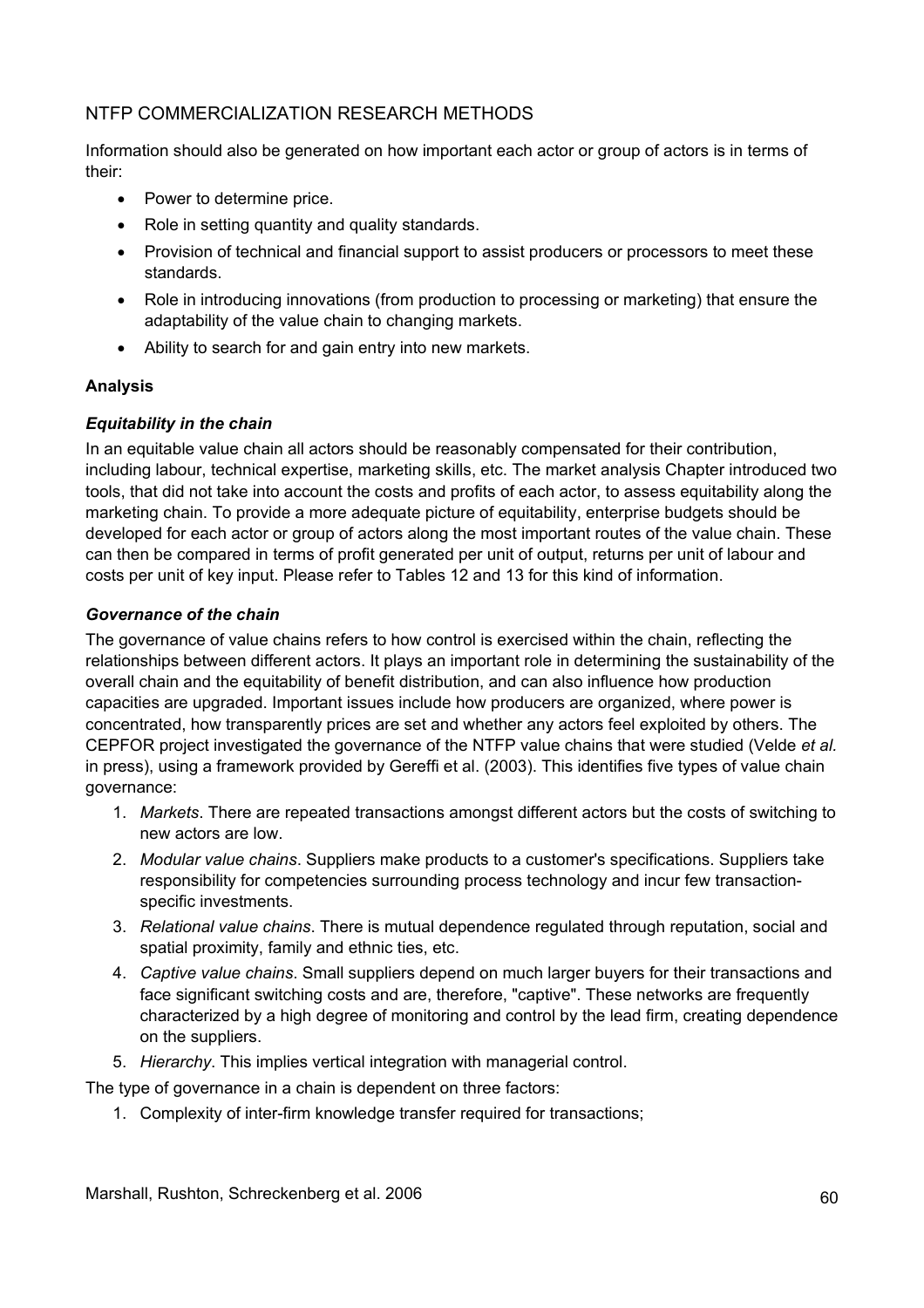Information should also be generated on how important each actor or group of actors is in terms of their:

- Power to determine price.
- Role in setting quantity and quality standards.
- Provision of technical and financial support to assist producers or processors to meet these standards.
- Role in introducing innovations (from production to processing or marketing) that ensure the adaptability of the value chain to changing markets.
- Ability to search for and gain entry into new markets.

**Analysis**

***Equitability in the chain***

In an equitable value chain all actors should be reasonably compensated for their contribution, including labour, technical expertise, marketing skills, etc. The market analysis Chapter introduced two tools, that did not take into account the costs and profits of each actor, to assess equitability along the marketing chain. To provide a more adequate picture of equitability, enterprise budgets should be developed for each actor or group of actors along the most important routes of the value chain. These can then be compared in terms of profit generated per unit of output, returns per unit of labour and costs per unit of key input. Please refer to Tables 12 and 13 for this kind of information.

***Governance of the chain***

The governance of value chains refers to how control is exercised within the chain, reflecting the relationships between different actors. It plays an important role in determining the sustainability of the overall chain and the equitability of benefit distribution, and can also influence how production capacities are upgraded. Important issues include how producers are organized, where power is concentrated, how transparently prices are set and whether any actors feel exploited by others. The CEPFOR project investigated the governance of the NTFP value chains that were studied (Velde *et al.* in press), using a framework provided by Gereffi et al. (2003). This identifies five types of value chain governance:

1. *Markets*. There are repeated transactions amongst different actors but the costs of switching to new actors are low.
2. *Modular value chains*. Suppliers make products to a customer's specifications. Suppliers take responsibility for competencies surrounding process technology and incur few transaction-specific investments.
3. *Relational value chains*. There is mutual dependence regulated through reputation, social and spatial proximity, family and ethnic ties, etc.
4. *Captive value chains*. Small suppliers depend on much larger buyers for their transactions and face significant switching costs and are, therefore, "captive". These networks are frequently characterized by a high degree of monitoring and control by the lead firm, creating dependence on the suppliers.
5. *Hierarchy*. This implies vertical integration with managerial control.

The type of governance in a chain is dependent on three factors:

1. Complexity of inter-firm knowledge transfer required for transactions;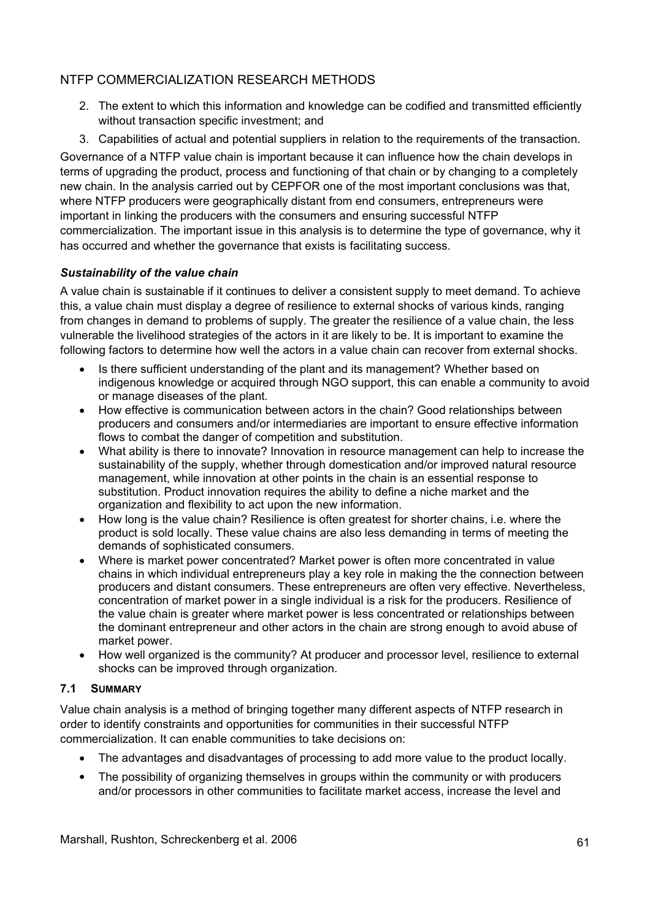2. The extent to which this information and knowledge can be codified and transmitted efficiently without transaction specific investment; and
3. Capabilities of actual and potential suppliers in relation to the requirements of the transaction.

Governance of a NTFP value chain is important because it can influence how the chain develops in terms of upgrading the product, process and functioning of that chain or by changing to a completely new chain. In the analysis carried out by CEPFOR one of the most important conclusions was that, where NTFP producers were geographically distant from end consumers, entrepreneurs were important in linking the producers with the consumers and ensuring successful NTFP commercialization. The important issue in this analysis is to determine the type of governance, why it has occurred and whether the governance that exists is facilitating success.

***Sustainability of the value chain***

A value chain is sustainable if it continues to deliver a consistent supply to meet demand. To achieve this, a value chain must display a degree of resilience to external shocks of various kinds, ranging from changes in demand to problems of supply. The greater the resilience of a value chain, the less vulnerable the livelihood strategies of the actors in it are likely to be. It is important to examine the following factors to determine how well the actors in a value chain can recover from external shocks.

- Is there sufficient understanding of the plant and its management? Whether based on indigenous knowledge or acquired through NGO support, this can enable a community to avoid or manage diseases of the plant.
- How effective is communication between actors in the chain? Good relationships between producers and consumers and/or intermediaries are important to ensure effective information flows to combat the danger of competition and substitution.
- What ability is there to innovate? Innovation in resource management can help to increase the sustainability of the supply, whether through domestication and/or improved natural resource management, while innovation at other points in the chain is an essential response to substitution. Product innovation requires the ability to define a niche market and the organization and flexibility to act upon the new information.
- How long is the value chain? Resilience is often greatest for shorter chains, i.e. where the product is sold locally. These value chains are also less demanding in terms of meeting the demands of sophisticated consumers.
- Where is market power concentrated? Market power is often more concentrated in value chains in which individual entrepreneurs play a key role in making the the connection between producers and distant consumers. These entrepreneurs are often very effective. Nevertheless, concentration of market power in a single individual is a risk for the producers. Resilience of the value chain is greater where market power is less concentrated or relationships between the dominant entrepreneur and other actors in the chain are strong enough to avoid abuse of market power.
- How well organized is the community? At producer and processor level, resilience to external shocks can be improved through organization.

### 7.1 Summary

Value chain analysis is a method of bringing together many different aspects of NTFP research in order to identify constraints and opportunities for communities in their successful NTFP commercialization. It can enable communities to take decisions on:

- The advantages and disadvantages of processing to add more value to the product locally.
- The possibility of organizing themselves in groups within the community or with producers and/or processors in other communities to facilitate market access, increase the level and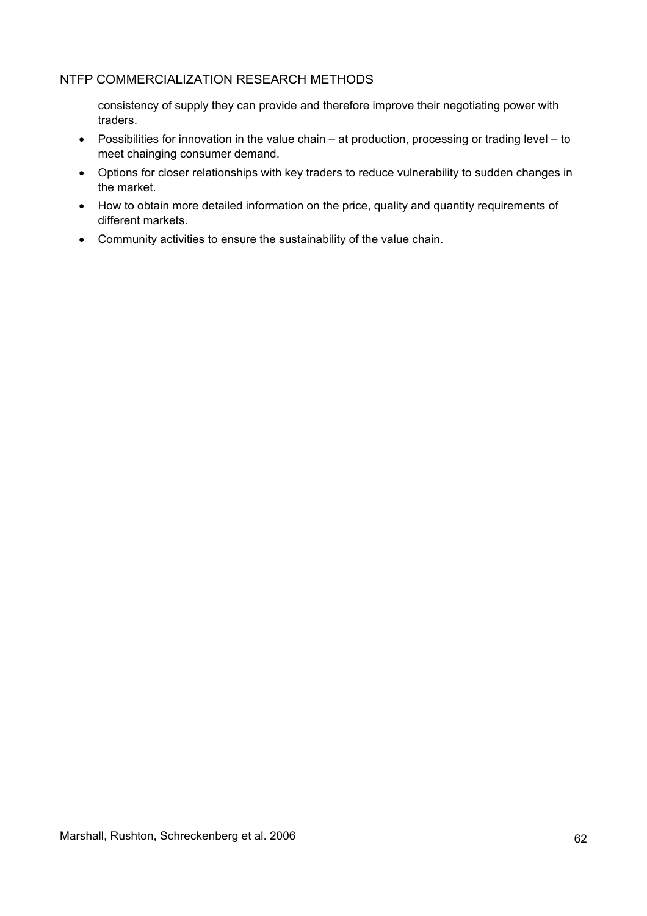consistency of supply they can provide and therefore improve their negotiating power with traders.

- Possibilities for innovation in the value chain – at production, processing or trading level – to meet chainging consumer demand.
- Options for closer relationships with key traders to reduce vulnerability to sudden changes in the market.
- How to obtain more detailed information on the price, quality and quantity requirements of different markets.
- Community activities to ensure the sustainability of the value chain.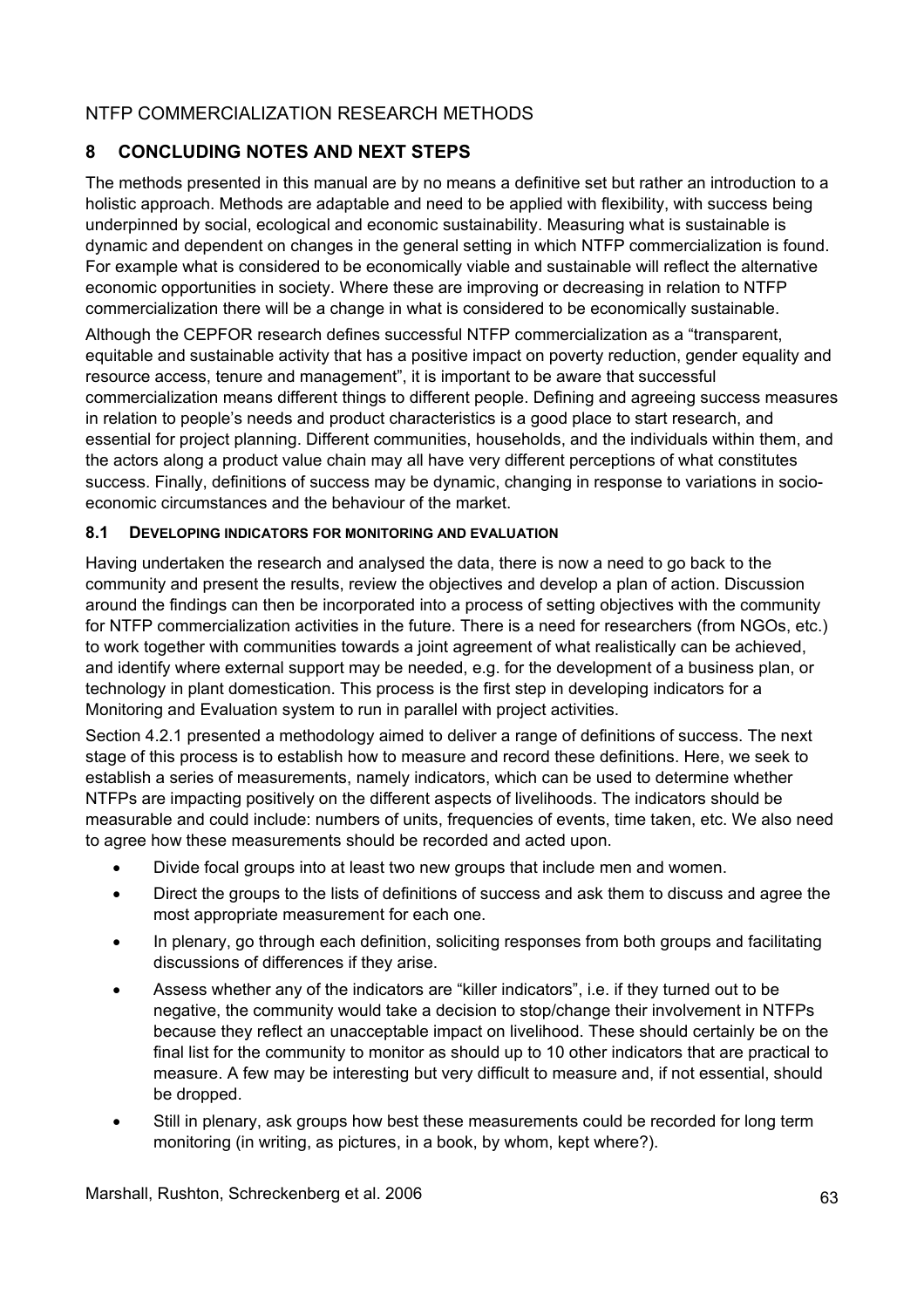## 8 CONCLUDING NOTES AND NEXT STEPS

The methods presented in this manual are by no means a definitive set but rather an introduction to a holistic approach. Methods are adaptable and need to be applied with flexibility, with success being underpinned by social, ecological and economic sustainability. Measuring what is sustainable is dynamic and dependent on changes in the general setting in which NTFP commercialization is found. For example what is considered to be economically viable and sustainable will reflect the alternative economic opportunities in society. Where these are improving or decreasing in relation to NTFP commercialization there will be a change in what is considered to be economically sustainable.

Although the CEPFOR research defines successful NTFP commercialization as a "transparent, equitable and sustainable activity that has a positive impact on poverty reduction, gender equality and resource access, tenure and management", it is important to be aware that successful commercialization means different things to different people. Defining and agreeing success measures in relation to people's needs and product characteristics is a good place to start research, and essential for project planning. Different communities, households, and the individuals within them, and the actors along a product value chain may all have very different perceptions of what constitutes success. Finally, definitions of success may be dynamic, changing in response to variations in socio-economic circumstances and the behaviour of the market.

### 8.1 DEVELOPING INDICATORS FOR MONITORING AND EVALUATION

Having undertaken the research and analysed the data, there is now a need to go back to the community and present the results, review the objectives and develop a plan of action. Discussion around the findings can then be incorporated into a process of setting objectives with the community for NTFP commercialization activities in the future. There is a need for researchers (from NGOs, etc.) to work together with communities towards a joint agreement of what realistically can be achieved, and identify where external support may be needed, e.g. for the development of a business plan, or technology in plant domestication. This process is the first step in developing indicators for a Monitoring and Evaluation system to run in parallel with project activities.

Section 4.2.1 presented a methodology aimed to deliver a range of definitions of success. The next stage of this process is to establish how to measure and record these definitions. Here, we seek to establish a series of measurements, namely indicators, which can be used to determine whether NTFPs are impacting positively on the different aspects of livelihoods. The indicators should be measurable and could include: numbers of units, frequencies of events, time taken, etc. We also need to agree how these measurements should be recorded and acted upon.

- Divide focal groups into at least two new groups that include men and women.
- Direct the groups to the lists of definitions of success and ask them to discuss and agree the most appropriate measurement for each one.
- In plenary, go through each definition, soliciting responses from both groups and facilitating discussions of differences if they arise.
- Assess whether any of the indicators are "killer indicators", i.e. if they turned out to be negative, the community would take a decision to stop/change their involvement in NTFPs because they reflect an unacceptable impact on livelihood. These should certainly be on the final list for the community to monitor as should up to 10 other indicators that are practical to measure. A few may be interesting but very difficult to measure and, if not essential, should be dropped.
- Still in plenary, ask groups how best these measurements could be recorded for long term monitoring (in writing, as pictures, in a book, by whom, kept where?).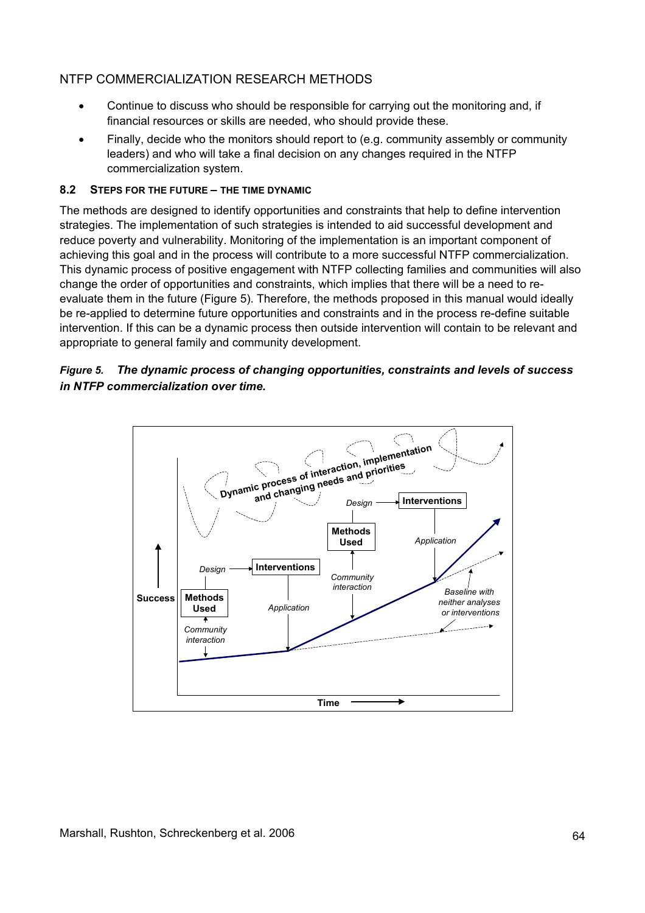- Continue to discuss who should be responsible for carrying out the monitoring and, if financial resources or skills are needed, who should provide these.
- Finally, decide who the monitors should report to (e.g. community assembly or community leaders) and who will take a final decision on any changes required in the NTFP commercialization system.

### 8.2 Steps for the Future – The Time Dynamic

The methods are designed to identify opportunities and constraints that help to define intervention strategies. The implementation of such strategies is intended to aid successful development and reduce poverty and vulnerability. Monitoring of the implementation is an important component of achieving this goal and in the process will contribute to a more successful NTFP commercialization. This dynamic process of positive engagement with NTFP collecting families and communities will also change the order of opportunities and constraints, which implies that there will be a need to re-evaluate them in the future (Figure 5). Therefore, the methods proposed in this manual would ideally be re-applied to determine future opportunities and constraints and in the process re-define suitable intervention. If this can be a dynamic process then outside intervention will contain to be relevant and appropriate to general family and community development.

***Figure 5.** The dynamic process of changing opportunities, constraints and levels of success in NTFP commercialization over time.*

Success | Time | Dynamic process of interaction, implementation and changing needs and priorities | Methods Used | Community interaction | Design | Interventions | Application | Baseline with neither analyses or interventions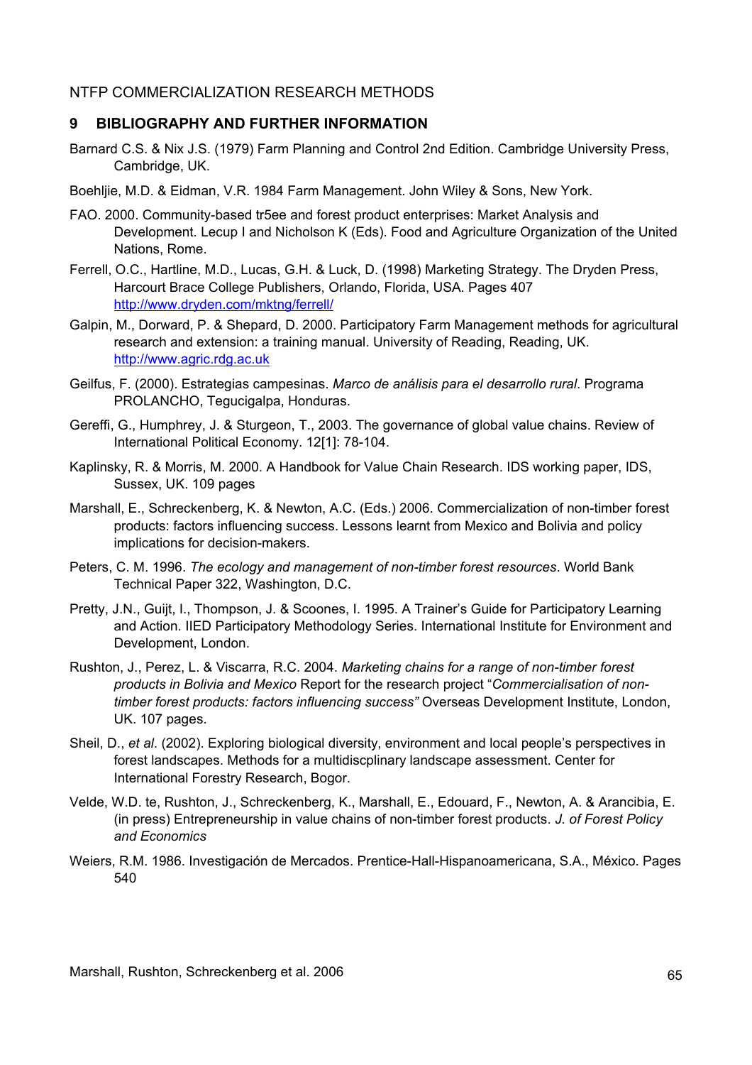## 9 BIBLIOGRAPHY AND FURTHER INFORMATION

Barnard C.S. & Nix J.S. (1979) Farm Planning and Control 2nd Edition. Cambridge University Press, Cambridge, UK.

Boehljie, M.D. & Eidman, V.R. 1984 Farm Management. John Wiley & Sons, New York.

FAO. 2000. Community-based tr5ee and forest product enterprises: Market Analysis and Development. Lecup I and Nicholson K (Eds). Food and Agriculture Organization of the United Nations, Rome.

Ferrell, O.C., Hartline, M.D., Lucas, G.H. & Luck, D. (1998) Marketing Strategy. The Dryden Press, Harcourt Brace College Publishers, Orlando, Florida, USA. Pages 407 http://www.dryden.com/mktng/ferrell/

Galpin, M., Dorward, P. & Shepard, D. 2000. Participatory Farm Management methods for agricultural research and extension: a training manual. University of Reading, Reading, UK. http://www.agric.rdg.ac.uk

Geilfus, F. (2000). Estrategias campesinas. *Marco de análisis para el desarrollo rural*. Programa PROLANCHO, Tegucigalpa, Honduras.

Gereffi, G., Humphrey, J. & Sturgeon, T., 2003. The governance of global value chains. Review of International Political Economy. 12[1]: 78-104.

Kaplinsky, R. & Morris, M. 2000. A Handbook for Value Chain Research. IDS working paper, IDS, Sussex, UK. 109 pages

Marshall, E., Schreckenberg, K. & Newton, A.C. (Eds.) 2006. Commercialization of non-timber forest products: factors influencing success. Lessons learnt from Mexico and Bolivia and policy implications for decision-makers.

Peters, C. M. 1996. *The ecology and management of non-timber forest resources*. World Bank Technical Paper 322, Washington, D.C.

Pretty, J.N., Guijt, I., Thompson, J. & Scoones, I. 1995. A Trainer's Guide for Participatory Learning and Action. IIED Participatory Methodology Series. International Institute for Environment and Development, London.

Rushton, J., Perez, L. & Viscarra, R.C. 2004. *Marketing chains for a range of non-timber forest products in Bolivia and Mexico* Report for the research project "*Commercialisation of non-timber forest products: factors influencing success"* Overseas Development Institute, London, UK. 107 pages.

Sheil, D., *et al*. (2002). Exploring biological diversity, environment and local people's perspectives in forest landscapes. Methods for a multidiscplinary landscape assessment. Center for International Forestry Research, Bogor.

Velde, W.D. te, Rushton, J., Schreckenberg, K., Marshall, E., Edouard, F., Newton, A. & Arancibia, E. (in press) Entrepreneurship in value chains of non-timber forest products. *J. of Forest Policy and Economics*

Weiers, R.M. 1986. Investigación de Mercados. Prentice-Hall-Hispanoamericana, S.A., México. Pages 540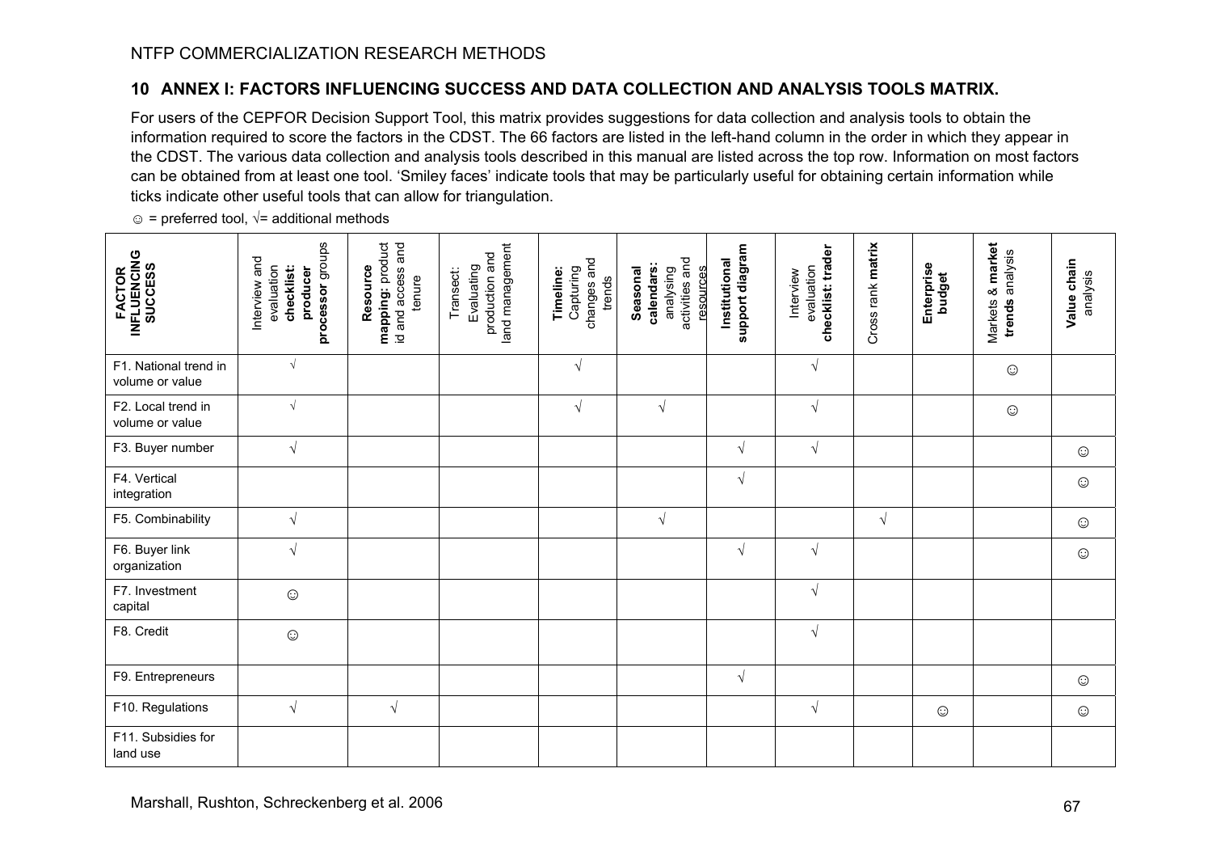## 10 ANNEX I: FACTORS INFLUENCING SUCCESS AND DATA COLLECTION AND ANALYSIS TOOLS MATRIX.

For users of the CEPFOR Decision Support Tool, this matrix provides suggestions for data collection and analysis tools to obtain the information required to score the factors in the CDST. The 66 factors are listed in the left-hand column in the order in which they appear in the CDST. The various data collection and analysis tools described in this manual are listed across the top row. Information on most factors can be obtained from at least one tool. 'Smiley faces' indicate tools that may be particularly useful for obtaining certain information while ticks indicate other useful tools that can allow for triangulation.

☺ = preferred tool, √= additional methods

| **FACTOR INFLUENCING SUCCESS** | Interview and evaluation **checklist: producer processor** groups | **Resource mapping:** product id and access and tenure | Transect: Evaluating production and land management | **Timeline:** Capturing changes and trends | **Seasonal calendars:** analysing activities and resources | **Institutional support diagram** | Interview evaluation **checklist: trader** | Cross rank **matrix** | **Enterprise budget** | Markets & **market trends** analysis | **Value chain** analysis |
|---|---|---|---|---|---|---|---|---|---|---|---|
| F1. National trend in volume or value | √ | | | √ | | | √ | | | ☺ | |
| F2. Local trend in volume or value | √ | | | √ | √ | | √ | | | ☺ | |
| F3. Buyer number | √ | | | | | √ | √ | | | | ☺ |
| F4. Vertical integration | | | | | | √ | | | | | ☺ |
| F5. Combinability | √ | | | | √ | | | √ | | | ☺ |
| F6. Buyer link organization | √ | | | | | √ | √ | | | | ☺ |
| F7. Investment capital | ☺ | | | | | | √ | | | | |
| F8. Credit | ☺ | | | | | | √ | | | | |
| F9. Entrepreneurs | | | | | | √ | | | | | ☺ |
| F10. Regulations | √ | √ | | | | | √ | | ☺ | | ☺ |
| F11. Subsidies for land use | | | | | | | | | | | |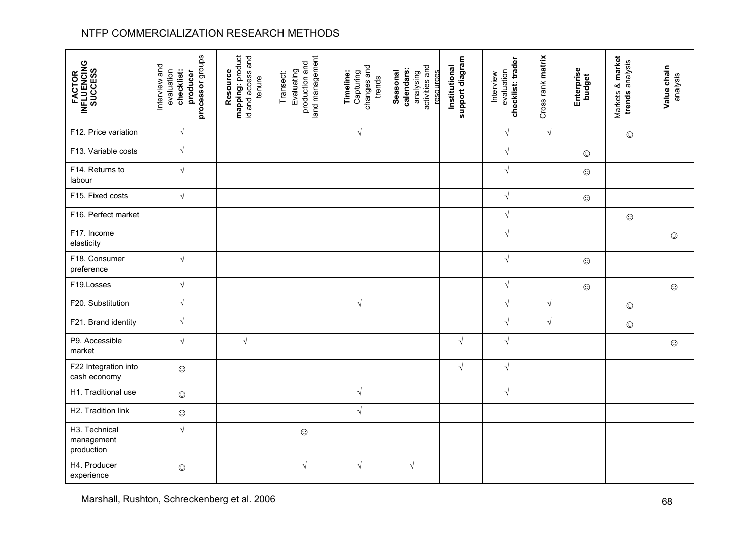| FACTOR INFLUENCING SUCCESS | Interview and evaluation **checklist: producer processor** groups | **Resource mapping:** product id and access and tenure | Transect: Evaluating production and land management | **Timeline:** Capturing changes and trends | **Seasonal calendars:** analysing activities and resources | **Institutional support diagram** | Interview evaluation **checklist: trader** | Cross rank **matrix** | **Enterprise budget** | Markets & **market trends** analysis | **Value chain** analysis |
|---|---|---|---|---|---|---|---|---|---|---|---|
| F12. Price variation | √ | | | √ | | | √ | √ | | ☺ | |
| F13. Variable costs | √ | | | | | | √ | | ☺ | | |
| F14. Returns to labour | √ | | | | | | √ | | ☺ | | |
| F15. Fixed costs | √ | | | | | | √ | | ☺ | | |
| F16. Perfect market | | | | | | | √ | | | ☺ | |
| F17. Income elasticity | | | | | | | √ | | | | ☺ |
| F18. Consumer preference | √ | | | | | | √ | | ☺ | | |
| F19.Losses | √ | | | | | | √ | | ☺ | | ☺ |
| F20. Substitution | √ | | | √ | | | √ | √ | | ☺ | |
| F21. Brand identity | √ | | | | | | √ | √ | | ☺ | |
| P9. Accessible market | √ | √ | | | | √ | √ | | | | ☺ |
| F22 Integration into cash economy | ☺ | | | | | √ | √ | | | | |
| H1. Traditional use | ☺ | | | √ | | | √ | | | | |
| H2. Tradition link | ☺ | | | √ | | | | | | | |
| H3. Technical management production | √ | | ☺ | | | | | | | | |
| H4. Producer experience | ☺ | | √ | √ | √ | | | | | | |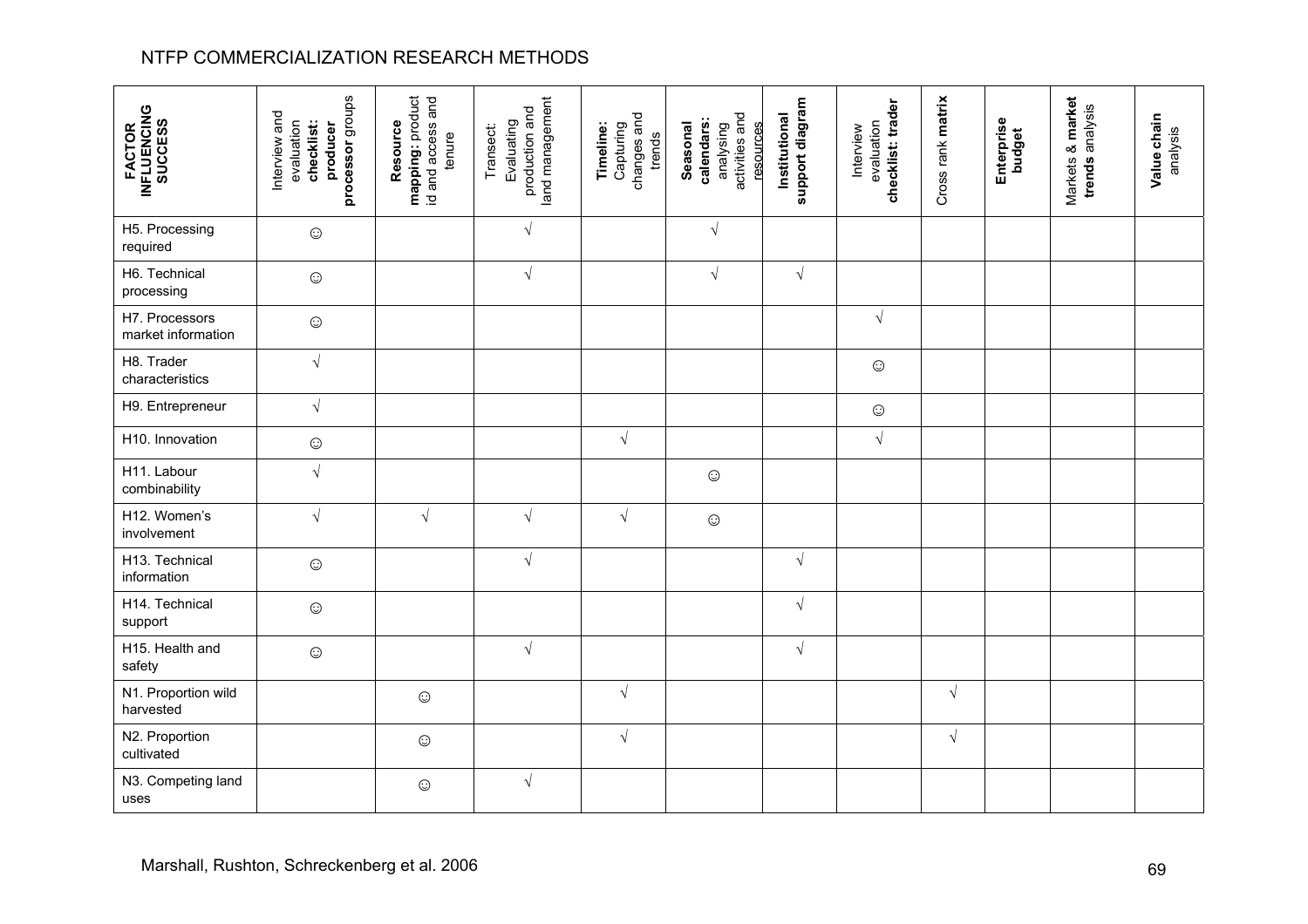NTFP COMMERCIALIZATION RESEARCH METHODS

| **FACTOR INFLUENCING SUCCESS** | Interview and evaluation **checklist: producer processor** groups | **Resource mapping:** product id and access and tenure | Transect: Evaluating production and land management | **Timeline:** Capturing changes and trends | **Seasonal calendars:** analysing activities and resources | **Institutional support diagram** | Interview evaluation **checklist: trader** | Cross rank **matrix** | **Enterprise budget** | Markets & **market trends** analysis | **Value chain** analysis |
|---|---|---|---|---|---|---|---|---|---|---|---|
| H5. Processing required | ☺ | | √ | | √ | | | | | | |
| H6. Technical processing | ☺ | | √ | | √ | √ | | | | | |
| H7. Processors market information | ☺ | | | | | | √ | | | | |
| H8. Trader characteristics | √ | | | | | | ☺ | | | | |
| H9. Entrepreneur | √ | | | | | | ☺ | | | | |
| H10. Innovation | ☺ | | | √ | | | √ | | | | |
| H11. Labour combinability | √ | | | | ☺ | | | | | | |
| H12. Women's involvement | √ | √ | √ | √ | ☺ | | | | | | |
| H13. Technical information | ☺ | | √ | | | √ | | | | | |
| H14. Technical support | ☺ | | | | | √ | | | | | |
| H15. Health and safety | ☺ | | √ | | | √ | | | | | |
| N1. Proportion wild harvested | | ☺ | | √ | | | | √ | | | |
| N2. Proportion cultivated | | ☺ | | √ | | | | √ | | | |
| N3. Competing land uses | | ☺ | √ | | | | | | | | |

Marshall, Rushton, Schreckenberg et al. 2006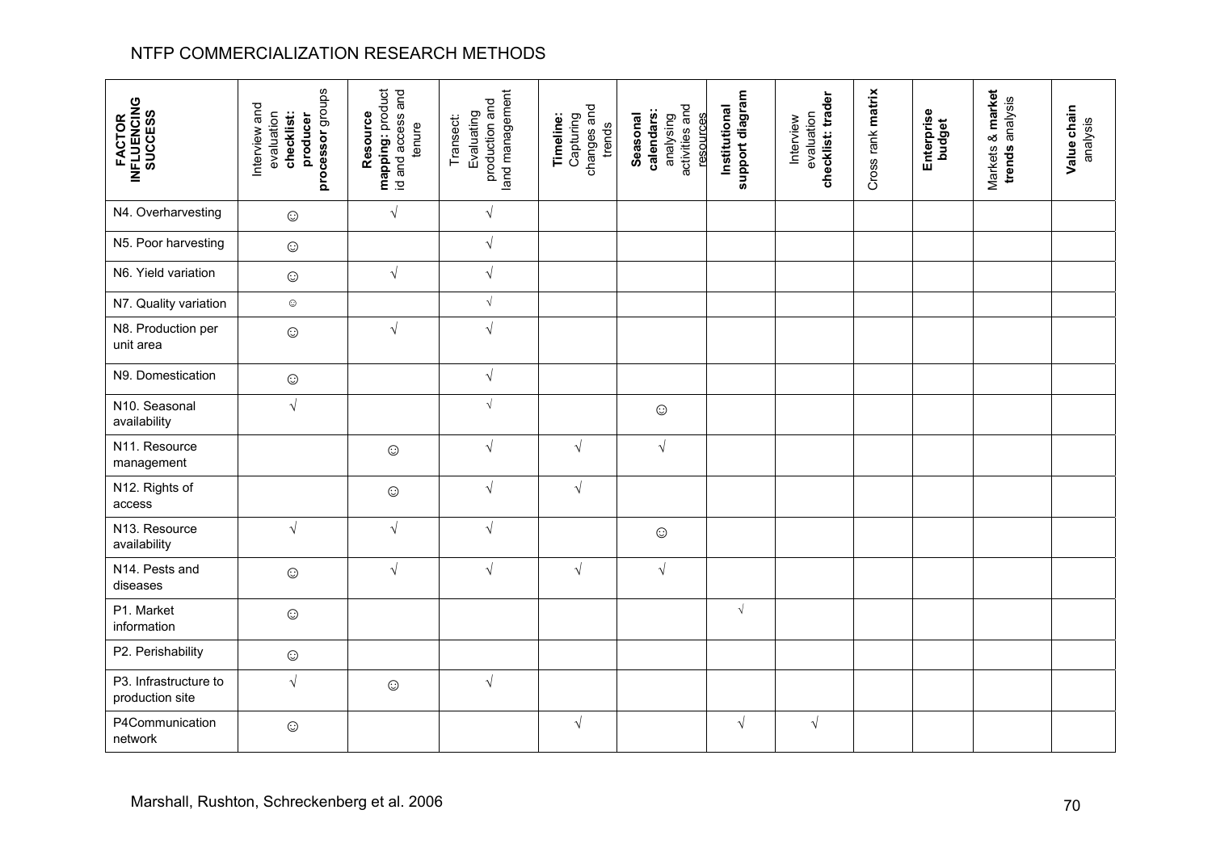# NTFP COMMERCIALIZATION RESEARCH METHODS

| FACTOR INFLUENCING SUCCESS | Interview and evaluation **checklist: producer processor** groups | **Resource mapping:** product id and access and tenure | Transect: Evaluating production and land management | **Timeline:** Capturing changes and trends | **Seasonal calendars:** analysing activities and resources | **Institutional support diagram** | Interview evaluation **checklist: trader** | Cross rank **matrix** | **Enterprise budget** | Markets & **market trends** analysis | **Value chain** analysis |
|---|---|---|---|---|---|---|---|---|---|---|---|
| N4. Overharvesting | ☺ | √ | √ | | | | | | | | |
| N5. Poor harvesting | ☺ | | √ | | | | | | | | |
| N6. Yield variation | ☺ | √ | √ | | | | | | | | |
| N7. Quality variation | ☺ | | √ | | | | | | | | |
| N8. Production per unit area | ☺ | √ | √ | | | | | | | | |
| N9. Domestication | ☺ | | √ | | | | | | | | |
| N10. Seasonal availability | √ | | √ | | ☺ | | | | | | |
| N11. Resource management | | ☺ | √ | √ | √ | | | | | | |
| N12. Rights of access | | ☺ | √ | √ | | | | | | | |
| N13. Resource availability | √ | √ | √ | | ☺ | | | | | | |
| N14. Pests and diseases | ☺ | √ | √ | √ | √ | | | | | | |
| P1. Market information | ☺ | | | | | √ | | | | | |
| P2. Perishability | ☺ | | | | | | | | | | |
| P3. Infrastructure to production site | √ | ☺ | √ | | | | | | | | |
| P4Communication network | ☺ | | | √ | | √ | √ | | | | |

Marshall, Rushton, Schreckenberg et al. 2006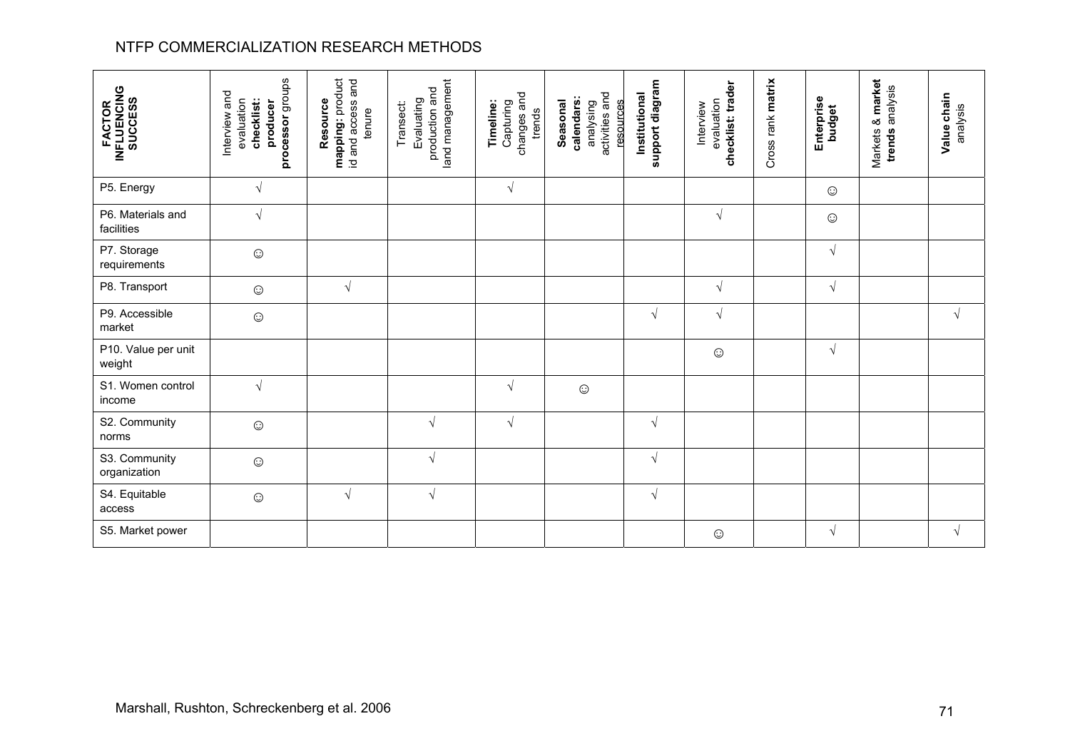| FACTOR INFLUENCING SUCCESS | Interview and evaluation **checklist: producer processor** groups | **Resource mapping:** product id and access and tenure | Transect: Evaluating production and land management | **Timeline:** Capturing changes and trends | **Seasonal calendars:** analysing activities and resources | **Institutional support diagram** | Interview evaluation **checklist: trader** | Cross rank **matrix** | **Enterprise budget** | Markets & **market trends** analysis | **Value chain** analysis |
|---|---|---|---|---|---|---|---|---|---|---|---|
| P5. Energy | √ | | | √ | | | | | ☺ | | |
| P6. Materials and facilities | √ | | | | | | √ | | ☺ | | |
| P7. Storage requirements | ☺ | | | | | | | | √ | | |
| P8. Transport | ☺ | √ | | | | | √ | | √ | | |
| P9. Accessible market | ☺ | | | | | √ | √ | | | | √ |
| P10. Value per unit weight | | | | | | | ☺ | | √ | | |
| S1. Women control income | √ | | | √ | ☺ | | | | | | |
| S2. Community norms | ☺ | | √ | √ | | √ | | | | | |
| S3. Community organization | ☺ | | √ | | | √ | | | | | |
| S4. Equitable access | ☺ | √ | √ | | | √ | | | | | |
| S5. Market power | | | | | | | ☺ | | √ | | √ |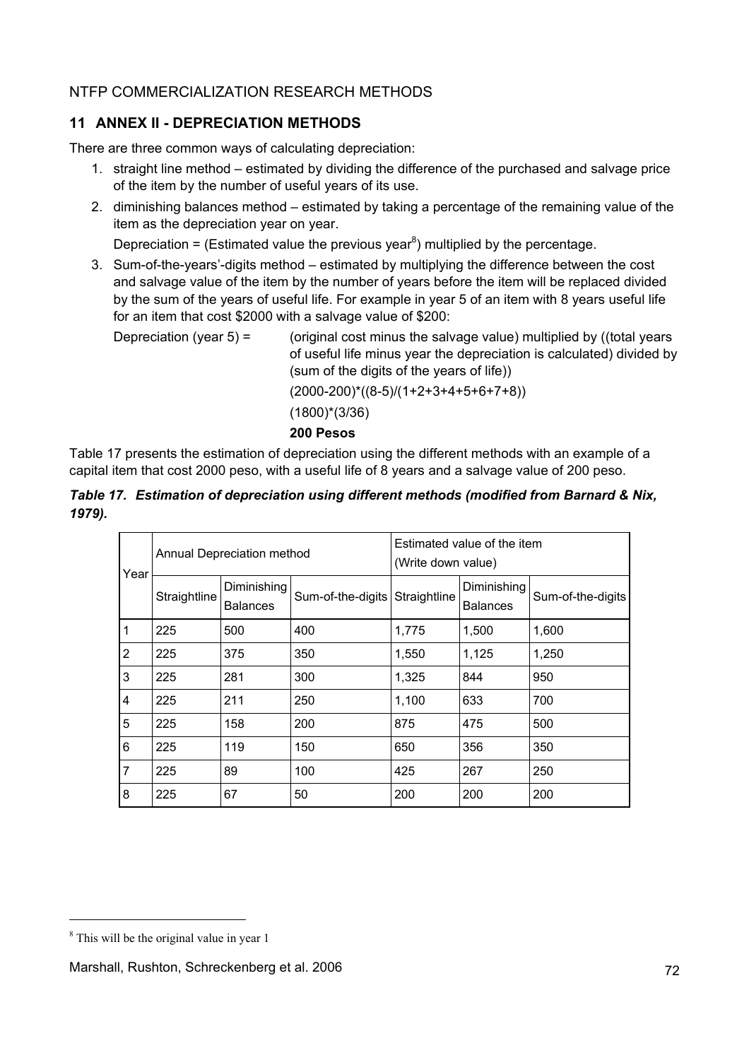## 11 ANNEX II - DEPRECIATION METHODS

There are three common ways of calculating depreciation:

1. straight line method – estimated by dividing the difference of the purchased and salvage price of the item by the number of useful years of its use.
2. diminishing balances method – estimated by taking a percentage of the remaining value of the item as the depreciation year on year.

   Depreciation = (Estimated value the previous year[8]) multiplied by the percentage.
3. Sum-of-the-years'-digits method – estimated by multiplying the difference between the cost and salvage value of the item by the number of years before the item will be replaced divided by the sum of the years of useful life. For example in year 5 of an item with 8 years useful life for an item that cost $2000 with a salvage value of $200:

   Depreciation (year 5) = (original cost minus the salvage value) multiplied by ((total years of useful life minus year the depreciation is calculated) divided by (sum of the digits of the years of life))

   (2000-200)*((8-5)/(1+2+3+4+5+6+7+8))

   (1800)*(3/36)

   **200 Pesos**

Table 17 presents the estimation of depreciation using the different methods with an example of a capital item that cost 2000 peso, with a useful life of 8 years and a salvage value of 200 peso.

***Table 17. Estimation of depreciation using different methods (modified from Barnard & Nix, 1979).***

| Year | Annual Depreciation method | | | Estimated value of the item (Write down value) | | |
|---|---|---|---|---|---|---|
| | Straightline | Diminishing Balances | Sum-of-the-digits | Straightline | Diminishing Balances | Sum-of-the-digits |
| 1 | 225 | 500 | 400 | 1,775 | 1,500 | 1,600 |
| 2 | 225 | 375 | 350 | 1,550 | 1,125 | 1,250 |
| 3 | 225 | 281 | 300 | 1,325 | 844 | 950 |
| 4 | 225 | 211 | 250 | 1,100 | 633 | 700 |
| 5 | 225 | 158 | 200 | 875 | 475 | 500 |
| 6 | 225 | 119 | 150 | 650 | 356 | 350 |
| 7 | 225 | 89 | 100 | 425 | 267 | 250 |
| 8 | 225 | 67 | 50 | 200 | 200 | 200 |

[8] This will be the original value in year 1